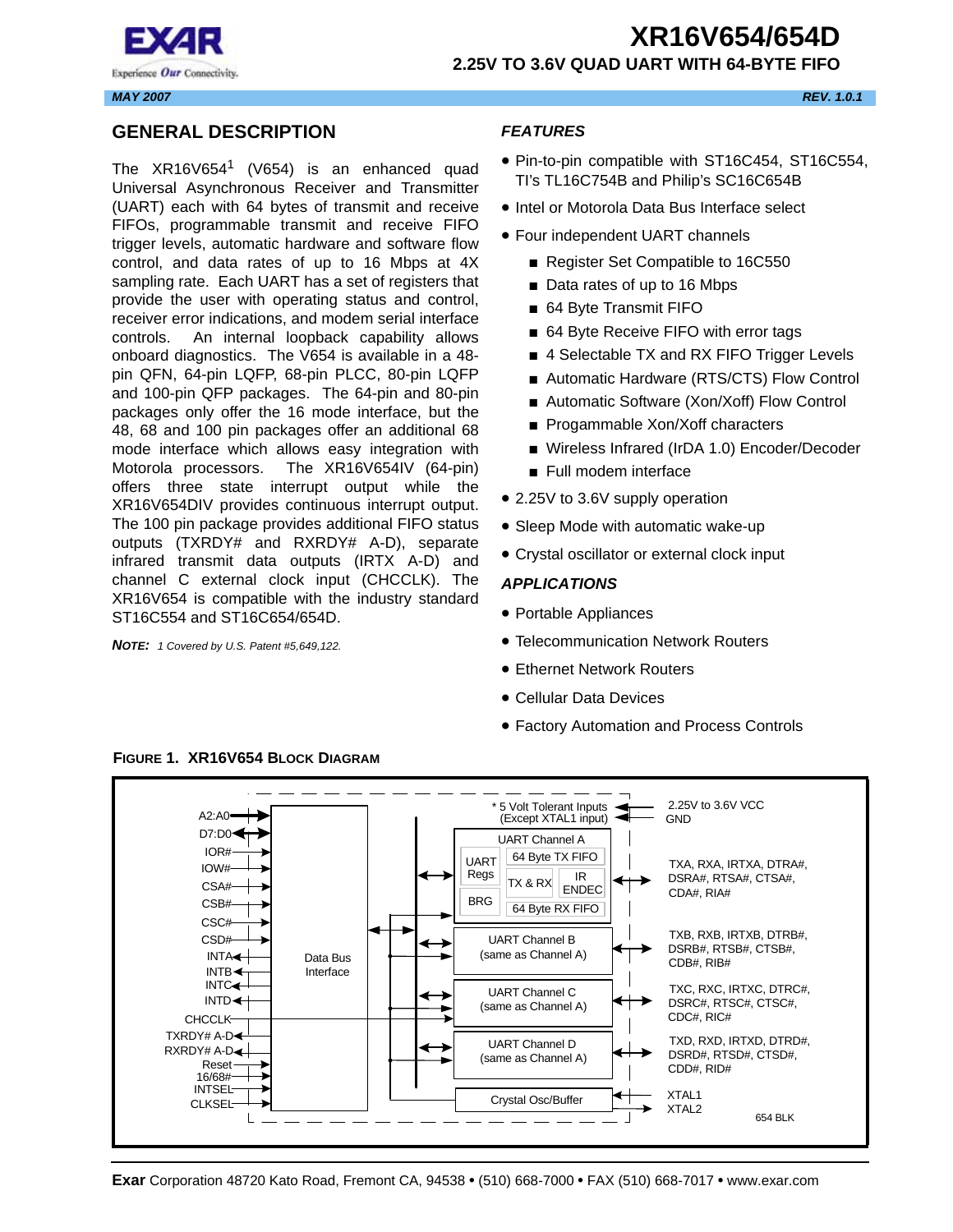# XR16V654/654D

## 2.25V TO 3.6V QUAD UART WITH 64-BYTE FIFO

MAY 2007 REV. 1.0.1

## GENERAL DESCRIPTION

The XR16V654[1] (V654) is an enhanced quad Universal Asynchronous Receiver and Transmitter (UART) each with 64 bytes of transmit and receive FIFOs, programmable transmit and receive FIFO trigger levels, automatic hardware and software flow control, and data rates of up to 16 Mbps at 4X sampling rate. Each UART has a set of registers that provide the user with operating status and control, receiver error indications, and modem serial interface controls. An internal loopback capability allows onboard diagnostics. The V654 is available in a 48-pin QFN, 64-pin LQFP, 68-pin PLCC, 80-pin LQFP and 100-pin QFP packages. The 64-pin and 80-pin packages only offer the 16 mode interface, but the 48, 68 and 100 pin packages offer an additional 68 mode interface which allows easy integration with Motorola processors. The XR16V654IV (64-pin) offers three state interrupt output while the XR16V654DIV provides continuous interrupt output. The 100 pin package provides additional FIFO status outputs (TXRDY# and RXRDY# A-D), separate infrared transmit data outputs (IRTX A-D) and channel C external clock input (CHCCLK). The XR16V654 is compatible with the industry standard ST16C554 and ST16C654/654D.

***NOTE:*** *1 Covered by U.S. Patent #5,649,122.*

## FEATURES

- Pin-to-pin compatible with ST16C454, ST16C554, TI's TL16C754B and Philip's SC16C654B
- Intel or Motorola Data Bus Interface select
- Four independent UART channels
  - Register Set Compatible to 16C550
  - Data rates of up to 16 Mbps
  - 64 Byte Transmit FIFO
  - 64 Byte Receive FIFO with error tags
  - 4 Selectable TX and RX FIFO Trigger Levels
  - Automatic Hardware (RTS/CTS) Flow Control
  - Automatic Software (Xon/Xoff) Flow Control
  - Progammable Xon/Xoff characters
  - Wireless Infrared (IrDA 1.0) Encoder/Decoder
  - Full modem interface
- 2.25V to 3.6V supply operation
- Sleep Mode with automatic wake-up
- Crystal oscillator or external clock input

## APPLICATIONS

- Portable Appliances
- Telecommunication Network Routers
- Ethernet Network Routers
- Cellular Data Devices
- Factory Automation and Process Controls

**FIGURE 1. XR16V654 BLOCK DIAGRAM**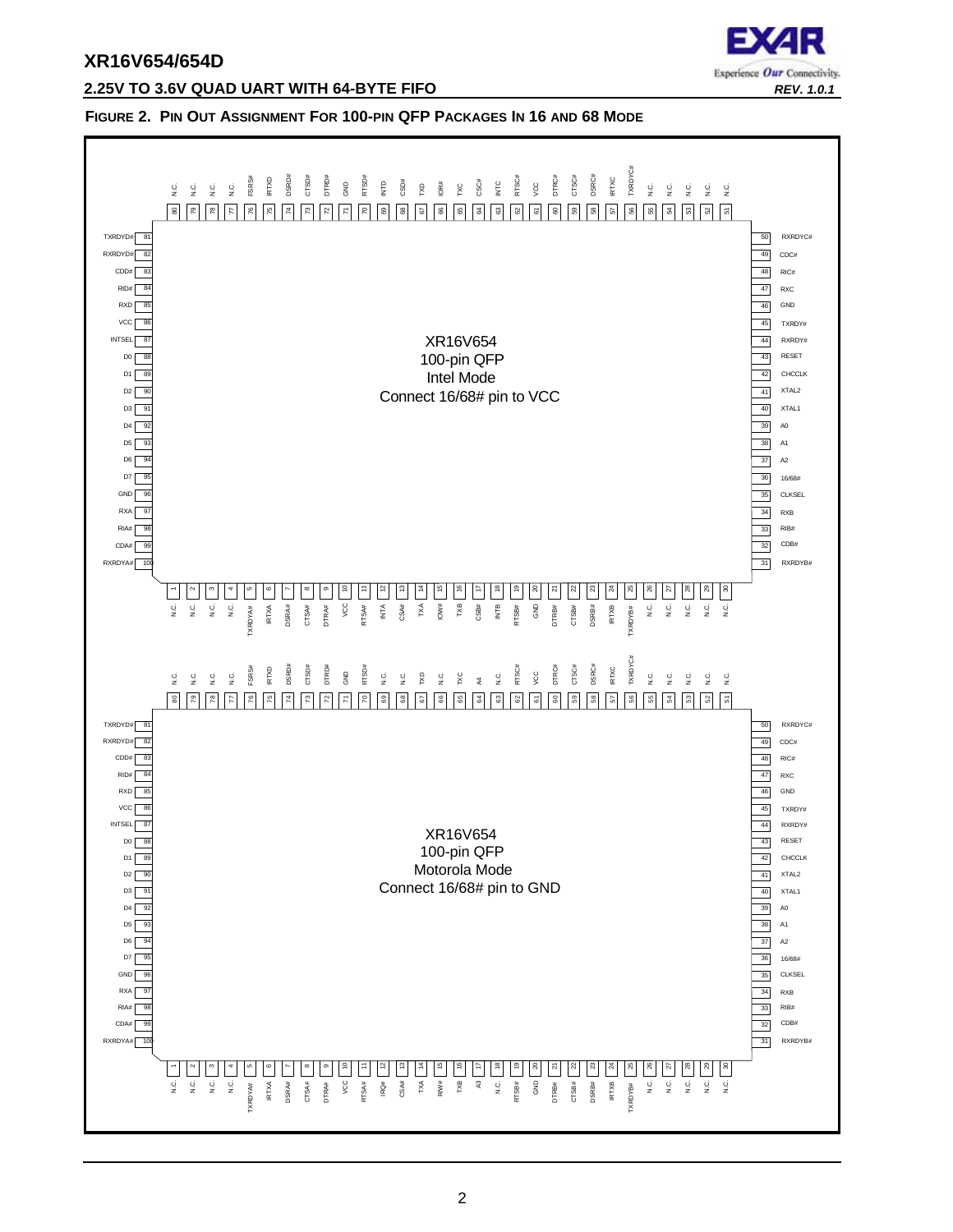**FIGURE 2. PIN OUT ASSIGNMENT FOR 100-PIN QFP PACKAGES IN 16 AND 68 MODE**

**XR16V654 100-pin QFP Intel Mode — Connect 16/68# pin to VCC**

| Pin | Name | Pin | Name | Pin | Name | Pin | Name |
|---|---|---|---|---|---|---|---|
| 1 | N.C. | 26 | N.C. | 51 | N.C. | 76 | FSRS# |
| 2 | N.C. | 27 | N.C. | 52 | N.C. | 77 | N.C. |
| 3 | N.C. | 28 | N.C. | 53 | N.C. | 78 | N.C. |
| 4 | N.C. | 29 | N.C. | 54 | N.C. | 79 | N.C. |
| 5 | TXRDYA# | 30 | N.C. | 55 | N.C. | 80 | N.C. |
| 6 | IRTXA | 31 | RXRDYB# | 56 | TXRDYC# | 81 | TXRDYD# |
| 7 | DSRA# | 32 | CDB# | 57 | IRTXC | 82 | RXRDYD# |
| 8 | CTSA# | 33 | RIB# | 58 | DSRC# | 83 | CDD# |
| 9 | DTRA# | 34 | RXB | 59 | CTSC# | 84 | RID# |
| 10 | VCC | 35 | CLKSEL | 60 | DTRC# | 85 | RXD |
| 11 | RTSA# | 36 | 16/68# | 61 | VCC | 86 | VCC |
| 12 | INTA | 37 | A2 | 62 | RTSC# | 87 | INTSEL |
| 13 | CSA# | 38 | A1 | 63 | INTC | 88 | D0 |
| 14 | TXA | 39 | A0 | 64 | CSC# | 89 | D1 |
| 15 | IOW# | 40 | XTAL1 | 65 | TXC | 90 | D2 |
| 16 | TXB | 41 | XTAL2 | 66 | IOR# | 91 | D3 |
| 17 | CSB# | 42 | CHCCLK | 67 | TXD | 92 | D4 |
| 18 | INTB | 43 | RESET | 68 | CSD# | 93 | D5 |
| 19 | RTSB# | 44 | RXRDY# | 69 | INTD | 94 | D6 |
| 20 | GND | 45 | TXRDY# | 70 | RTSD# | 95 | D7 |
| 21 | DTRB# | 46 | GND | 71 | GND | 96 | GND |
| 22 | CTSB# | 47 | RXC | 72 | DTRD# | 97 | RXA |
| 23 | DSRB# | 48 | RIC# | 73 | CTSD# | 98 | RIA# |
| 24 | IRTXB | 49 | CDC# | 74 | DSRD# | 99 | CDA# |
| 25 | TXRDYB# | 50 | RXRDYC# | 75 | IRTXD | 100 | RXRDYA# |

**XR16V654 100-pin QFP Motorola Mode — Connect 16/68# pin to GND**

| Pin | Name | Pin | Name | Pin | Name | Pin | Name |
|---|---|---|---|---|---|---|---|
| 1 | N.C. | 26 | N.C. | 51 | N.C. | 76 | FSRS# |
| 2 | N.C. | 27 | N.C. | 52 | N.C. | 77 | N.C. |
| 3 | N.C. | 28 | N.C. | 53 | N.C. | 78 | N.C. |
| 4 | N.C. | 29 | N.C. | 54 | N.C. | 79 | N.C. |
| 5 | TXRDYA# | 30 | N.C. | 55 | N.C. | 80 | N.C. |
| 6 | IRTXA | 31 | RXRDYB# | 56 | TXRDYC# | 81 | TXRDYD# |
| 7 | DSRA# | 32 | CDB# | 57 | IRTXC | 82 | RXRDYD# |
| 8 | CTSA# | 33 | RIB# | 58 | DSRC# | 83 | CDD# |
| 9 | DTRA# | 34 | RXB | 59 | CTSC# | 84 | RID# |
| 10 | VCC | 35 | CLKSEL | 60 | DTRC# | 85 | RXD |
| 11 | RTSA# | 36 | 16/68# | 61 | VCC | 86 | VCC |
| 12 | IRQ# | 37 | A2 | 62 | RTSC# | 87 | INTSEL |
| 13 | CS# | 38 | A1 | 63 | N.C. | 88 | D0 |
| 14 | TXA | 39 | A0 | 64 | A4 | 89 | D1 |
| 15 | R/W# | 40 | XTAL1 | 65 | TXC | 90 | D2 |
| 16 | TXB | 41 | XTAL2 | 66 | N.C. | 91 | D3 |
| 17 | A3 | 42 | CHCCLK | 67 | TXD | 92 | D4 |
| 18 | N.C. | 43 | RESET | 68 | N.C. | 93 | D5 |
| 19 | RTSB# | 44 | RXRDY# | 69 | N.C. | 94 | D6 |
| 20 | GND | 45 | TXRDY# | 70 | RTSD# | 95 | D7 |
| 21 | DTRB# | 46 | GND | 71 | GND | 96 | GND |
| 22 | CTSB# | 47 | RXC | 72 | DTRD# | 97 | RXA |
| 23 | DSRB# | 48 | RIC# | 73 | CTSD# | 98 | RIA# |
| 24 | IRTXB | 49 | CDC# | 74 | DSRD# | 99 | CDA# |
| 25 | TXRDYB# | 50 | RXRDYC# | 75 | IRTXD | 100 | RXRDYA# |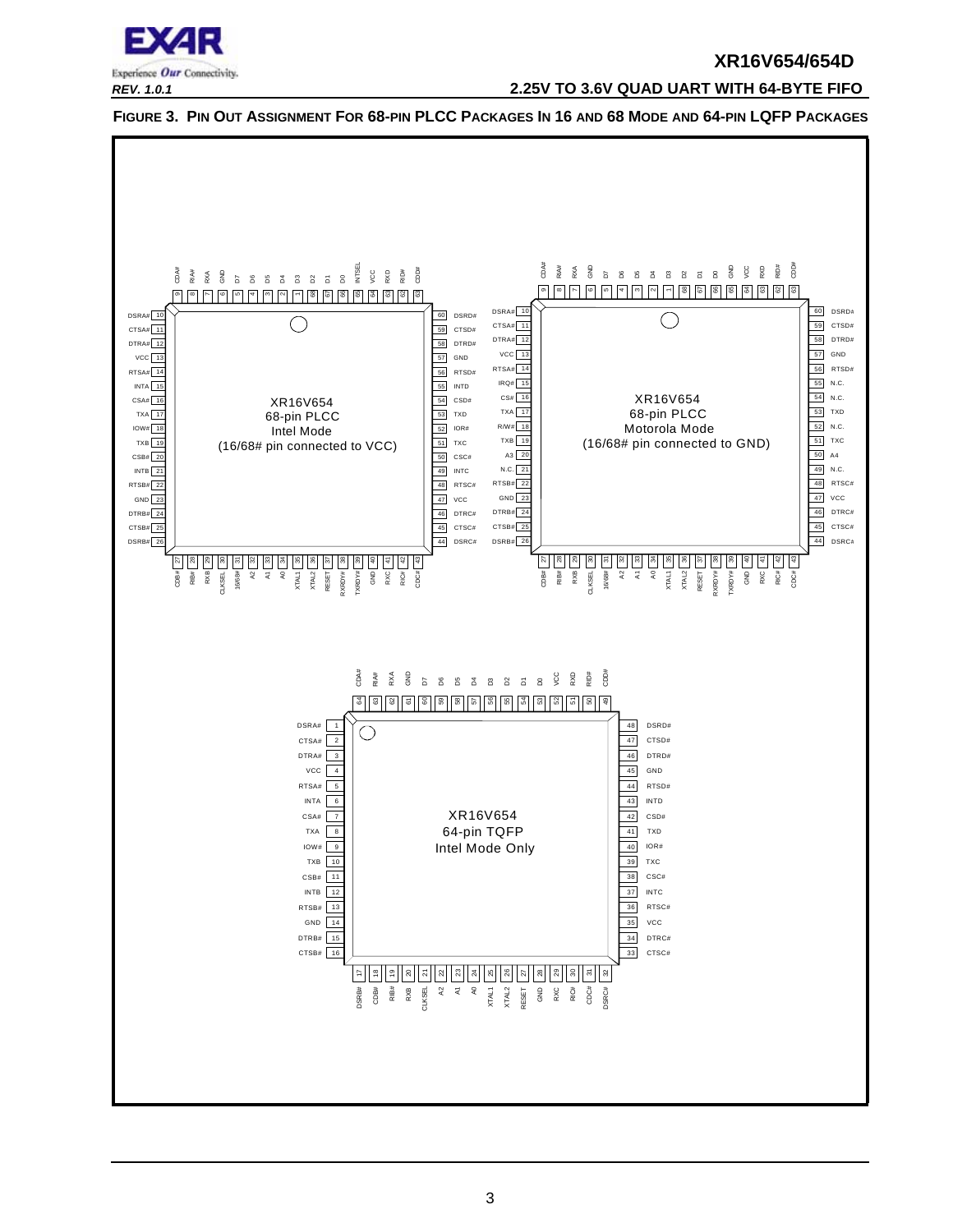**FIGURE 3. PIN OUT ASSIGNMENT FOR 68-PIN PLCC PACKAGES IN 16 AND 68 MODE AND 64-PIN LQFP PACKAGES**

**XR16V654 68-pin PLCC Intel Mode (16/68# pin connected to VCC)**

| Pin | Name | Pin | Name | Pin | Name | Pin | Name |
|---|---|---|---|---|---|---|---|
| 1 | D2 | 18 | IOW# | 35 | XTAL1 | 52 | IOR# |
| 2 | D3 | 19 | TXB | 36 | XTAL2 | 53 | TXD |
| 3 | D4 | 20 | CSB# | 37 | RESET | 54 | CSD# |
| 4 | D5 | 21 | INTB | 38 | RXRDY# | 55 | INTD |
| 5 | D6 | 22 | RTSB# | 39 | TXRDY# | 56 | RTSD# |
| 6 | D7 | 23 | GND | 40 | GND | 57 | GND |
| 7 | RXA | 24 | DTRB# | 41 | RXC | 58 | DTRD# |
| 8 | RIA# | 25 | CTSB# | 42 | RIC# | 59 | CTSD# |
| 9 | CDA# | 26 | DSRB# | 43 | CDC# | 60 | DSRD# |
| 10 | DSRA# | 27 | CDB# | 44 | DSRC# | 61 | CDD# |
| 11 | CTSA# | 28 | RIB# | 45 | CTSC# | 62 | RID# |
| 12 | DTRA# | 29 | RXB | 46 | DTRC# | 63 | RXD |
| 13 | VCC | 30 | CLKSEL | 47 | VCC | 64 | VCC |
| 14 | RTSA# | 31 | 16/68# | 48 | RTSC# | 65 | INTSEL |
| 15 | INTA | 32 | A2 | 49 | INTC | 66 | D0 |
| 16 | CSA# | 33 | A1 | 50 | CSC# | 67 | D1 |
| 17 | TXA | 34 | A0 | 51 | TXC | 68 | D2 |

**XR16V654 68-pin PLCC Motorola Mode (16/68# pin connected to GND)**

| Pin | Name | Pin | Name | Pin | Name | Pin | Name |
|---|---|---|---|---|---|---|---|
| 1 | D2 | 18 | R/W# | 35 | XTAL1 | 52 | N.C. |
| 2 | D3 | 19 | TXB | 36 | XTAL2 | 53 | TXD |
| 3 | D4 | 20 | A3 | 37 | RESET | 54 | N.C. |
| 4 | D5 | 21 | N.C. | 38 | RXRDY# | 55 | N.C. |
| 5 | D6 | 22 | RTSB# | 39 | TXRDY# | 56 | RTSD# |
| 6 | D7 | 23 | GND | 40 | GND | 57 | GND |
| 7 | RXA | 24 | DTRB# | 41 | RXC | 58 | DTRD# |
| 8 | RIA# | 25 | CTSB# | 42 | RIC# | 59 | CTSD# |
| 9 | CDA# | 26 | DSRB# | 43 | CDC# | 60 | DSRD# |
| 10 | DSRA# | 27 | CDB# | 44 | DSRC# | 61 | CDD# |
| 11 | CTSA# | 28 | RIB# | 45 | CTSC# | 62 | RID# |
| 12 | DTRA# | 29 | RXB | 46 | DTRC# | 63 | RXD |
| 13 | VCC | 30 | CLKSEL | 47 | VCC | 64 | VCC |
| 14 | RTSA# | 31 | 16/68# | 48 | RTSC# | 65 | GND |
| 15 | IRQ# | 32 | A2 | 49 | N.C. | 66 | D0 |
| 16 | CS# | 33 | A1 | 50 | A4 | 67 | D1 |
| 17 | TXA | 34 | A0 | 51 | TXC | 68 | D2 |

**XR16V654 64-pin TQFP Intel Mode Only**

| Pin | Name | Pin | Name | Pin | Name | Pin | Name |
|---|---|---|---|---|---|---|---|
| 1 | DSRA# | 17 | DSRB# | 33 | CTSC# | 49 | CDD# |
| 2 | CTSA# | 18 | CDB# | 34 | DTRC# | 50 | RID# |
| 3 | DTRA# | 19 | RIB# | 35 | VCC | 51 | RXD |
| 4 | VCC | 20 | RXB | 36 | RTSC# | 52 | VCC |
| 5 | RTSA# | 21 | CLKSEL | 37 | INTC | 53 | D0 |
| 6 | INTA | 22 | A2 | 38 | CSC# | 54 | D1 |
| 7 | CSA# | 23 | A1 | 39 | TXC | 55 | D2 |
| 8 | TXA | 24 | A0 | 40 | IOR# | 56 | D3 |
| 9 | IOW# | 25 | XTAL1 | 41 | TXD | 57 | D4 |
| 10 | TXB | 26 | XTAL2 | 42 | CSD# | 58 | D5 |
| 11 | CSB# | 27 | RESET | 43 | INTD | 59 | D6 |
| 12 | INTB | 28 | GND | 44 | RTSD# | 60 | D7 |
| 13 | RTSB# | 29 | RXC | 45 | GND | 61 | GND |
| 14 | GND | 30 | RIC# | 46 | DTRD# | 62 | RXA |
| 15 | DTRB# | 31 | CDC# | 47 | CTSD# | 63 | RIA# |
| 16 | CTSB# | 32 | DSRC# | 48 | DSRD# | 64 | CDA# |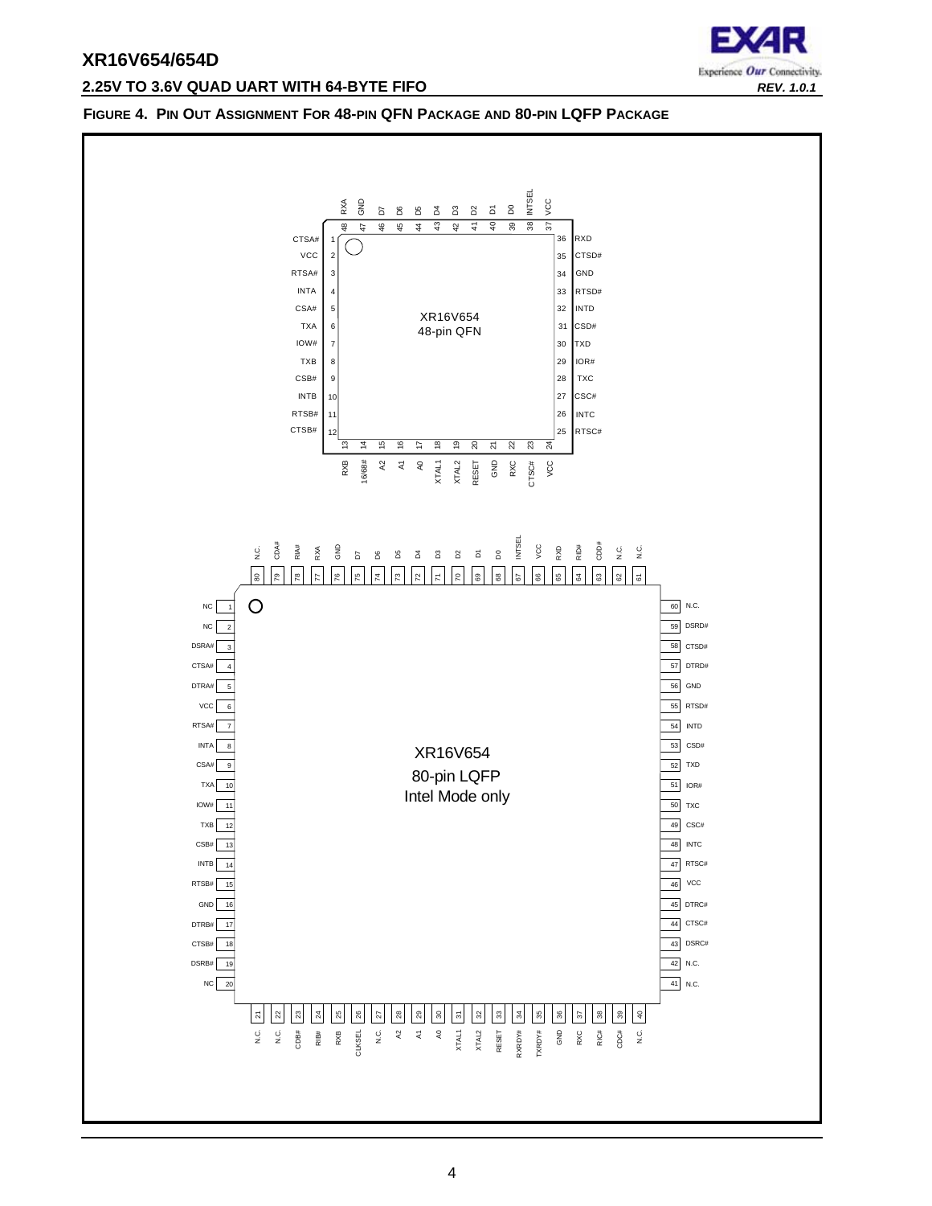**FIGURE 4. PIN OUT ASSIGNMENT FOR 48-PIN QFN PACKAGE AND 80-PIN LQFP PACKAGE**

XR16V654 48-pin QFN

| Pin | Signal | Pin | Signal | Pin | Signal | Pin | Signal |
|---|---|---|---|---|---|---|---|
| 1 | CTSA# | 13 | RXB | 25 | RTSC# | 37 | VCC |
| 2 | VCC | 14 | 16/68# | 26 | INTC | 38 | INTSEL |
| 3 | RTSA# | 15 | A2 | 27 | CSC# | 39 | D0 |
| 4 | INTA | 16 | A1 | 28 | TXC | 40 | D1 |
| 5 | CSA# | 17 | A0 | 29 | IOR# | 41 | D2 |
| 6 | TXA | 18 | XTAL1 | 30 | TXD | 42 | D3 |
| 7 | IOW# | 19 | XTAL2 | 31 | CSD# | 43 | D4 |
| 8 | TXB | 20 | RESET | 32 | INTD | 44 | D5 |
| 9 | CSB# | 21 | GND | 33 | RTSD# | 45 | D6 |
| 10 | INTB | 22 | RXC | 34 | GND | 46 | D7 |
| 11 | RTSB# | 23 | CTSC# | 35 | CTSD# | 47 | GND |
| 12 | CTSB# | 24 | VCC | 36 | RXD | 48 | RXA |

XR16V654 80-pin LQFP Intel Mode only

| Pin | Signal | Pin | Signal | Pin | Signal | Pin | Signal |
|---|---|---|---|---|---|---|---|
| 1 | NC | 21 | N.C. | 41 | N.C. | 61 | N.C. |
| 2 | NC | 22 | N.C. | 42 | N.C. | 62 | N.C. |
| 3 | DSRA# | 23 | CDB# | 43 | DSRC# | 63 | CDD# |
| 4 | CTSA# | 24 | RIB# | 44 | CTSC# | 64 | RID# |
| 5 | DTRA# | 25 | RXB | 45 | DTRC# | 65 | RXD |
| 6 | VCC | 26 | CLKSEL | 46 | VCC | 66 | VCC |
| 7 | RTSA# | 27 | N.C. | 47 | RTSC# | 67 | INTSEL |
| 8 | INTA | 28 | A2 | 48 | INTC | 68 | D0 |
| 9 | CSA# | 29 | A1 | 49 | CSC# | 69 | D1 |
| 10 | TXA | 30 | A0 | 50 | TXC | 70 | D2 |
| 11 | IOW# | 31 | XTAL1 | 51 | IOR# | 71 | D3 |
| 12 | TXB | 32 | XTAL2 | 52 | TXD | 72 | D4 |
| 13 | CSB# | 33 | RESET | 53 | CSD# | 73 | D5 |
| 14 | INTB | 34 | RXRDY# | 54 | INTD | 74 | D6 |
| 15 | RTSB# | 35 | TXRDY# | 55 | RTSD# | 75 | D7 |
| 16 | GND | 36 | GND | 56 | GND | 76 | GND |
| 17 | DTRB# | 37 | RXC | 57 | DTRD# | 77 | RXA |
| 18 | CTSB# | 38 | RIC# | 58 | CTSD# | 78 | RIA# |
| 19 | DSRB# | 39 | CDC# | 59 | DSRD# | 79 | CDA# |
| 20 | NC | 40 | N.C. | 60 | N.C. | 80 | N.C. |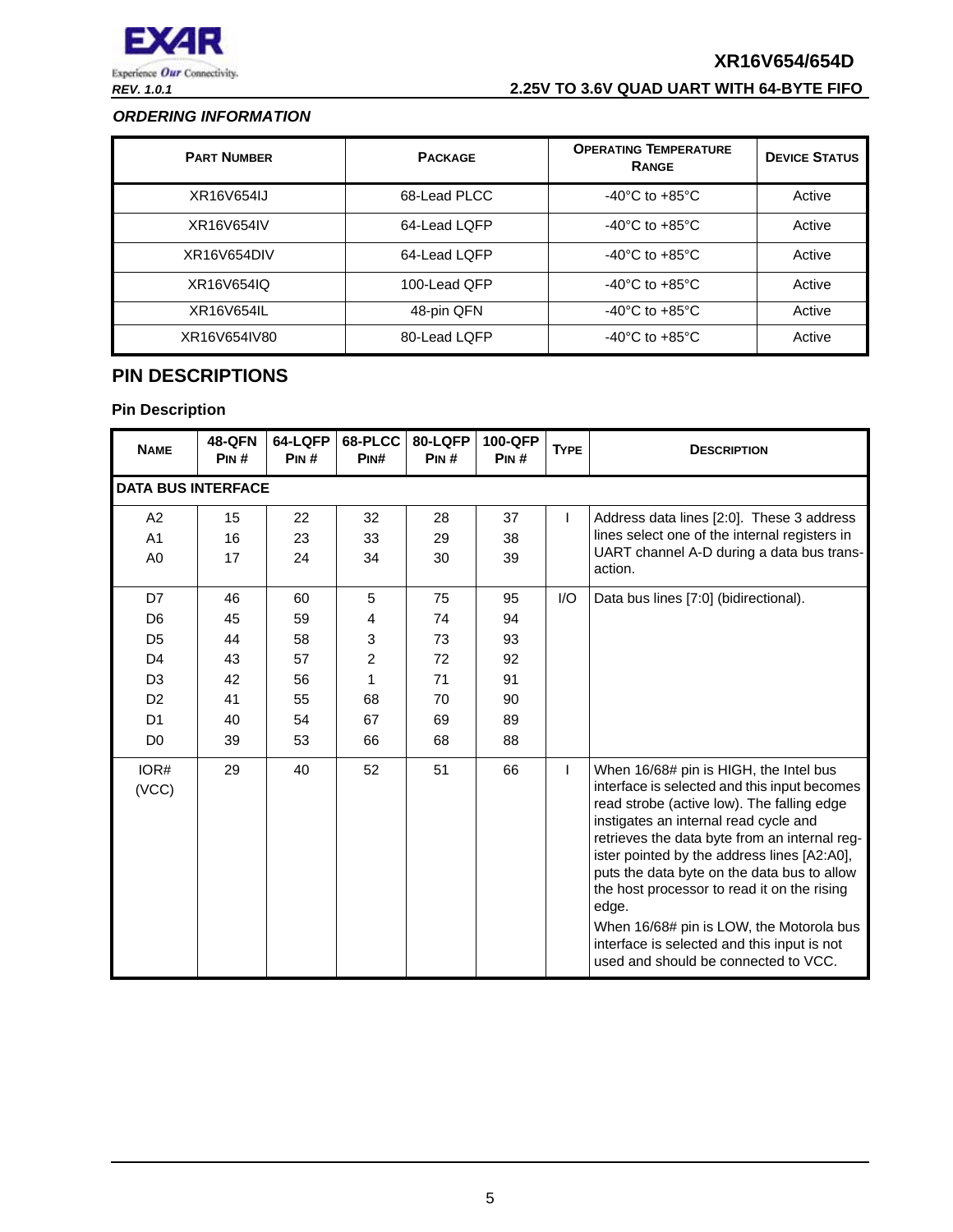### *ORDERING INFORMATION*

| PART NUMBER | PACKAGE | OPERATING TEMPERATURE RANGE | DEVICE STATUS |
|---|---|---|---|
| XR16V654IJ | 68-Lead PLCC | -40°C to +85°C | Active |
| XR16V654IV | 64-Lead LQFP | -40°C to +85°C | Active |
| XR16V654DIV | 64-Lead LQFP | -40°C to +85°C | Active |
| XR16V654IQ | 100-Lead QFP | -40°C to +85°C | Active |
| XR16V654IL | 48-pin QFN | -40°C to +85°C | Active |
| XR16V654IV80 | 80-Lead LQFP | -40°C to +85°C | Active |

## PIN DESCRIPTIONS

### Pin Description

| NAME | 48-QFN PIN # | 64-LQFP PIN # | 68-PLCC PIN# | 80-LQFP PIN # | 100-QFP PIN # | TYPE | DESCRIPTION |
|---|---|---|---|---|---|---|---|
| **DATA BUS INTERFACE** | | | | | | | |
| A2<br>A1<br>A0 | 15<br>16<br>17 | 22<br>23<br>24 | 32<br>33<br>34 | 28<br>29<br>30 | 37<br>38<br>39 | I | Address data lines [2:0]. These 3 address lines select one of the internal registers in UART channel A-D during a data bus transaction. |
| D7<br>D6<br>D5<br>D4<br>D3<br>D2<br>D1<br>D0 | 46<br>45<br>44<br>43<br>42<br>41<br>40<br>39 | 60<br>59<br>58<br>57<br>56<br>55<br>54<br>53 | 5<br>4<br>3<br>2<br>1<br>68<br>67<br>66 | 75<br>74<br>73<br>72<br>71<br>70<br>69<br>68 | 95<br>94<br>93<br>92<br>91<br>90<br>89<br>88 | I/O | Data bus lines [7:0] (bidirectional). |
| IOR#<br>(VCC) | 29 | 40 | 52 | 51 | 66 | I | When 16/68# pin is HIGH, the Intel bus interface is selected and this input becomes read strobe (active low). The falling edge instigates an internal read cycle and retrieves the data byte from an internal register pointed by the address lines [A2:A0], puts the data byte on the data bus to allow the host processor to read it on the rising edge.<br>When 16/68# pin is LOW, the Motorola bus interface is selected and this input is not used and should be connected to VCC. |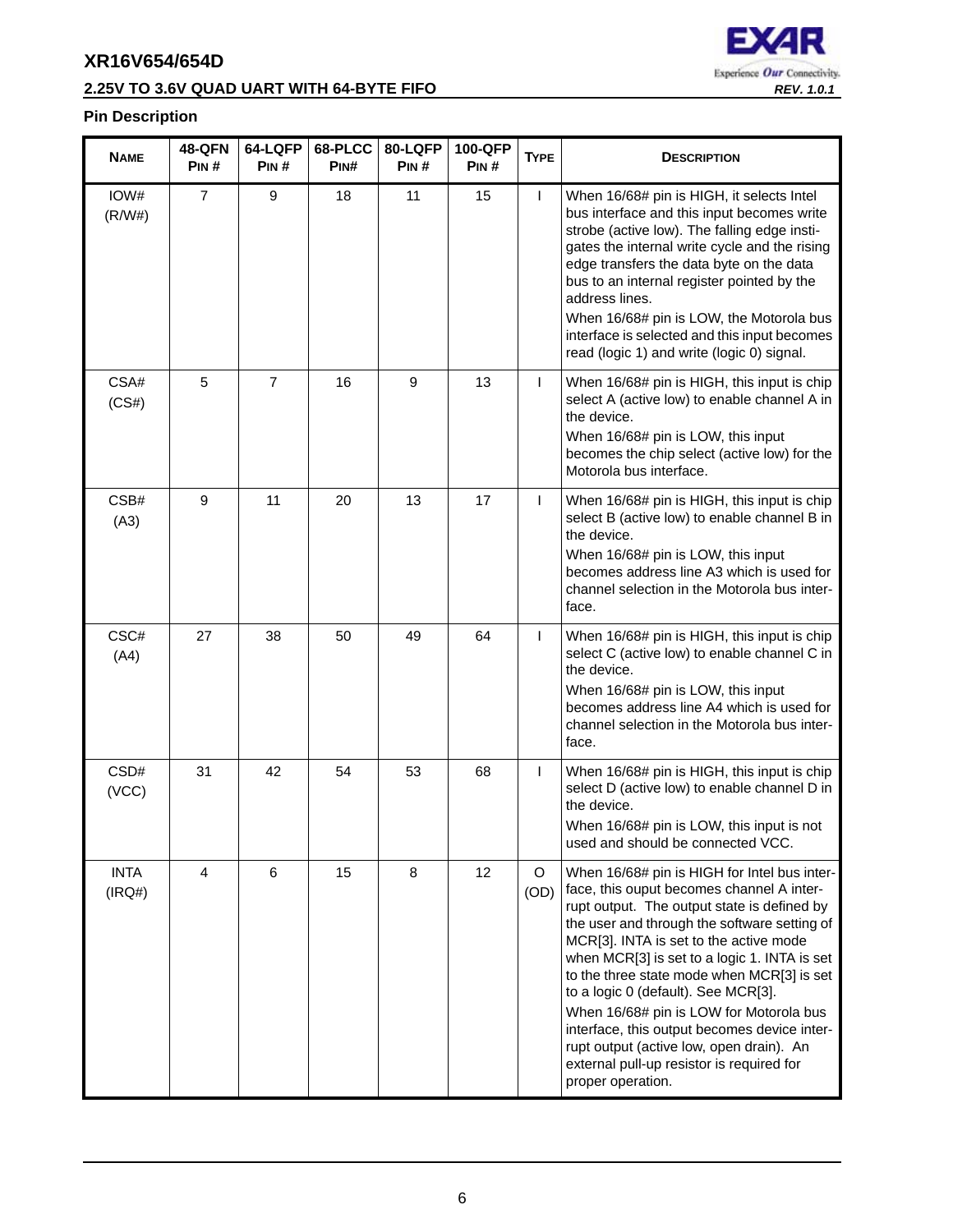## Pin Description

| NAME | 48-QFN PIN # | 64-LQFP PIN # | 68-PLCC PIN# | 80-LQFP PIN # | 100-QFP PIN # | TYPE | DESCRIPTION |
|---|---|---|---|---|---|---|---|
| IOW# (R/W#) | 7 | 9 | 18 | 11 | 15 | I | When 16/68# pin is HIGH, it selects Intel bus interface and this input becomes write strobe (active low). The falling edge instigates the internal write cycle and the rising edge transfers the data byte on the data bus to an internal register pointed by the address lines. When 16/68# pin is LOW, the Motorola bus interface is selected and this input becomes read (logic 1) and write (logic 0) signal. |
| CSA# (CS#) | 5 | 7 | 16 | 9 | 13 | I | When 16/68# pin is HIGH, this input is chip select A (active low) to enable channel A in the device. When 16/68# pin is LOW, this input becomes the chip select (active low) for the Motorola bus interface. |
| CSB# (A3) | 9 | 11 | 20 | 13 | 17 | I | When 16/68# pin is HIGH, this input is chip select B (active low) to enable channel B in the device. When 16/68# pin is LOW, this input becomes address line A3 which is used for channel selection in the Motorola bus interface. |
| CSC# (A4) | 27 | 38 | 50 | 49 | 64 | I | When 16/68# pin is HIGH, this input is chip select C (active low) to enable channel C in the device. When 16/68# pin is LOW, this input becomes address line A4 which is used for channel selection in the Motorola bus interface. |
| CSD# (VCC) | 31 | 42 | 54 | 53 | 68 | I | When 16/68# pin is HIGH, this input is chip select D (active low) to enable channel D in the device. When 16/68# pin is LOW, this input is not used and should be connected VCC. |
| INTA (IRQ#) | 4 | 6 | 15 | 8 | 12 | O (OD) | When 16/68# pin is HIGH for Intel bus interface, this ouput becomes channel A interrupt output. The output state is defined by the user and through the software setting of MCR[3]. INTA is set to the active mode when MCR[3] is set to a logic 1. INTA is set to the three state mode when MCR[3] is set to a logic 0 (default). See MCR[3]. When 16/68# pin is LOW for Motorola bus interface, this output becomes device interrupt output (active low, open drain). An external pull-up resistor is required for proper operation. |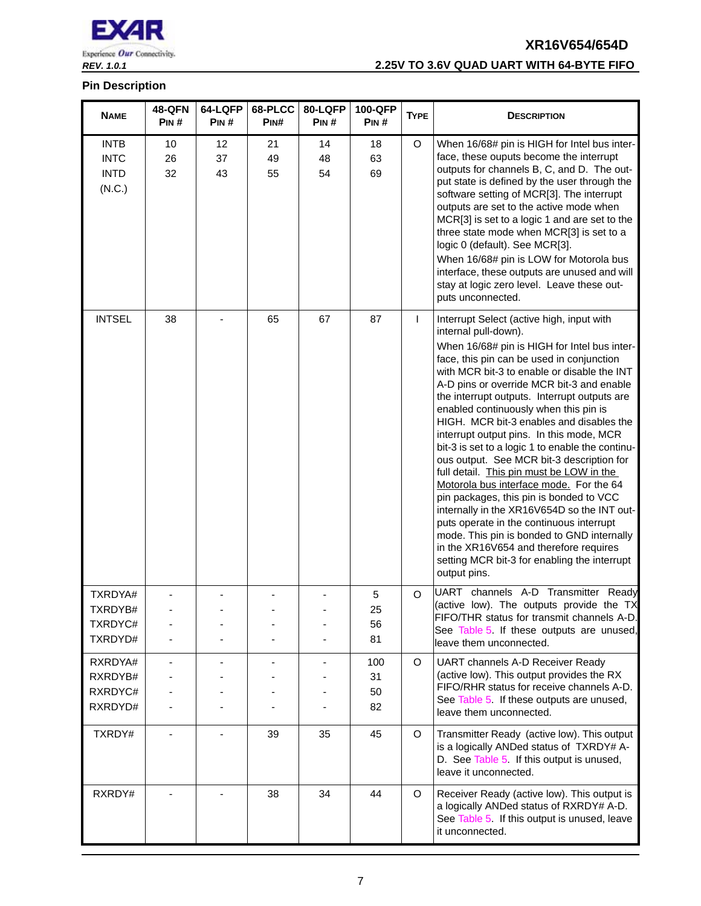## Pin Description

| NAME | 48-QFN PIN # | 64-LQFP PIN # | 68-PLCC PIN# | 80-LQFP PIN # | 100-QFP PIN # | TYPE | DESCRIPTION |
|---|---|---|---|---|---|---|---|
| INTB<br>INTC<br>INTD<br>(N.C.) | 10<br>26<br>32 | 12<br>37<br>43 | 21<br>49<br>55 | 14<br>48<br>54 | 18<br>63<br>69 | O | When 16/68# pin is HIGH for Intel bus interface, these ouputs become the interrupt outputs for channels B, C, and D. The output state is defined by the user through the software setting of MCR[3]. The interrupt outputs are set to the active mode when MCR[3] is set to a logic 1 and are set to the three state mode when MCR[3] is set to a logic 0 (default). See MCR[3].<br>When 16/68# pin is LOW for Motorola bus interface, these outputs are unused and will stay at logic zero level. Leave these outputs unconnected. |
| INTSEL | 38 | - | 65 | 67 | 87 | I | Interrupt Select (active high, input with internal pull-down).<br>When 16/68# pin is HIGH for Intel bus interface, this pin can be used in conjunction with MCR bit-3 to enable or disable the INT A-D pins or override MCR bit-3 and enable the interrupt outputs. Interrupt outputs are enabled continuously when this pin is HIGH. MCR bit-3 enables and disables the interrupt output pins. In this mode, MCR bit-3 is set to a logic 1 to enable the continuous output. See MCR bit-3 description for full detail. This pin must be LOW in the Motorola bus interface mode. For the 64 pin packages, this pin is bonded to VCC internally in the XR16V654D so the INT outputs operate in the continuous interrupt mode. This pin is bonded to GND internally in the XR16V654 and therefore requires setting MCR bit-3 for enabling the interrupt output pins. |
| TXRDYA#<br>TXRDYB#<br>TXRDYC#<br>TXRDYD# | -<br>-<br>-<br>- | -<br>-<br>-<br>- | -<br>-<br>-<br>- | -<br>-<br>-<br>- | 5<br>25<br>56<br>81 | O | UART channels A-D Transmitter Ready (active low). The outputs provide the TX FIFO/THR status for transmit channels A-D. See Table 5. If these outputs are unused, leave them unconnected. |
| RXRDYA#<br>RXRDYB#<br>RXRDYC#<br>RXRDYD# | -<br>-<br>-<br>- | -<br>-<br>-<br>- | -<br>-<br>-<br>- | -<br>-<br>-<br>- | 100<br>31<br>50<br>82 | O | UART channels A-D Receiver Ready (active low). This output provides the RX FIFO/RHR status for receive channels A-D. See Table 5. If these outputs are unused, leave them unconnected. |
| TXRDY# | - | - | 39 | 35 | 45 | O | Transmitter Ready (active low). This output is a logically ANDed status of TXRDY# A-D. See Table 5. If this output is unused, leave it unconnected. |
| RXRDY# | - | - | 38 | 34 | 44 | O | Receiver Ready (active low). This output is a logically ANDed status of RXRDY# A-D. See Table 5. If this output is unused, leave it unconnected. |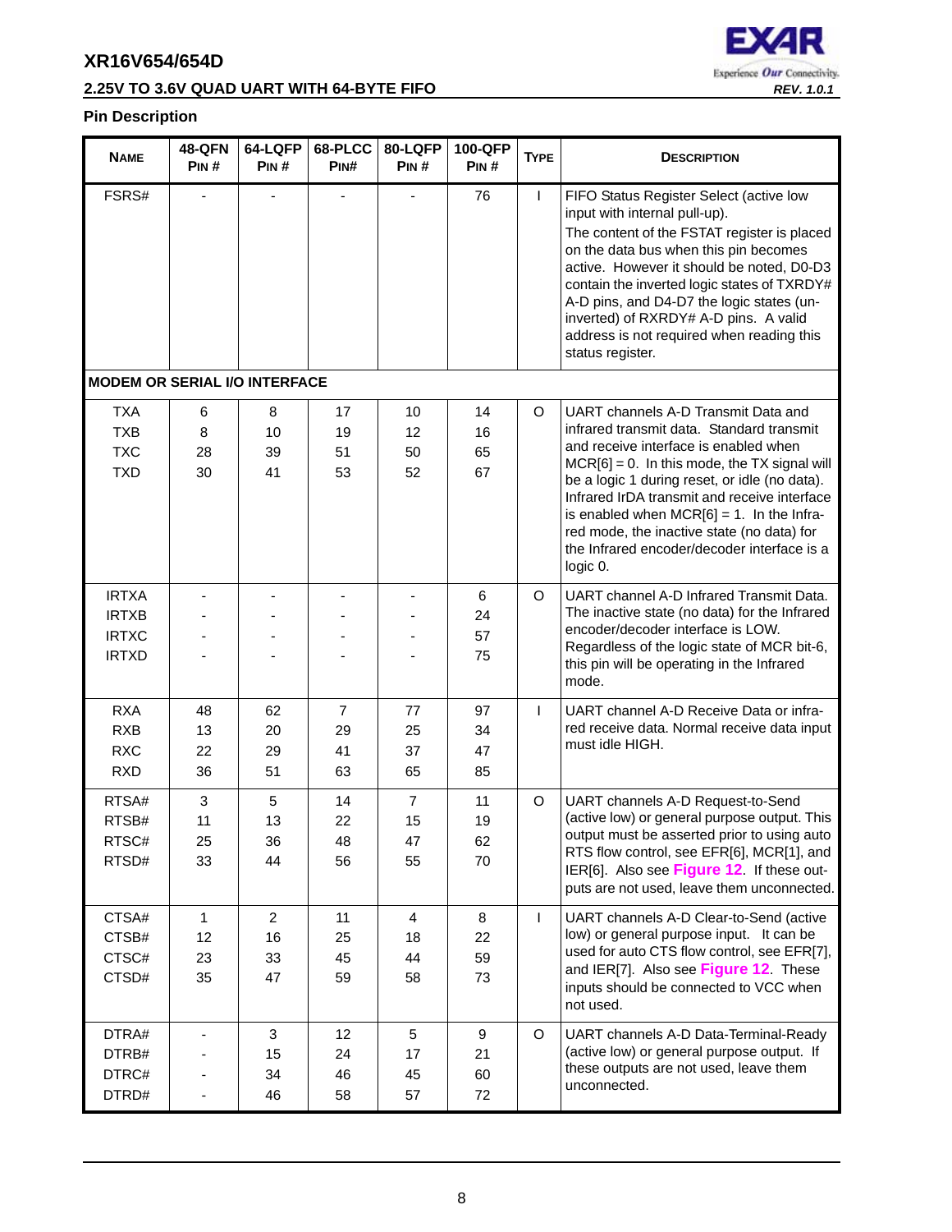## Pin Description

| NAME | 48-QFN PIN # | 64-LQFP PIN # | 68-PLCC PIN# | 80-LQFP PIN # | 100-QFP PIN # | TYPE | DESCRIPTION |
|---|---|---|---|---|---|---|---|
| FSRS# | - | - | - | - | 76 | I | FIFO Status Register Select (active low input with internal pull-up). The content of the FSTAT register is placed on the data bus when this pin becomes active. However it should be noted, D0-D3 contain the inverted logic states of TXRDY# A-D pins, and D4-D7 the logic states (un-inverted) of RXRDY# A-D pins. A valid address is not required when reading this status register. |
| **MODEM OR SERIAL I/O INTERFACE** | | | | | | | |
| TXA<br>TXB<br>TXC<br>TXD | 6<br>8<br>28<br>30 | 8<br>10<br>39<br>41 | 17<br>19<br>51<br>53 | 10<br>12<br>50<br>52 | 14<br>16<br>65<br>67 | O | UART channels A-D Transmit Data and infrared transmit data. Standard transmit and receive interface is enabled when MCR[6] = 0. In this mode, the TX signal will be a logic 1 during reset, or idle (no data). Infrared IrDA transmit and receive interface is enabled when MCR[6] = 1. In the Infrared mode, the inactive state (no data) for the Infrared encoder/decoder interface is a logic 0. |
| IRTXA<br>IRTXB<br>IRTXC<br>IRTXD | -<br>-<br>-<br>- | -<br>-<br>-<br>- | -<br>-<br>-<br>- | -<br>-<br>-<br>- | 6<br>24<br>57<br>75 | O | UART channel A-D Infrared Transmit Data. The inactive state (no data) for the Infrared encoder/decoder interface is LOW. Regardless of the logic state of MCR bit-6, this pin will be operating in the Infrared mode. |
| RXA<br>RXB<br>RXC<br>RXD | 48<br>13<br>22<br>36 | 62<br>20<br>29<br>51 | 7<br>29<br>41<br>63 | 77<br>25<br>37<br>65 | 97<br>34<br>47<br>85 | I | UART channel A-D Receive Data or infrared receive data. Normal receive data input must idle HIGH. |
| RTSA#<br>RTSB#<br>RTSC#<br>RTSD# | 3<br>11<br>25<br>33 | 5<br>13<br>36<br>44 | 14<br>22<br>48<br>56 | 7<br>15<br>47<br>55 | 11<br>19<br>62<br>70 | O | UART channels A-D Request-to-Send (active low) or general purpose output. This output must be asserted prior to using auto RTS flow control, see EFR[6], MCR[1], and IER[6]. Also see **Figure 12**. If these outputs are not used, leave them unconnected. |
| CTSA#<br>CTSB#<br>CTSC#<br>CTSD# | 1<br>12<br>23<br>35 | 2<br>16<br>33<br>47 | 11<br>25<br>45<br>59 | 4<br>18<br>44<br>58 | 8<br>22<br>59<br>73 | I | UART channels A-D Clear-to-Send (active low) or general purpose input. It can be used for auto CTS flow control, see EFR[7], and IER[7]. Also see **Figure 12**. These inputs should be connected to VCC when not used. |
| DTRA#<br>DTRB#<br>DTRC#<br>DTRD# | -<br>-<br>-<br>- | 3<br>15<br>34<br>46 | 12<br>24<br>46<br>58 | 5<br>17<br>45<br>57 | 9<br>21<br>60<br>72 | O | UART channels A-D Data-Terminal-Ready (active low) or general purpose output. If these outputs are not used, leave them unconnected. |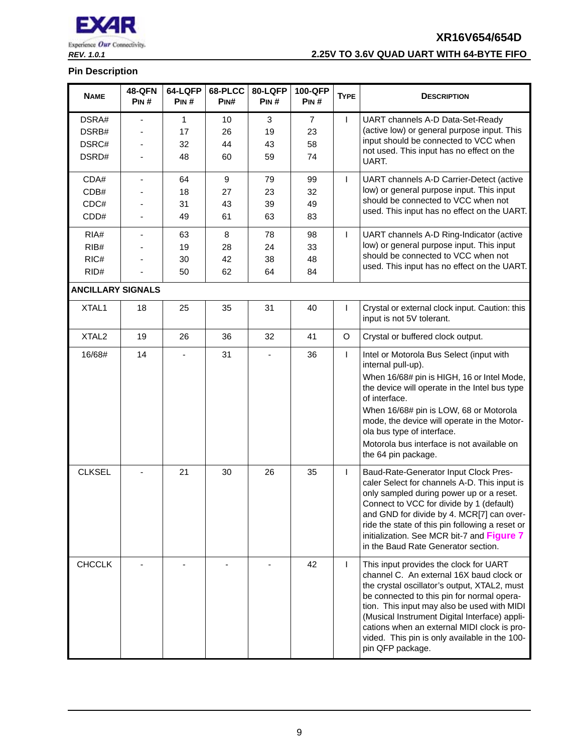## Pin Description

| NAME | 48-QFN PIN # | 64-LQFP PIN # | 68-PLCC PIN# | 80-LQFP PIN # | 100-QFP PIN # | TYPE | DESCRIPTION |
|---|---|---|---|---|---|---|---|
| DSRA#<br>DSRB#<br>DSRC#<br>DSRD# | -<br>-<br>-<br>- | 1<br>17<br>32<br>48 | 10<br>26<br>44<br>60 | 3<br>19<br>43<br>59 | 7<br>23<br>58<br>74 | I | UART channels A-D Data-Set-Ready (active low) or general purpose input. This input should be connected to VCC when not used. This input has no effect on the UART. |
| CDA#<br>CDB#<br>CDC#<br>CDD# | -<br>-<br>-<br>- | 64<br>18<br>31<br>49 | 9<br>27<br>43<br>61 | 79<br>23<br>39<br>63 | 99<br>32<br>49<br>83 | I | UART channels A-D Carrier-Detect (active low) or general purpose input. This input should be connected to VCC when not used. This input has no effect on the UART. |
| RIA#<br>RIB#<br>RIC#<br>RID# | -<br>-<br>-<br>- | 63<br>19<br>30<br>50 | 8<br>28<br>42<br>62 | 78<br>24<br>38<br>64 | 98<br>33<br>48<br>84 | I | UART channels A-D Ring-Indicator (active low) or general purpose input. This input should be connected to VCC when not used. This input has no effect on the UART. |
| **ANCILLARY SIGNALS** | | | | | | | |
| XTAL1 | 18 | 25 | 35 | 31 | 40 | I | Crystal or external clock input. Caution: this input is not 5V tolerant. |
| XTAL2 | 19 | 26 | 36 | 32 | 41 | O | Crystal or buffered clock output. |
| 16/68# | 14 | - | 31 | - | 36 | I | Intel or Motorola Bus Select (input with internal pull-up).<br>When 16/68# pin is HIGH, 16 or Intel Mode, the device will operate in the Intel bus type of interface.<br>When 16/68# pin is LOW, 68 or Motorola mode, the device will operate in the Motorola bus type of interface.<br>Motorola bus interface is not available on the 64 pin package. |
| CLKSEL | - | 21 | 30 | 26 | 35 | I | Baud-Rate-Generator Input Clock Prescaler Select for channels A-D. This input is only sampled during power up or a reset. Connect to VCC for divide by 1 (default) and GND for divide by 4. MCR[7] can override the state of this pin following a reset or initialization. See MCR bit-7 and Figure 7 in the Baud Rate Generator section. |
| CHCCLK | - | - | - | - | 42 | I | This input provides the clock for UART channel C. An external 16X baud clock or the crystal oscillator's output, XTAL2, must be connected to this pin for normal operation. This input may also be used with MIDI (Musical Instrument Digital Interface) applications when an external MIDI clock is provided. This pin is only available in the 100-pin QFP package. |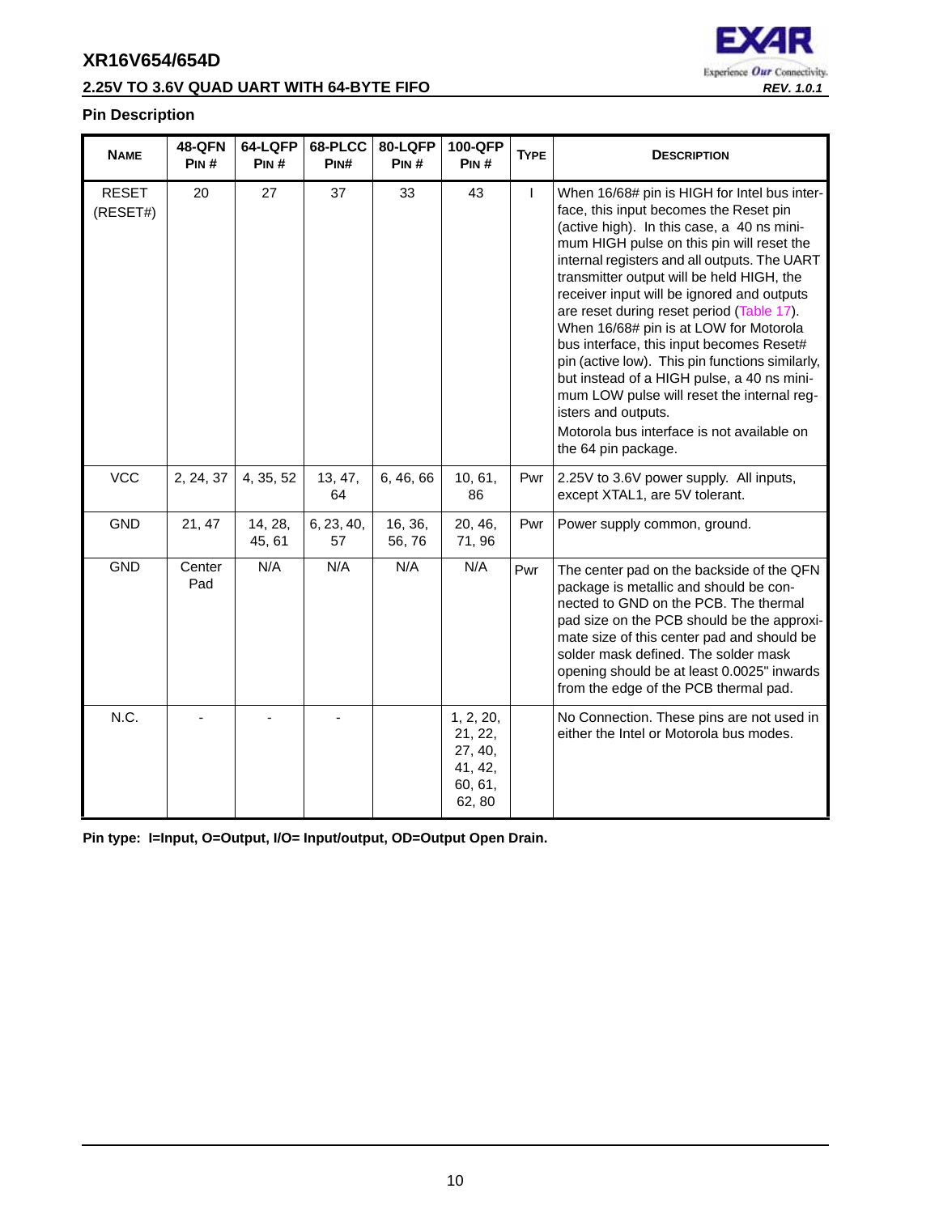### Pin Description

| NAME | 48-QFN PIN # | 64-LQFP PIN # | 68-PLCC PIN# | 80-LQFP PIN # | 100-QFP PIN # | TYPE | DESCRIPTION |
|---|---|---|---|---|---|---|---|
| RESET (RESET#) | 20 | 27 | 37 | 33 | 43 | I | When 16/68# pin is HIGH for Intel bus interface, this input becomes the Reset pin (active high). In this case, a 40 ns minimum HIGH pulse on this pin will reset the internal registers and all outputs. The UART transmitter output will be held HIGH, the receiver input will be ignored and outputs are reset during reset period (Table 17). When 16/68# pin is at LOW for Motorola bus interface, this input becomes Reset# pin (active low). This pin functions similarly, but instead of a HIGH pulse, a 40 ns minimum LOW pulse will reset the internal registers and outputs. Motorola bus interface is not available on the 64 pin package. |
| VCC | 2, 24, 37 | 4, 35, 52 | 13, 47, 64 | 6, 46, 66 | 10, 61, 86 | Pwr | 2.25V to 3.6V power supply. All inputs, except XTAL1, are 5V tolerant. |
| GND | 21, 47 | 14, 28, 45, 61 | 6, 23, 40, 57 | 16, 36, 56, 76 | 20, 46, 71, 96 | Pwr | Power supply common, ground. |
| GND | Center Pad | N/A | N/A | N/A | N/A | Pwr | The center pad on the backside of the QFN package is metallic and should be connected to GND on the PCB. The thermal pad size on the PCB should be the approximate size of this center pad and should be solder mask defined. The solder mask opening should be at least 0.0025" inwards from the edge of the PCB thermal pad. |
| N.C. | - | - | - | | 1, 2, 20, 21, 22, 27, 40, 41, 42, 60, 61, 62, 80 | | No Connection. These pins are not used in either the Intel or Motorola bus modes. |

**Pin type: I=Input, O=Output, I/O= Input/output, OD=Output Open Drain.**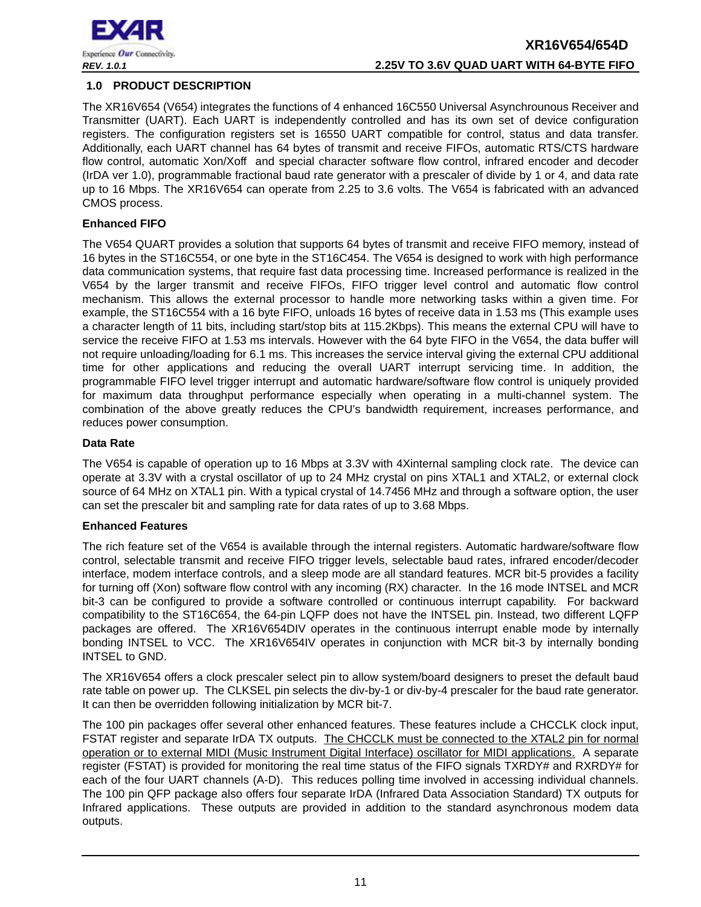## 1.0 PRODUCT DESCRIPTION

The XR16V654 (V654) integrates the functions of 4 enhanced 16C550 Universal Asynchrounous Receiver and Transmitter (UART). Each UART is independently controlled and has its own set of device configuration registers. The configuration registers set is 16550 UART compatible for control, status and data transfer. Additionally, each UART channel has 64 bytes of transmit and receive FIFOs, automatic RTS/CTS hardware flow control, automatic Xon/Xoff and special character software flow control, infrared encoder and decoder (IrDA ver 1.0), programmable fractional baud rate generator with a prescaler of divide by 1 or 4, and data rate up to 16 Mbps. The XR16V654 can operate from 2.25 to 3.6 volts. The V654 is fabricated with an advanced CMOS process.

**Enhanced FIFO**

The V654 QUART provides a solution that supports 64 bytes of transmit and receive FIFO memory, instead of 16 bytes in the ST16C554, or one byte in the ST16C454. The V654 is designed to work with high performance data communication systems, that require fast data processing time. Increased performance is realized in the V654 by the larger transmit and receive FIFOs, FIFO trigger level control and automatic flow control mechanism. This allows the external processor to handle more networking tasks within a given time. For example, the ST16C554 with a 16 byte FIFO, unloads 16 bytes of receive data in 1.53 ms (This example uses a character length of 11 bits, including start/stop bits at 115.2Kbps). This means the external CPU will have to service the receive FIFO at 1.53 ms intervals. However with the 64 byte FIFO in the V654, the data buffer will not require unloading/loading for 6.1 ms. This increases the service interval giving the external CPU additional time for other applications and reducing the overall UART interrupt servicing time. In addition, the programmable FIFO level trigger interrupt and automatic hardware/software flow control is uniquely provided for maximum data throughput performance especially when operating in a multi-channel system. The combination of the above greatly reduces the CPU's bandwidth requirement, increases performance, and reduces power consumption.

**Data Rate**

The V654 is capable of operation up to 16 Mbps at 3.3V with 4Xinternal sampling clock rate. The device can operate at 3.3V with a crystal oscillator of up to 24 MHz crystal on pins XTAL1 and XTAL2, or external clock source of 64 MHz on XTAL1 pin. With a typical crystal of 14.7456 MHz and through a software option, the user can set the prescaler bit and sampling rate for data rates of up to 3.68 Mbps.

**Enhanced Features**

The rich feature set of the V654 is available through the internal registers. Automatic hardware/software flow control, selectable transmit and receive FIFO trigger levels, selectable baud rates, infrared encoder/decoder interface, modem interface controls, and a sleep mode are all standard features. MCR bit-5 provides a facility for turning off (Xon) software flow control with any incoming (RX) character. In the 16 mode INTSEL and MCR bit-3 can be configured to provide a software controlled or continuous interrupt capability. For backward compatibility to the ST16C654, the 64-pin LQFP does not have the INTSEL pin. Instead, two different LQFP packages are offered. The XR16V654DIV operates in the continuous interrupt enable mode by internally bonding INTSEL to VCC. The XR16V654IV operates in conjunction with MCR bit-3 by internally bonding INTSEL to GND.

The XR16V654 offers a clock prescaler select pin to allow system/board designers to preset the default baud rate table on power up. The CLKSEL pin selects the div-by-1 or div-by-4 prescaler for the baud rate generator. It can then be overridden following initialization by MCR bit-7.

The 100 pin packages offer several other enhanced features. These features include a CHCCLK clock input, FSTAT register and separate IrDA TX outputs. The CHCCLK must be connected to the XTAL2 pin for normal operation or to external MIDI (Music Instrument Digital Interface) oscillator for MIDI applications. A separate register (FSTAT) is provided for monitoring the real time status of the FIFO signals TXRDY# and RXRDY# for each of the four UART channels (A-D). This reduces polling time involved in accessing individual channels. The 100 pin QFP package also offers four separate IrDA (Infrared Data Association Standard) TX outputs for Infrared applications. These outputs are provided in addition to the standard asynchronous modem data outputs.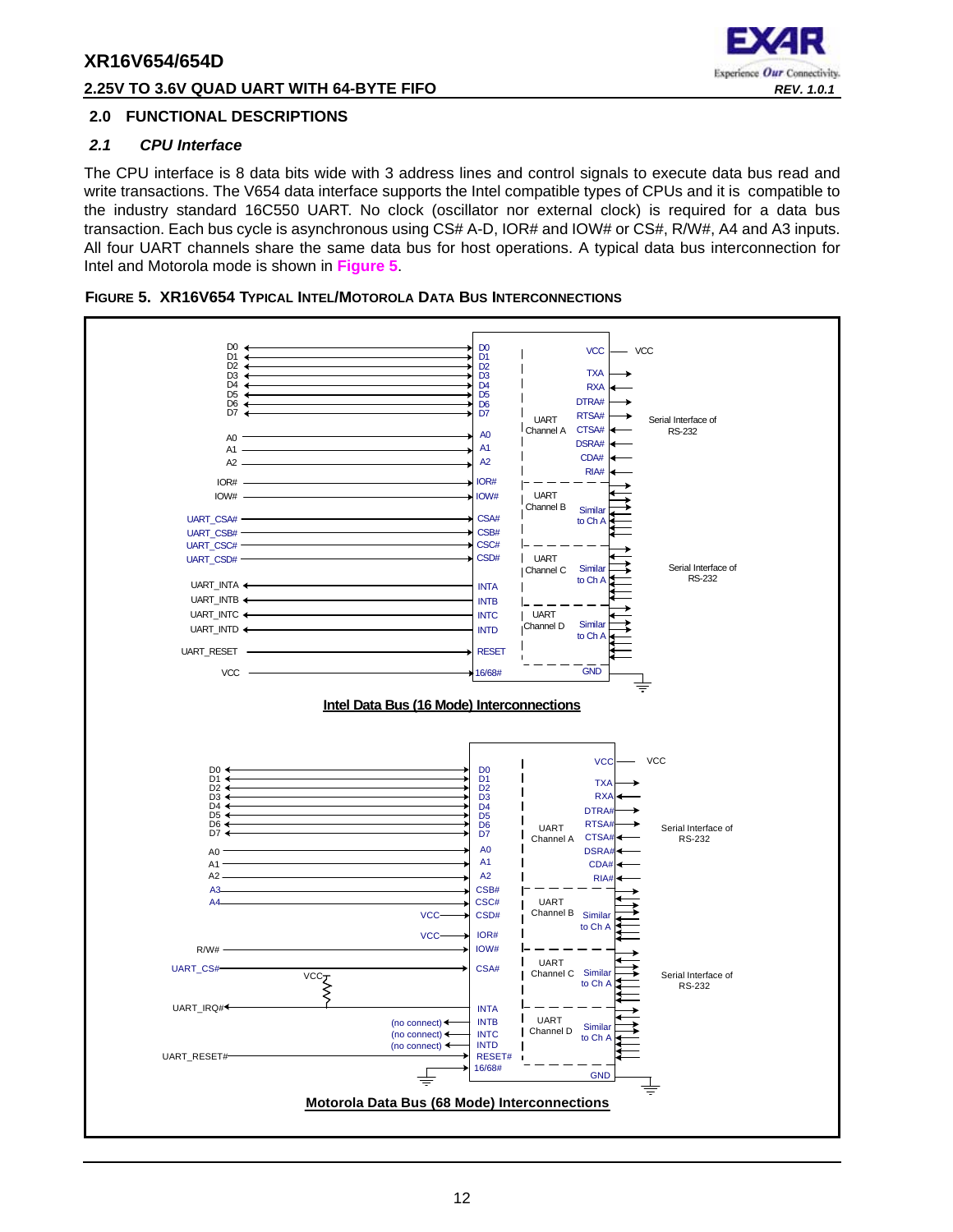## 2.0 FUNCTIONAL DESCRIPTIONS

### *2.1 CPU Interface*

The CPU interface is 8 data bits wide with 3 address lines and control signals to execute data bus read and write transactions. The V654 data interface supports the Intel compatible types of CPUs and it is compatible to the industry standard 16C550 UART. No clock (oscillator nor external clock) is required for a data bus transaction. Each bus cycle is asynchronous using CS# A-D, IOR# and IOW# or CS#, R/W#, A4 and A3 inputs. All four UART channels share the same data bus for host operations. A typical data bus interconnection for Intel and Motorola mode is shown in **Figure 5**.

**FIGURE 5. XR16V654 TYPICAL INTEL/MOTOROLA DATA BUS INTERCONNECTIONS**

Intel Data Bus (16 Mode) Interconnections

Motorola Data Bus (68 Mode) Interconnections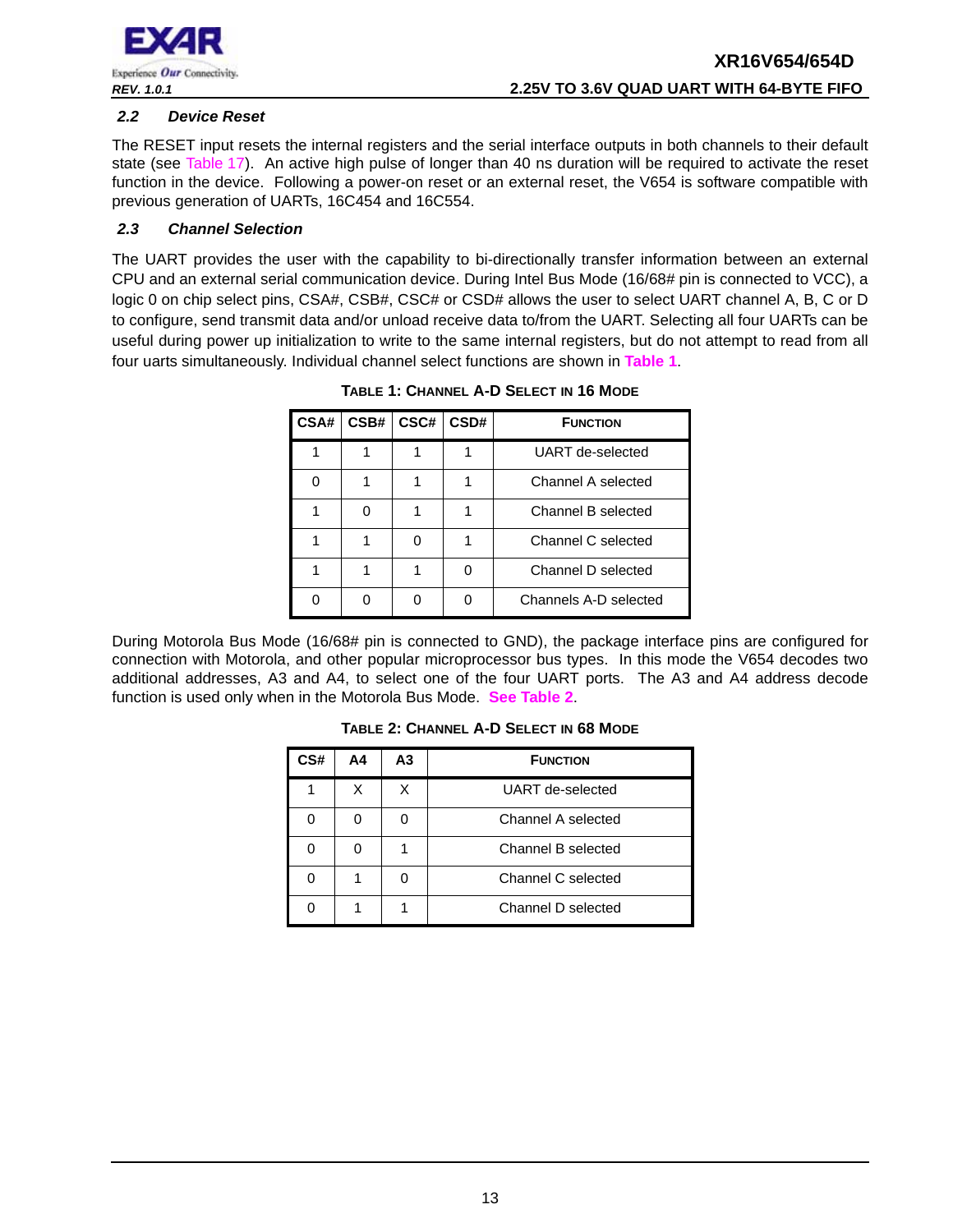### 2.2 Device Reset

The RESET input resets the internal registers and the serial interface outputs in both channels to their default state (see Table 17). An active high pulse of longer than 40 ns duration will be required to activate the reset function in the device. Following a power-on reset or an external reset, the V654 is software compatible with previous generation of UARTs, 16C454 and 16C554.

### 2.3 Channel Selection

The UART provides the user with the capability to bi-directionally transfer information between an external CPU and an external serial communication device. During Intel Bus Mode (16/68# pin is connected to VCC), a logic 0 on chip select pins, CSA#, CSB#, CSC# or CSD# allows the user to select UART channel A, B, C or D to configure, send transmit data and/or unload receive data to/from the UART. Selecting all four UARTs can be useful during power up initialization to write to the same internal registers, but do not attempt to read from all four uarts simultaneously. Individual channel select functions are shown in **Table 1**.

**TABLE 1: CHANNEL A-D SELECT IN 16 MODE**

| CSA# | CSB# | CSC# | CSD# | FUNCTION |
|---|---|---|---|---|
| 1 | 1 | 1 | 1 | UART de-selected |
| 0 | 1 | 1 | 1 | Channel A selected |
| 1 | 0 | 1 | 1 | Channel B selected |
| 1 | 1 | 0 | 1 | Channel C selected |
| 1 | 1 | 1 | 0 | Channel D selected |
| 0 | 0 | 0 | 0 | Channels A-D selected |

During Motorola Bus Mode (16/68# pin is connected to GND), the package interface pins are configured for connection with Motorola, and other popular microprocessor bus types. In this mode the V654 decodes two additional addresses, A3 and A4, to select one of the four UART ports. The A3 and A4 address decode function is used only when in the Motorola Bus Mode. **See Table 2**.

**TABLE 2: CHANNEL A-D SELECT IN 68 MODE**

| CS# | A4 | A3 | FUNCTION |
|---|---|---|---|
| 1 | X | X | UART de-selected |
| 0 | 0 | 0 | Channel A selected |
| 0 | 0 | 1 | Channel B selected |
| 0 | 1 | 0 | Channel C selected |
| 0 | 1 | 1 | Channel D selected |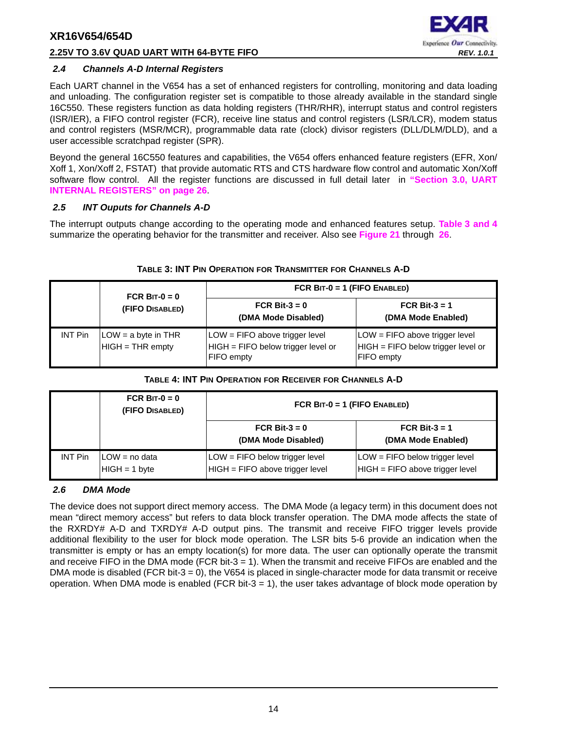### 2.4 Channels A-D Internal Registers

Each UART channel in the V654 has a set of enhanced registers for controlling, monitoring and data loading and unloading. The configuration register set is compatible to those already available in the standard single 16C550. These registers function as data holding registers (THR/RHR), interrupt status and control registers (ISR/IER), a FIFO control register (FCR), receive line status and control registers (LSR/LCR), modem status and control registers (MSR/MCR), programmable data rate (clock) divisor registers (DLL/DLM/DLD), and a user accessible scratchpad register (SPR).

Beyond the general 16C550 features and capabilities, the V654 offers enhanced feature registers (EFR, Xon/Xoff 1, Xon/Xoff 2, FSTAT) that provide automatic RTS and CTS hardware flow control and automatic Xon/Xoff software flow control. All the register functions are discussed in full detail later in **"Section 3.0, UART INTERNAL REGISTERS" on page 26**.

### 2.5 INT Ouputs for Channels A-D

The interrupt outputs change according to the operating mode and enhanced features setup. **Table 3 and 4** summarize the operating behavior for the transmitter and receiver. Also see **Figure 21** through **26**.

**TABLE 3: INT PIN OPERATION FOR TRANSMITTER FOR CHANNELS A-D**

| | FCR BIT-0 = 0 (FIFO DISABLED) | FCR BIT-0 = 1 (FIFO ENABLED) | |
|---|---|---|---|
| | | FCR Bit-3 = 0 (DMA Mode Disabled) | FCR Bit-3 = 1 (DMA Mode Enabled) |
| INT Pin | LOW = a byte in THR<br>HIGH = THR empty | LOW = FIFO above trigger level<br>HIGH = FIFO below trigger level or FIFO empty | LOW = FIFO above trigger level<br>HIGH = FIFO below trigger level or FIFO empty |

**TABLE 4: INT PIN OPERATION FOR RECEIVER FOR CHANNELS A-D**

| | FCR BIT-0 = 0 (FIFO DISABLED) | FCR BIT-0 = 1 (FIFO ENABLED) | |
|---|---|---|---|
| | | FCR Bit-3 = 0 (DMA Mode Disabled) | FCR Bit-3 = 1 (DMA Mode Enabled) |
| INT Pin | LOW = no data<br>HIGH = 1 byte | LOW = FIFO below trigger level<br>HIGH = FIFO above trigger level | LOW = FIFO below trigger level<br>HIGH = FIFO above trigger level |

### 2.6 DMA Mode

The device does not support direct memory access. The DMA Mode (a legacy term) in this document does not mean "direct memory access" but refers to data block transfer operation. The DMA mode affects the state of the RXRDY# A-D and TXRDY# A-D output pins. The transmit and receive FIFO trigger levels provide additional flexibility to the user for block mode operation. The LSR bits 5-6 provide an indication when the transmitter is empty or has an empty location(s) for more data. The user can optionally operate the transmit and receive FIFO in the DMA mode (FCR bit-3 = 1). When the transmit and receive FIFOs are enabled and the DMA mode is disabled (FCR bit-3 = 0), the V654 is placed in single-character mode for data transmit or receive operation. When DMA mode is enabled (FCR bit-3 = 1), the user takes advantage of block mode operation by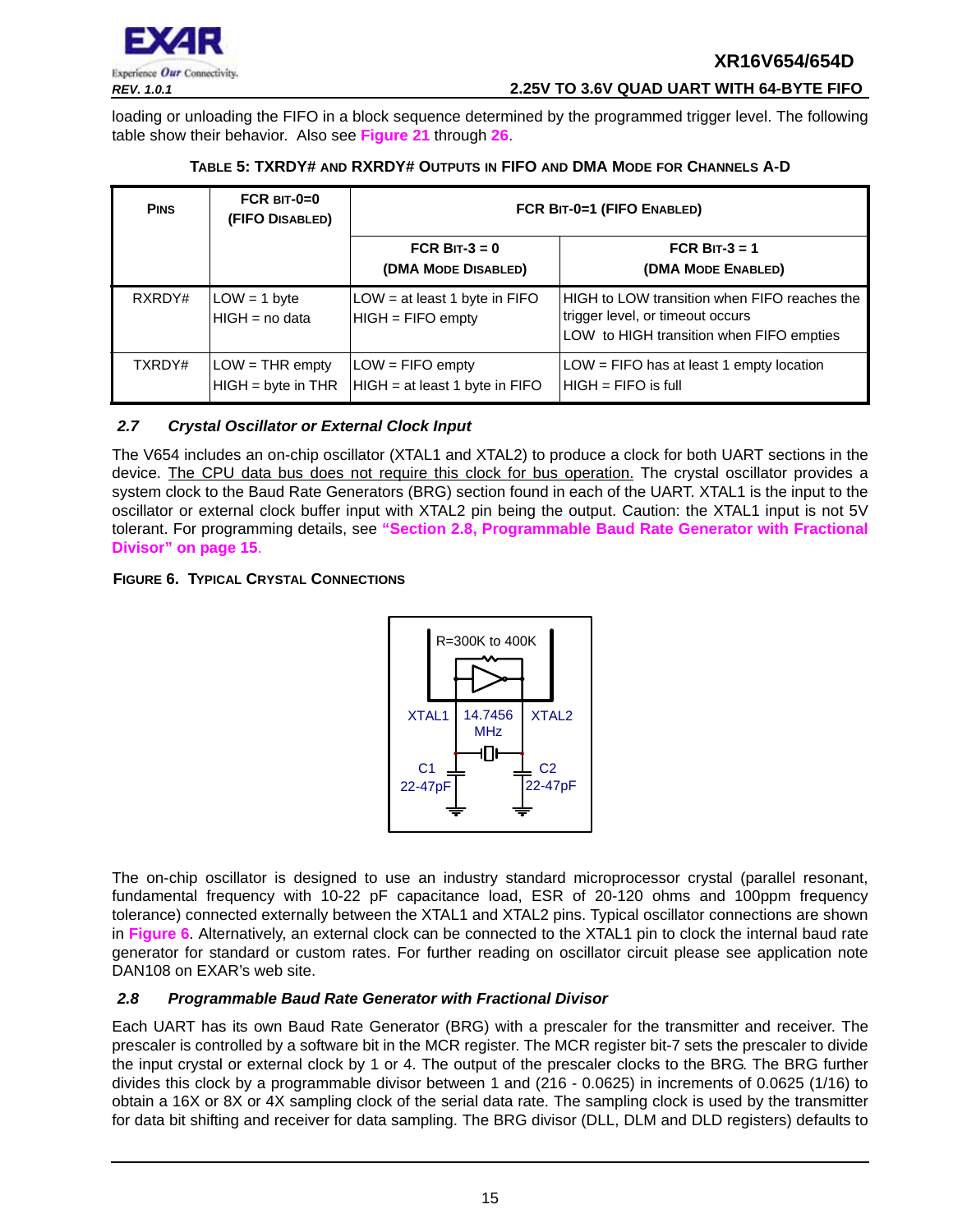loading or unloading the FIFO in a block sequence determined by the programmed trigger level. The following table show their behavior. Also see Figure 21 through 26.

**TABLE 5: TXRDY# AND RXRDY# OUTPUTS IN FIFO AND DMA MODE FOR CHANNELS A-D**

| PINS | FCR BIT-0=0 (FIFO DISABLED) | FCR BIT-0=1 (FIFO ENABLED) | |
|---|---|---|---|
| | | FCR BIT-3 = 0 (DMA MODE DISABLED) | FCR BIT-3 = 1 (DMA MODE ENABLED) |
| RXRDY# | LOW = 1 byte<br>HIGH = no data | LOW = at least 1 byte in FIFO<br>HIGH = FIFO empty | HIGH to LOW transition when FIFO reaches the trigger level, or timeout occurs<br>LOW to HIGH transition when FIFO empties |
| TXRDY# | LOW = THR empty<br>HIGH = byte in THR | LOW = FIFO empty<br>HIGH = at least 1 byte in FIFO | LOW = FIFO has at least 1 empty location<br>HIGH = FIFO is full |

### 2.7 Crystal Oscillator or External Clock Input

The V654 includes an on-chip oscillator (XTAL1 and XTAL2) to produce a clock for both UART sections in the device. The CPU data bus does not require this clock for bus operation. The crystal oscillator provides a system clock to the Baud Rate Generators (BRG) section found in each of the UART. XTAL1 is the input to the oscillator or external clock buffer input with XTAL2 pin being the output. Caution: the XTAL1 input is not 5V tolerant. For programming details, see **"Section 2.8, Programmable Baud Rate Generator with Fractional Divisor" on page 15**.

**FIGURE 6. TYPICAL CRYSTAL CONNECTIONS**

R=300K to 400K

XTAL1 | 14.7456 MHz | XTAL2

C1 22-47pF | C2 22-47pF

The on-chip oscillator is designed to use an industry standard microprocessor crystal (parallel resonant, fundamental frequency with 10-22 pF capacitance load, ESR of 20-120 ohms and 100ppm frequency tolerance) connected externally between the XTAL1 and XTAL2 pins. Typical oscillator connections are shown in Figure 6. Alternatively, an external clock can be connected to the XTAL1 pin to clock the internal baud rate generator for standard or custom rates. For further reading on oscillator circuit please see application note DAN108 on EXAR's web site.

### 2.8 Programmable Baud Rate Generator with Fractional Divisor

Each UART has its own Baud Rate Generator (BRG) with a prescaler for the transmitter and receiver. The prescaler is controlled by a software bit in the MCR register. The MCR register bit-7 sets the prescaler to divide the input crystal or external clock by 1 or 4. The output of the prescaler clocks to the BRG. The BRG further divides this clock by a programmable divisor between 1 and (216 - 0.0625) in increments of 0.0625 (1/16) to obtain a 16X or 8X or 4X sampling clock of the serial data rate. The sampling clock is used by the transmitter for data bit shifting and receiver for data sampling. The BRG divisor (DLL, DLM and DLD registers) defaults to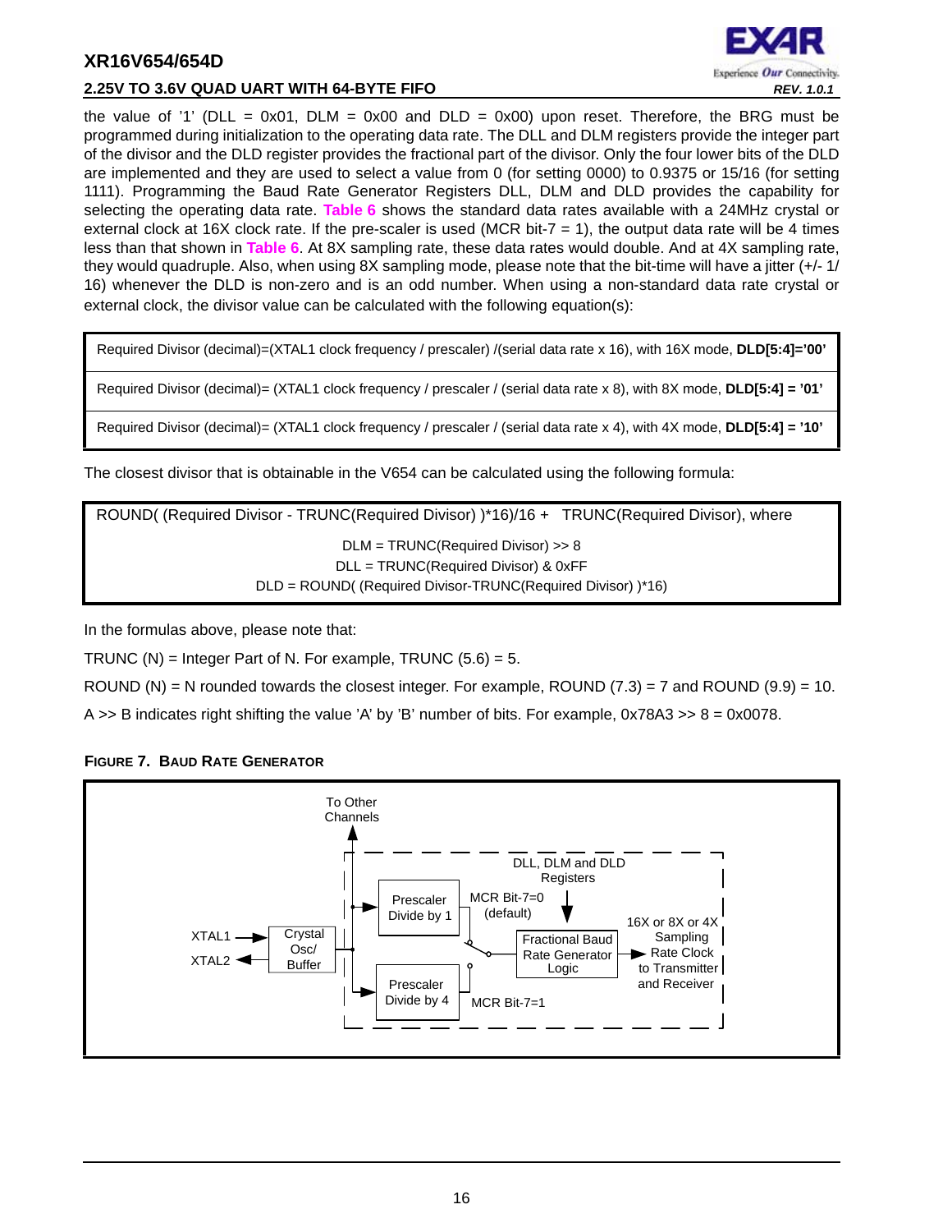the value of '1' (DLL = 0x01, DLM = 0x00 and DLD = 0x00) upon reset. Therefore, the BRG must be programmed during initialization to the operating data rate. The DLL and DLM registers provide the integer part of the divisor and the DLD register provides the fractional part of the divisor. Only the four lower bits of the DLD are implemented and they are used to select a value from 0 (for setting 0000) to 0.9375 or 15/16 (for setting 1111). Programming the Baud Rate Generator Registers DLL, DLM and DLD provides the capability for selecting the operating data rate. **Table 6** shows the standard data rates available with a 24MHz crystal or external clock at 16X clock rate. If the pre-scaler is used (MCR bit-7 = 1), the output data rate will be 4 times less than that shown in **Table 6**. At 8X sampling rate, these data rates would double. And at 4X sampling rate, they would quadruple. Also, when using 8X sampling mode, please note that the bit-time will have a jitter (+/- 1/16) whenever the DLD is non-zero and is an odd number. When using a non-standard data rate crystal or external clock, the divisor value can be calculated with the following equation(s):

| |
|---|
| Required Divisor (decimal)=(XTAL1 clock frequency / prescaler) /(serial data rate x 16), with 16X mode, **DLD[5:4]='00'** |
| Required Divisor (decimal)= (XTAL1 clock frequency / prescaler / (serial data rate x 8), with 8X mode, **DLD[5:4] = '01'** |
| Required Divisor (decimal)= (XTAL1 clock frequency / prescaler / (serial data rate x 4), with 4X mode, **DLD[5:4] = '10'** |

The closest divisor that is obtainable in the V654 can be calculated using the following formula:

```
ROUND( (Required Divisor - TRUNC(Required Divisor) )*16)/16 +   TRUNC(Required Divisor), where

DLM = TRUNC(Required Divisor) >> 8
DLL = TRUNC(Required Divisor) & 0xFF
DLD = ROUND( (Required Divisor-TRUNC(Required Divisor) )*16)
```

In the formulas above, please note that:

TRUNC (N) = Integer Part of N. For example, TRUNC (5.6) = 5.

ROUND (N) = N rounded towards the closest integer. For example, ROUND (7.3) = 7 and ROUND (9.9) = 10.

A >> B indicates right shifting the value 'A' by 'B' number of bits. For example, 0x78A3 >> 8 = 0x0078.

**FIGURE 7. BAUD RATE GENERATOR**

To Other Channels

XTAL1, XTAL2 → Crystal Osc/ Buffer → Prescaler Divide by 1 (MCR Bit-7=0 (default)) / Prescaler Divide by 4 (MCR Bit-7=1) → Fractional Baud Rate Generator Logic (DLL, DLM and DLD Registers) → 16X or 8X or 4X Sampling Rate Clock to Transmitter and Receiver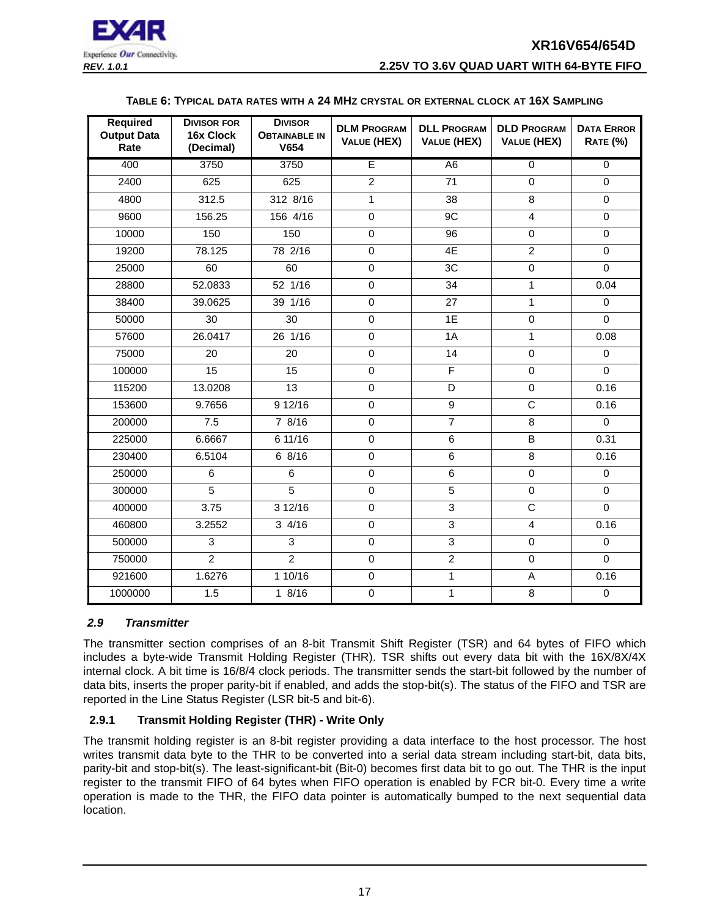**Table 6: Typical data rates with a 24 MHz crystal or external clock at 16X Sampling**

| Required Output Data Rate | Divisor for 16x Clock (Decimal) | Divisor Obtainable in V654 | DLM Program Value (HEX) | DLL Program Value (HEX) | DLD Program Value (HEX) | Data Error Rate (%) |
|---|---|---|---|---|---|---|
| 400 | 3750 | 3750 | E | A6 | 0 | 0 |
| 2400 | 625 | 625 | 2 | 71 | 0 | 0 |
| 4800 | 312.5 | 312 8/16 | 1 | 38 | 8 | 0 |
| 9600 | 156.25 | 156 4/16 | 0 | 9C | 4 | 0 |
| 10000 | 150 | 150 | 0 | 96 | 0 | 0 |
| 19200 | 78.125 | 78 2/16 | 0 | 4E | 2 | 0 |
| 25000 | 60 | 60 | 0 | 3C | 0 | 0 |
| 28800 | 52.0833 | 52 1/16 | 0 | 34 | 1 | 0.04 |
| 38400 | 39.0625 | 39 1/16 | 0 | 27 | 1 | 0 |
| 50000 | 30 | 30 | 0 | 1E | 0 | 0 |
| 57600 | 26.0417 | 26 1/16 | 0 | 1A | 1 | 0.08 |
| 75000 | 20 | 20 | 0 | 14 | 0 | 0 |
| 100000 | 15 | 15 | 0 | F | 0 | 0 |
| 115200 | 13.0208 | 13 | 0 | D | 0 | 0.16 |
| 153600 | 9.7656 | 9 12/16 | 0 | 9 | C | 0.16 |
| 200000 | 7.5 | 7 8/16 | 0 | 7 | 8 | 0 |
| 225000 | 6.6667 | 6 11/16 | 0 | 6 | B | 0.31 |
| 230400 | 6.5104 | 6 8/16 | 0 | 6 | 8 | 0.16 |
| 250000 | 6 | 6 | 0 | 6 | 0 | 0 |
| 300000 | 5 | 5 | 0 | 5 | 0 | 0 |
| 400000 | 3.75 | 3 12/16 | 0 | 3 | C | 0 |
| 460800 | 3.2552 | 3 4/16 | 0 | 3 | 4 | 0.16 |
| 500000 | 3 | 3 | 0 | 3 | 0 | 0 |
| 750000 | 2 | 2 | 0 | 2 | 0 | 0 |
| 921600 | 1.6276 | 1 10/16 | 0 | 1 | A | 0.16 |
| 1000000 | 1.5 | 1 8/16 | 0 | 1 | 8 | 0 |

### *2.9 Transmitter*

The transmitter section comprises of an 8-bit Transmit Shift Register (TSR) and 64 bytes of FIFO which includes a byte-wide Transmit Holding Register (THR). TSR shifts out every data bit with the 16X/8X/4X internal clock. A bit time is 16/8/4 clock periods. The transmitter sends the start-bit followed by the number of data bits, inserts the proper parity-bit if enabled, and adds the stop-bit(s). The status of the FIFO and TSR are reported in the Line Status Register (LSR bit-5 and bit-6).

#### 2.9.1 Transmit Holding Register (THR) - Write Only

The transmit holding register is an 8-bit register providing a data interface to the host processor. The host writes transmit data byte to the THR to be converted into a serial data stream including start-bit, data bits, parity-bit and stop-bit(s). The least-significant-bit (Bit-0) becomes first data bit to go out. The THR is the input register to the transmit FIFO of 64 bytes when FIFO operation is enabled by FCR bit-0. Every time a write operation is made to the THR, the FIFO data pointer is automatically bumped to the next sequential data location.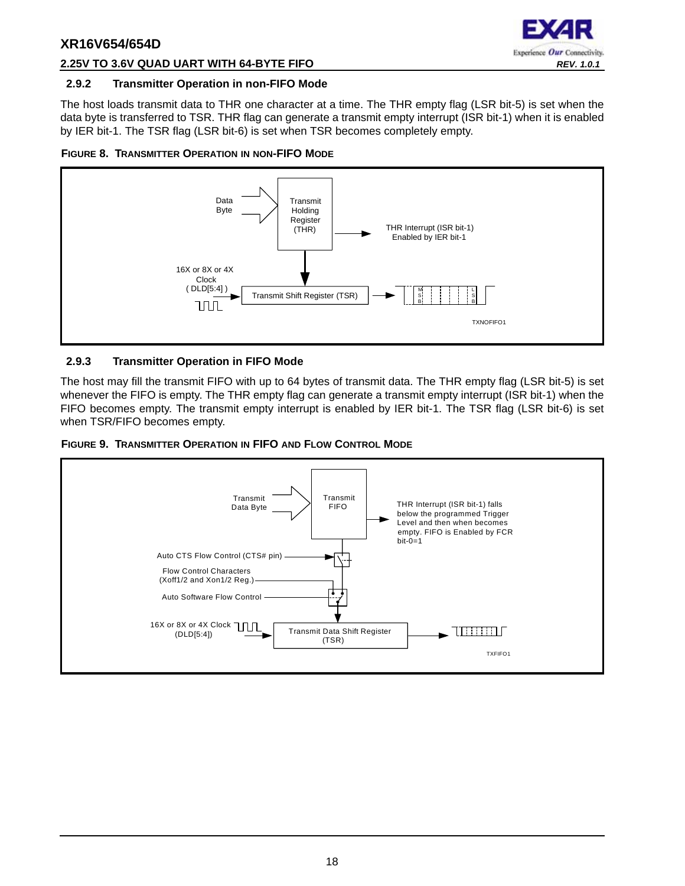### 2.9.2 Transmitter Operation in non-FIFO Mode

The host loads transmit data to THR one character at a time. The THR empty flag (LSR bit-5) is set when the data byte is transferred to TSR. THR flag can generate a transmit empty interrupt (ISR bit-1) when it is enabled by IER bit-1. The TSR flag (LSR bit-6) is set when TSR becomes completely empty.

**FIGURE 8. TRANSMITTER OPERATION IN NON-FIFO MODE**

### 2.9.3 Transmitter Operation in FIFO Mode

The host may fill the transmit FIFO with up to 64 bytes of transmit data. The THR empty flag (LSR bit-5) is set whenever the FIFO is empty. The THR empty flag can generate a transmit empty interrupt (ISR bit-1) when the FIFO becomes empty. The transmit empty interrupt is enabled by IER bit-1. The TSR flag (LSR bit-6) is set when TSR/FIFO becomes empty.

**FIGURE 9. TRANSMITTER OPERATION IN FIFO AND FLOW CONTROL MODE**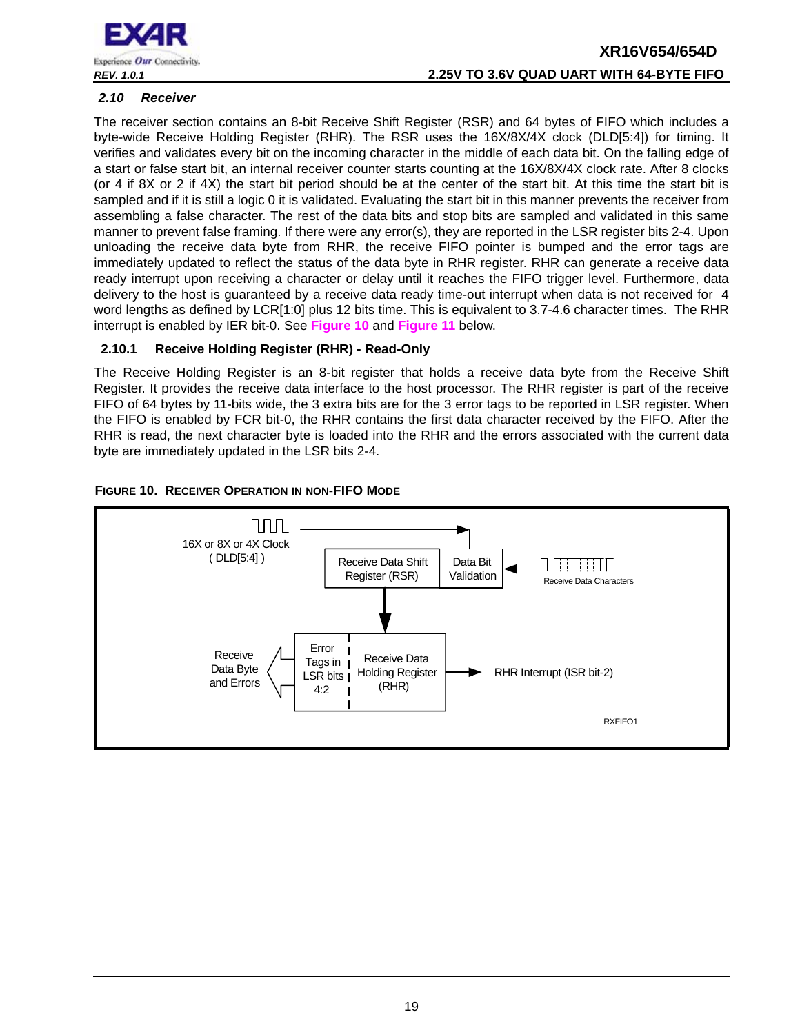## 2.10 Receiver

The receiver section contains an 8-bit Receive Shift Register (RSR) and 64 bytes of FIFO which includes a byte-wide Receive Holding Register (RHR). The RSR uses the 16X/8X/4X clock (DLD[5:4]) for timing. It verifies and validates every bit on the incoming character in the middle of each data bit. On the falling edge of a start or false start bit, an internal receiver counter starts counting at the 16X/8X/4X clock rate. After 8 clocks (or 4 if 8X or 2 if 4X) the start bit period should be at the center of the start bit. At this time the start bit is sampled and if it is still a logic 0 it is validated. Evaluating the start bit in this manner prevents the receiver from assembling a false character. The rest of the data bits and stop bits are sampled and validated in this same manner to prevent false framing. If there were any error(s), they are reported in the LSR register bits 2-4. Upon unloading the receive data byte from RHR, the receive FIFO pointer is bumped and the error tags are immediately updated to reflect the status of the data byte in RHR register. RHR can generate a receive data ready interrupt upon receiving a character or delay until it reaches the FIFO trigger level. Furthermore, data delivery to the host is guaranteed by a receive data ready time-out interrupt when data is not received for 4 word lengths as defined by LCR[1:0] plus 12 bits time. This is equivalent to 3.7-4.6 character times. The RHR interrupt is enabled by IER bit-0. See **Figure 10** and **Figure 11** below.

### 2.10.1 Receive Holding Register (RHR) - Read-Only

The Receive Holding Register is an 8-bit register that holds a receive data byte from the Receive Shift Register. It provides the receive data interface to the host processor. The RHR register is part of the receive FIFO of 64 bytes by 11-bits wide, the 3 extra bits are for the 3 error tags to be reported in LSR register. When the FIFO is enabled by FCR bit-0, the RHR contains the first data character received by the FIFO. After the RHR is read, the next character byte is loaded into the RHR and the errors associated with the current data byte are immediately updated in the LSR bits 2-4.

**FIGURE 10. RECEIVER OPERATION IN NON-FIFO MODE**

16X or 8X or 4X Clock ( DLD[5:4] ) → Receive Data Shift Register (RSR) | Data Bit Validation ← Receive Data Characters

Receive Data Byte and Errors ← Error Tags in LSR bits 4:2 | Receive Data Holding Register (RHR) → RHR Interrupt (ISR bit-2)

RXFIFO1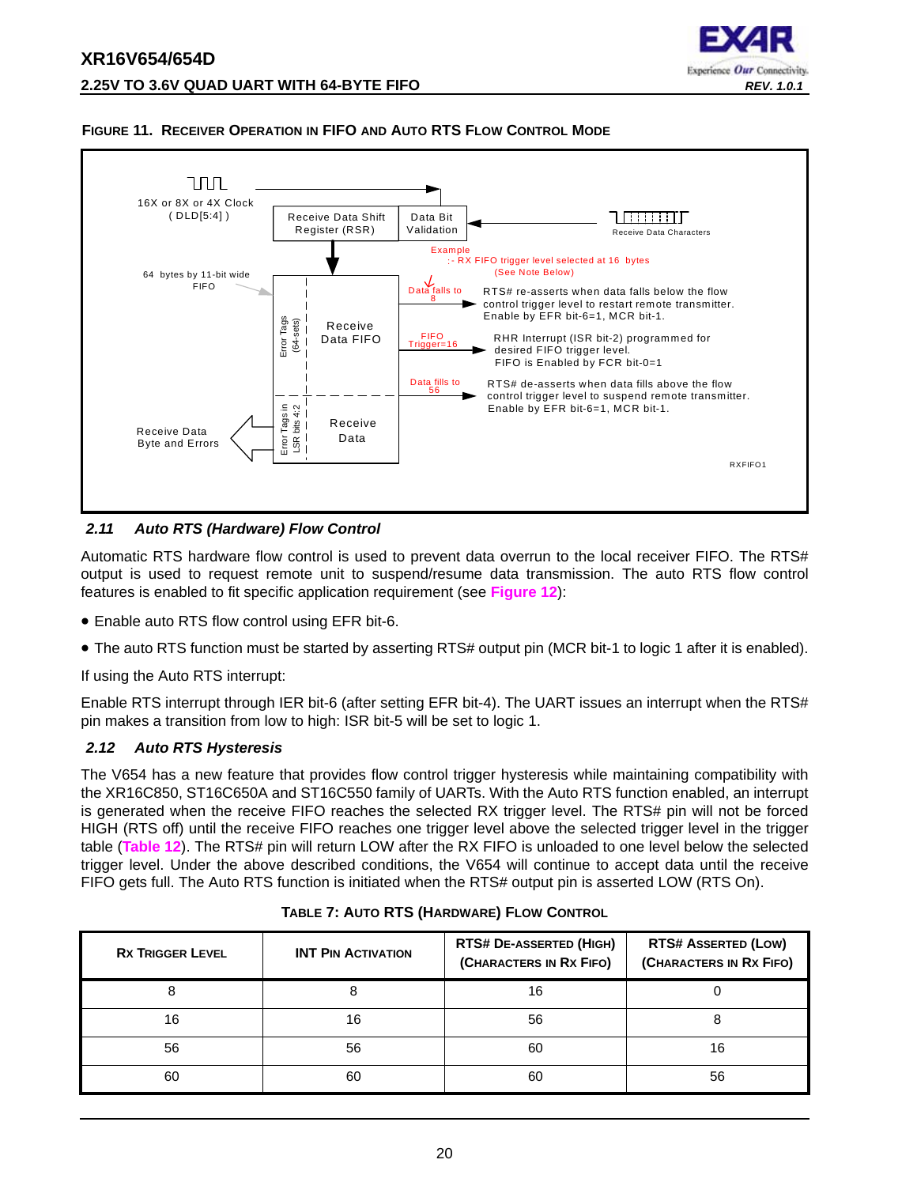**FIGURE 11. RECEIVER OPERATION IN FIFO AND AUTO RTS FLOW CONTROL MODE**

16X or 8X or 4X Clock ( DLD[5:4] )

Receive Data Shift Register (RSR)

Data Bit Validation

Receive Data Characters

Example :- RX FIFO trigger level selected at 16 bytes (See Note Below)

64 bytes by 11-bit wide FIFO

Error Tags (64-sets)

Receive Data FIFO

Data falls to 8 — RTS# re-asserts when data falls below the flow control trigger level to restart remote transmitter. Enable by EFR bit-6=1, MCR bit-1.

FIFO Trigger=16 — RHR Interrupt (ISR bit-2) programmed for desired FIFO trigger level. FIFO is Enabled by FCR bit-0=1

Data fills to 56 — RTS# de-asserts when data fills above the flow control trigger level to suspend remote transmitter. Enable by EFR bit-6=1, MCR bit-1.

Receive Data Byte and Errors

Error Tags in LSR bits 4:2

Receive Data

RXFIFO1

### 2.11 Auto RTS (Hardware) Flow Control

Automatic RTS hardware flow control is used to prevent data overrun to the local receiver FIFO. The RTS# output is used to request remote unit to suspend/resume data transmission. The auto RTS flow control features is enabled to fit specific application requirement (see **Figure 12**):

- Enable auto RTS flow control using EFR bit-6.
- The auto RTS function must be started by asserting RTS# output pin (MCR bit-1 to logic 1 after it is enabled).

If using the Auto RTS interrupt:

Enable RTS interrupt through IER bit-6 (after setting EFR bit-4). The UART issues an interrupt when the RTS# pin makes a transition from low to high: ISR bit-5 will be set to logic 1.

### 2.12 Auto RTS Hysteresis

The V654 has a new feature that provides flow control trigger hysteresis while maintaining compatibility with the XR16C850, ST16C650A and ST16C550 family of UARTs. With the Auto RTS function enabled, an interrupt is generated when the receive FIFO reaches the selected RX trigger level. The RTS# pin will not be forced HIGH (RTS off) until the receive FIFO reaches one trigger level above the selected trigger level in the trigger table (**Table 12**). The RTS# pin will return LOW after the RX FIFO is unloaded to one level below the selected trigger level. Under the above described conditions, the V654 will continue to accept data until the receive FIFO gets full. The Auto RTS function is initiated when the RTS# output pin is asserted LOW (RTS On).

**TABLE 7: AUTO RTS (HARDWARE) FLOW CONTROL**

| RX TRIGGER LEVEL | INT PIN ACTIVATION | RTS# DE-ASSERTED (HIGH) (CHARACTERS IN RX FIFO) | RTS# ASSERTED (LOW) (CHARACTERS IN RX FIFO) |
|---|---|---|---|
| 8 | 8 | 16 | 0 |
| 16 | 16 | 56 | 8 |
| 56 | 56 | 60 | 16 |
| 60 | 60 | 60 | 56 |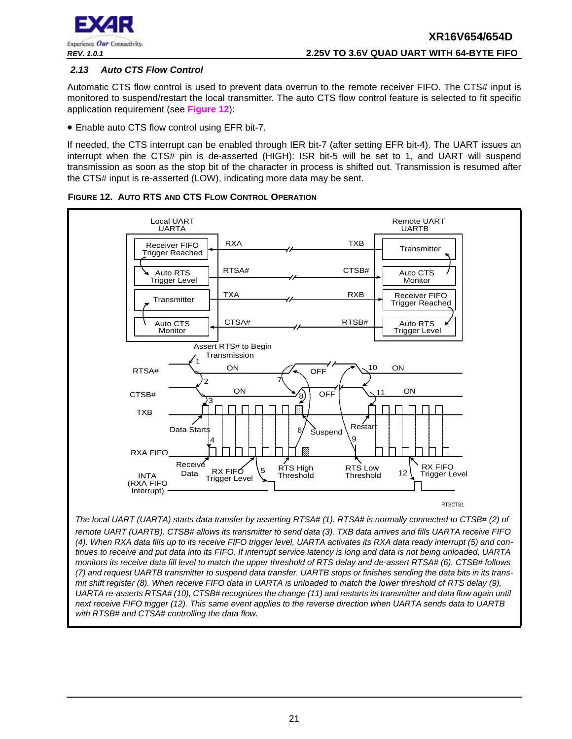### 2.13 Auto CTS Flow Control

Automatic CTS flow control is used to prevent data overrun to the remote receiver FIFO. The CTS# input is monitored to suspend/restart the local transmitter. The auto CTS flow control feature is selected to fit specific application requirement (see **Figure 12**):

- Enable auto CTS flow control using EFR bit-7.

If needed, the CTS interrupt can be enabled through IER bit-7 (after setting EFR bit-4). The UART issues an interrupt when the CTS# pin is de-asserted (HIGH): ISR bit-5 will be set to 1, and UART will suspend transmission as soon as the stop bit of the character in process is shifted out. Transmission is resumed after the CTS# input is re-asserted (LOW), indicating more data may be sent.

**FIGURE 12. AUTO RTS AND CTS FLOW CONTROL OPERATION**

*The local UART (UARTA) starts data transfer by asserting RTSA# (1). RTSA# is normally connected to CTSB# (2) of remote UART (UARTB). CTSB# allows its transmitter to send data (3). TXB data arrives and fills UARTA receive FIFO (4). When RXA data fills up to its receive FIFO trigger level, UARTA activates its RXA data ready interrupt (5) and continues to receive and put data into its FIFO. If interrupt service latency is long and data is not being unloaded, UARTA monitors its receive data fill level to match the upper threshold of RTS delay and de-assert RTSA# (6). CTSB# follows (7) and request UARTB transmitter to suspend data transfer. UARTB stops or finishes sending the data bits in its transmit shift register (8). When receive FIFO data in UARTA is unloaded to match the lower threshold of RTS delay (9), UARTA re-asserts RTSA# (10), CTSB# recognizes the change (11) and restarts its transmitter and data flow again until next receive FIFO trigger (12). This same event applies to the reverse direction when UARTA sends data to UARTB with RTSB# and CTSA# controlling the data flow.*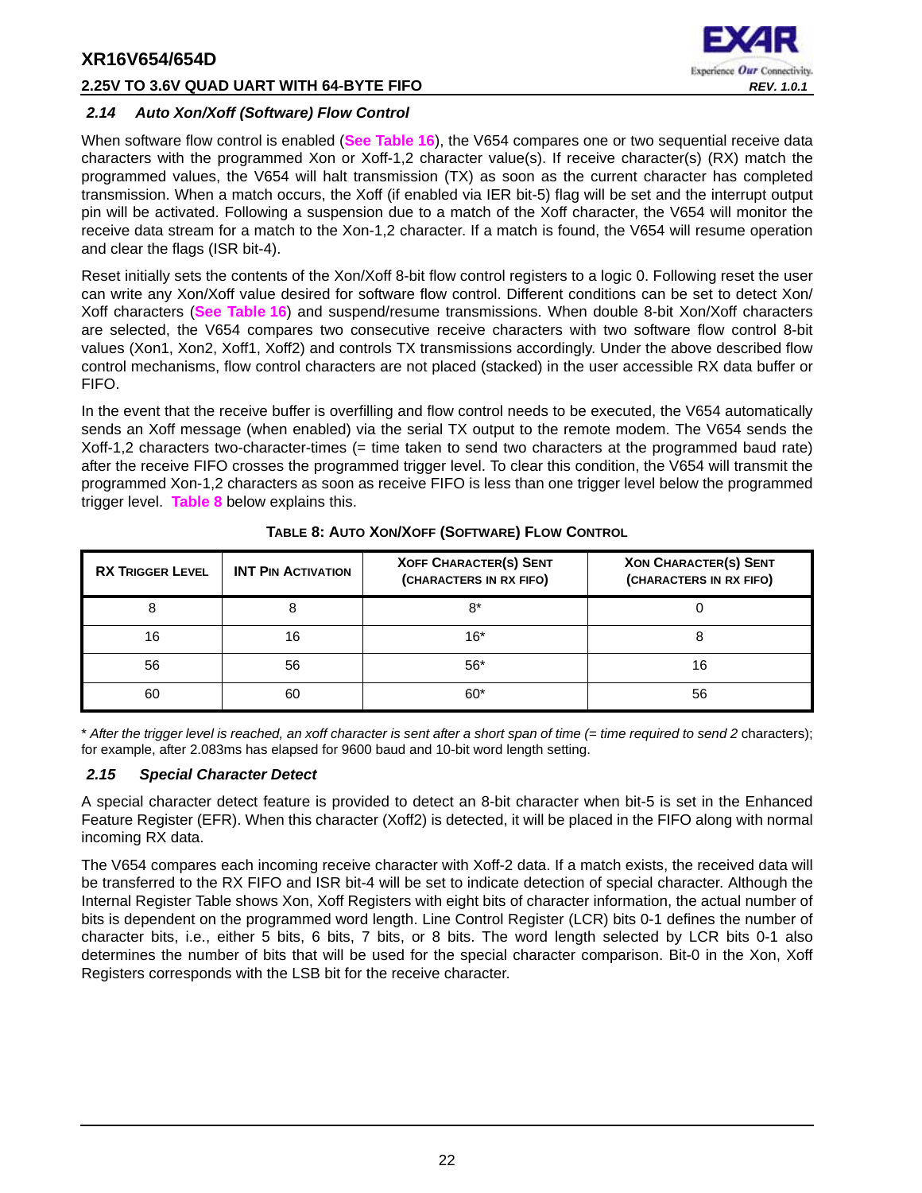### *2.14 Auto Xon/Xoff (Software) Flow Control*

When software flow control is enabled (**See Table 16**), the V654 compares one or two sequential receive data characters with the programmed Xon or Xoff-1,2 character value(s). If receive character(s) (RX) match the programmed values, the V654 will halt transmission (TX) as soon as the current character has completed transmission. When a match occurs, the Xoff (if enabled via IER bit-5) flag will be set and the interrupt output pin will be activated. Following a suspension due to a match of the Xoff character, the V654 will monitor the receive data stream for a match to the Xon-1,2 character. If a match is found, the V654 will resume operation and clear the flags (ISR bit-4).

Reset initially sets the contents of the Xon/Xoff 8-bit flow control registers to a logic 0. Following reset the user can write any Xon/Xoff value desired for software flow control. Different conditions can be set to detect Xon/Xoff characters (**See Table 16**) and suspend/resume transmissions. When double 8-bit Xon/Xoff characters are selected, the V654 compares two consecutive receive characters with two software flow control 8-bit values (Xon1, Xon2, Xoff1, Xoff2) and controls TX transmissions accordingly. Under the above described flow control mechanisms, flow control characters are not placed (stacked) in the user accessible RX data buffer or FIFO.

In the event that the receive buffer is overfilling and flow control needs to be executed, the V654 automatically sends an Xoff message (when enabled) via the serial TX output to the remote modem. The V654 sends the Xoff-1,2 characters two-character-times (= time taken to send two characters at the programmed baud rate) after the receive FIFO crosses the programmed trigger level. To clear this condition, the V654 will transmit the programmed Xon-1,2 characters as soon as receive FIFO is less than one trigger level below the programmed trigger level. **Table 8** below explains this.

**TABLE 8: AUTO XON/XOFF (SOFTWARE) FLOW CONTROL**

| RX TRIGGER LEVEL | INT PIN ACTIVATION | XOFF CHARACTER(S) SENT (CHARACTERS IN RX FIFO) | XON CHARACTER(S) SENT (CHARACTERS IN RX FIFO) |
|---|---|---|---|
| 8 | 8 | 8* | 0 |
| 16 | 16 | 16* | 8 |
| 56 | 56 | 56* | 16 |
| 60 | 60 | 60* | 56 |

* *After the trigger level is reached, an xoff character is sent after a short span of time (= time required to send 2* characters); for example, after 2.083ms has elapsed for 9600 baud and 10-bit word length setting.

### *2.15 Special Character Detect*

A special character detect feature is provided to detect an 8-bit character when bit-5 is set in the Enhanced Feature Register (EFR). When this character (Xoff2) is detected, it will be placed in the FIFO along with normal incoming RX data.

The V654 compares each incoming receive character with Xoff-2 data. If a match exists, the received data will be transferred to the RX FIFO and ISR bit-4 will be set to indicate detection of special character. Although the Internal Register Table shows Xon, Xoff Registers with eight bits of character information, the actual number of bits is dependent on the programmed word length. Line Control Register (LCR) bits 0-1 defines the number of character bits, i.e., either 5 bits, 6 bits, 7 bits, or 8 bits. The word length selected by LCR bits 0-1 also determines the number of bits that will be used for the special character comparison. Bit-0 in the Xon, Xoff Registers corresponds with the LSB bit for the receive character.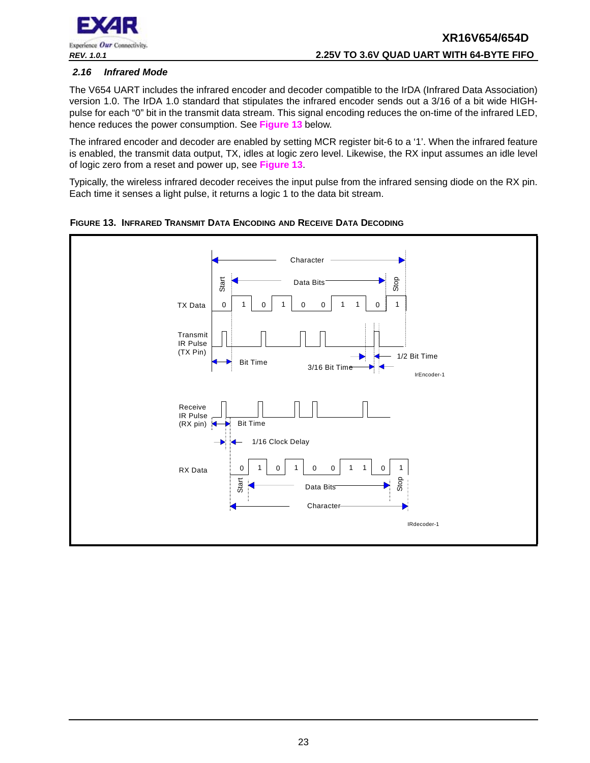## 2.16 Infrared Mode

The V654 UART includes the infrared encoder and decoder compatible to the IrDA (Infrared Data Association) version 1.0. The IrDA 1.0 standard that stipulates the infrared encoder sends out a 3/16 of a bit wide HIGH-pulse for each "0" bit in the transmit data stream. This signal encoding reduces the on-time of the infrared LED, hence reduces the power consumption. See **Figure 13** below.

The infrared encoder and decoder are enabled by setting MCR register bit-6 to a '1'. When the infrared feature is enabled, the transmit data output, TX, idles at logic zero level. Likewise, the RX input assumes an idle level of logic zero from a reset and power up, see **Figure 13**.

Typically, the wireless infrared decoder receives the input pulse from the infrared sensing diode on the RX pin. Each time it senses a light pulse, it returns a logic 1 to the data bit stream.

**FIGURE 13. INFRARED TRANSMIT DATA ENCODING AND RECEIVE DATA DECODING**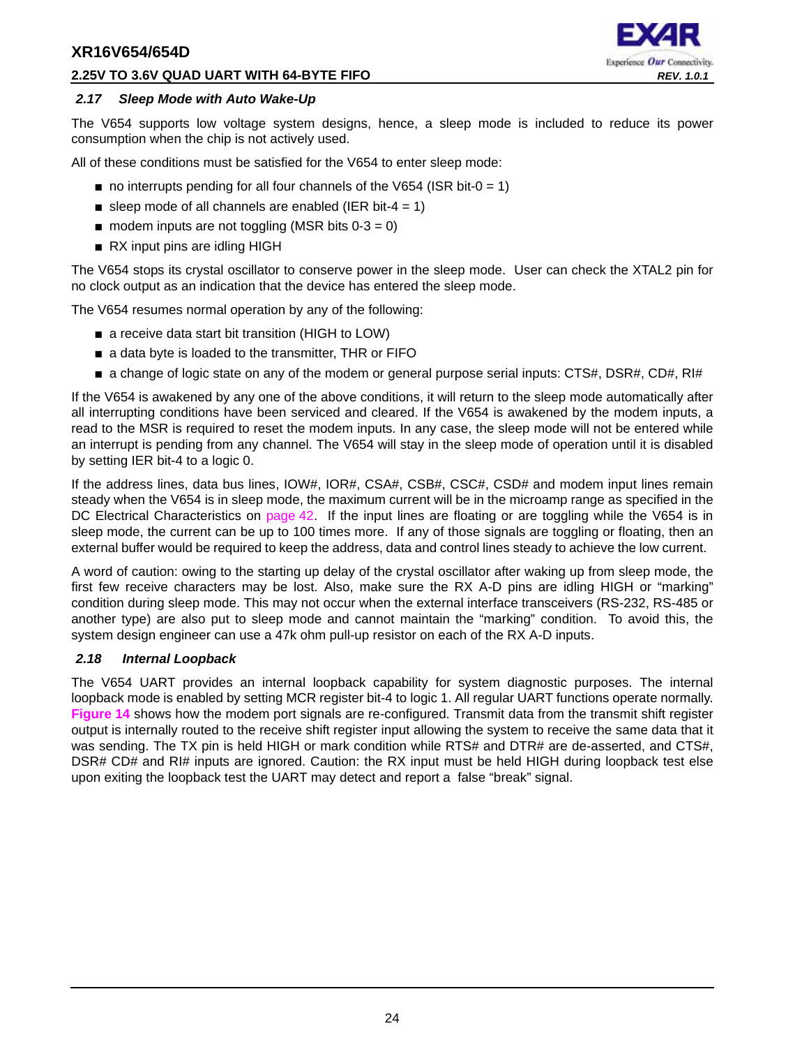### 2.17 Sleep Mode with Auto Wake-Up

The V654 supports low voltage system designs, hence, a sleep mode is included to reduce its power consumption when the chip is not actively used.

All of these conditions must be satisfied for the V654 to enter sleep mode:

- no interrupts pending for all four channels of the V654 (ISR bit-0 = 1)
- sleep mode of all channels are enabled (IER bit-4 = 1)
- modem inputs are not toggling (MSR bits 0-3 = 0)
- RX input pins are idling HIGH

The V654 stops its crystal oscillator to conserve power in the sleep mode. User can check the XTAL2 pin for no clock output as an indication that the device has entered the sleep mode.

The V654 resumes normal operation by any of the following:

- a receive data start bit transition (HIGH to LOW)
- a data byte is loaded to the transmitter, THR or FIFO
- a change of logic state on any of the modem or general purpose serial inputs: CTS#, DSR#, CD#, RI#

If the V654 is awakened by any one of the above conditions, it will return to the sleep mode automatically after all interrupting conditions have been serviced and cleared. If the V654 is awakened by the modem inputs, a read to the MSR is required to reset the modem inputs. In any case, the sleep mode will not be entered while an interrupt is pending from any channel. The V654 will stay in the sleep mode of operation until it is disabled by setting IER bit-4 to a logic 0.

If the address lines, data bus lines, IOW#, IOR#, CSA#, CSB#, CSC#, CSD# and modem input lines remain steady when the V654 is in sleep mode, the maximum current will be in the microamp range as specified in the DC Electrical Characteristics on page 42. If the input lines are floating or are toggling while the V654 is in sleep mode, the current can be up to 100 times more. If any of those signals are toggling or floating, then an external buffer would be required to keep the address, data and control lines steady to achieve the low current.

A word of caution: owing to the starting up delay of the crystal oscillator after waking up from sleep mode, the first few receive characters may be lost. Also, make sure the RX A-D pins are idling HIGH or "marking" condition during sleep mode. This may not occur when the external interface transceivers (RS-232, RS-485 or another type) are also put to sleep mode and cannot maintain the "marking" condition. To avoid this, the system design engineer can use a 47k ohm pull-up resistor on each of the RX A-D inputs.

### 2.18 Internal Loopback

The V654 UART provides an internal loopback capability for system diagnostic purposes. The internal loopback mode is enabled by setting MCR register bit-4 to logic 1. All regular UART functions operate normally. **Figure 14** shows how the modem port signals are re-configured. Transmit data from the transmit shift register output is internally routed to the receive shift register input allowing the system to receive the same data that it was sending. The TX pin is held HIGH or mark condition while RTS# and DTR# are de-asserted, and CTS#, DSR# CD# and RI# inputs are ignored. Caution: the RX input must be held HIGH during loopback test else upon exiting the loopback test the UART may detect and report a false "break" signal.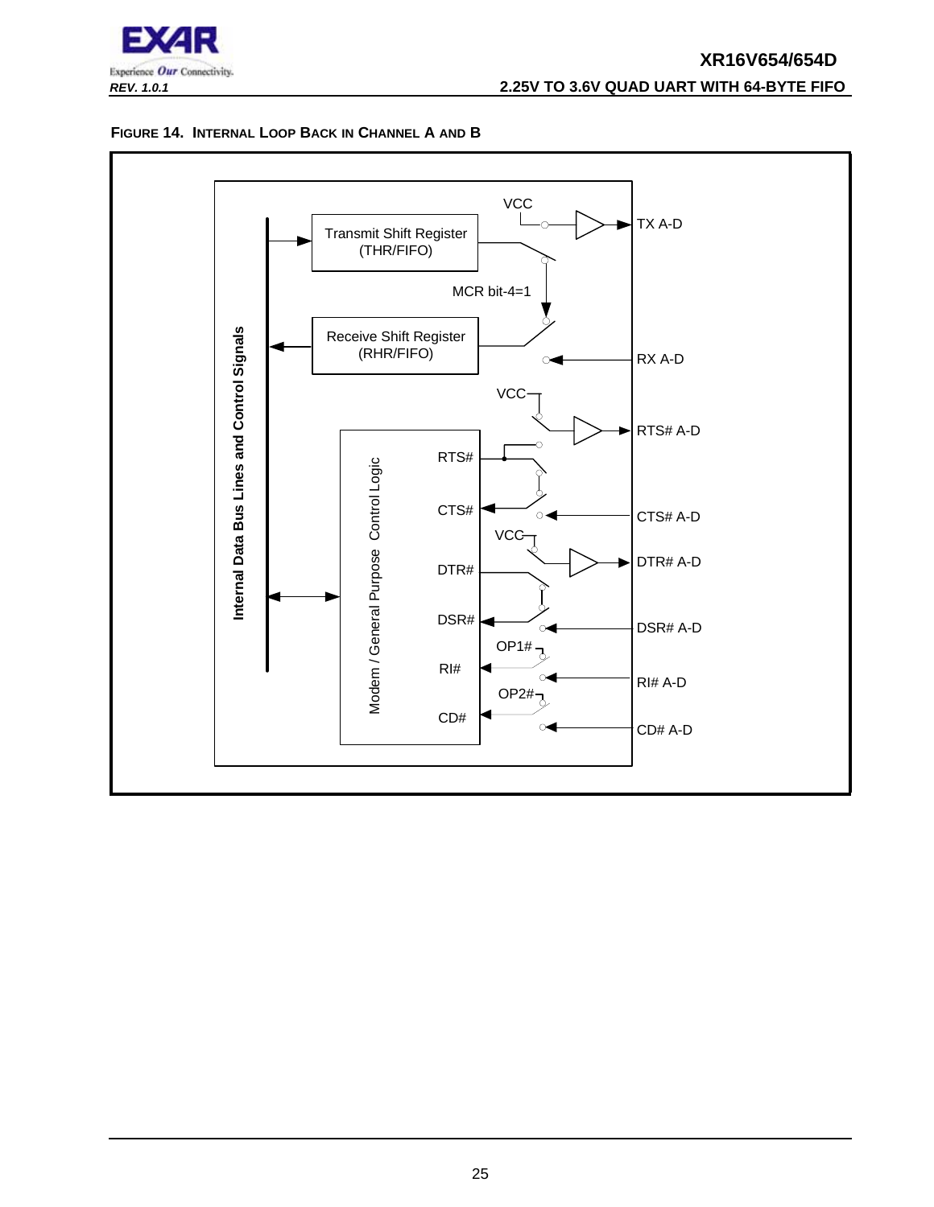**FIGURE 14. INTERNAL LOOP BACK IN CHANNEL A AND B**

Internal Data Bus Lines and Control Signals

Transmit Shift Register (THR/FIFO)

Receive Shift Register (RHR/FIFO)

VCC

TX A-D

MCR bit-4=1

RX A-D

VCC

RTS# A-D

Modem / General Purpose Control Logic

RTS#

CTS#

CTS# A-D

VCC

DTR# A-D

DTR#

DSR#

DSR# A-D

OP1#

RI#

RI# A-D

OP2#

CD#

CD# A-D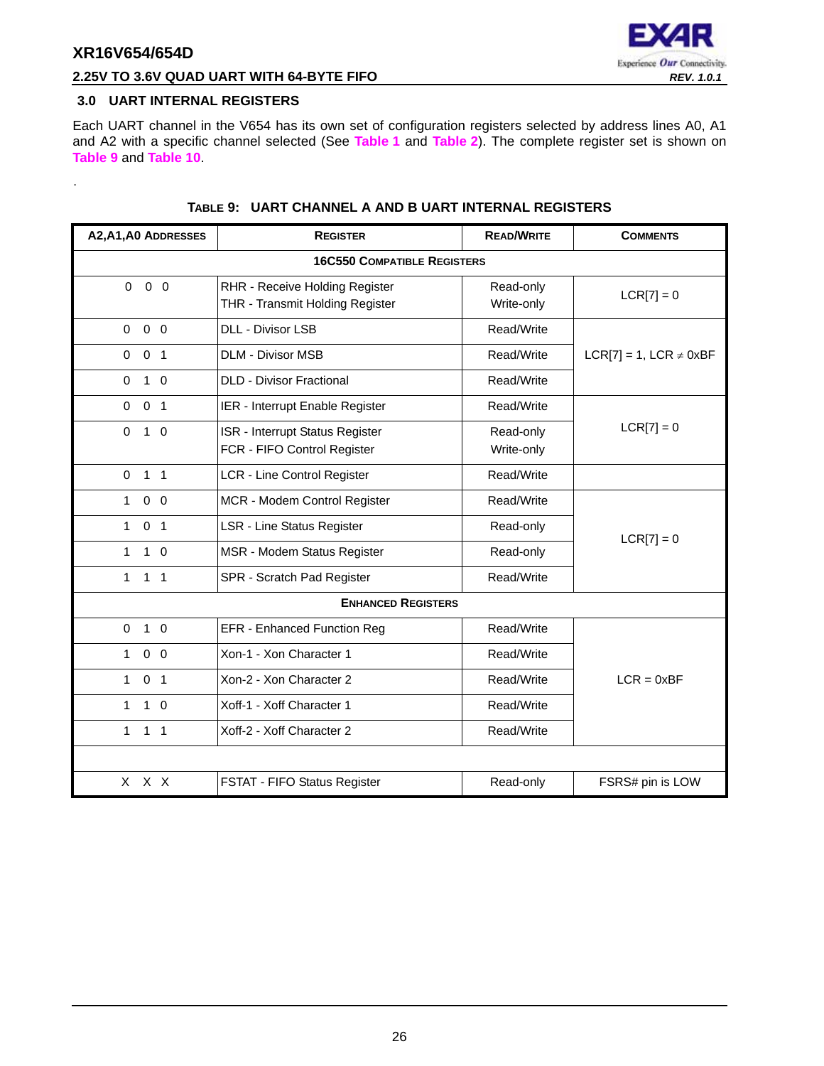## 3.0 UART INTERNAL REGISTERS

Each UART channel in the V654 has its own set of configuration registers selected by address lines A0, A1 and A2 with a specific channel selected (See Table 1 and Table 2). The complete register set is shown on Table 9 and Table 10.

.

**TABLE 9: UART CHANNEL A AND B UART INTERNAL REGISTERS**

| A2,A1,A0 ADDRESSES | REGISTER | READ/WRITE | COMMENTS |
|---|---|---|---|
| **16C550 COMPATIBLE REGISTERS** | | | |
| 0 0 0 | RHR - Receive Holding Register<br>THR - Transmit Holding Register | Read-only<br>Write-only | LCR[7] = 0 |
| 0 0 0 | DLL - Divisor LSB | Read/Write | LCR[7] = 1, LCR ≠ 0xBF |
| 0 0 1 | DLM - Divisor MSB | Read/Write | |
| 0 1 0 | DLD - Divisor Fractional | Read/Write | |
| 0 0 1 | IER - Interrupt Enable Register | Read/Write | LCR[7] = 0 |
| 0 1 0 | ISR - Interrupt Status Register<br>FCR - FIFO Control Register | Read-only<br>Write-only | |
| 0 1 1 | LCR - Line Control Register | Read/Write | |
| 1 0 0 | MCR - Modem Control Register | Read/Write | LCR[7] = 0 |
| 1 0 1 | LSR - Line Status Register | Read-only | |
| 1 1 0 | MSR - Modem Status Register | Read-only | |
| 1 1 1 | SPR - Scratch Pad Register | Read/Write | |
| **ENHANCED REGISTERS** | | | |
| 0 1 0 | EFR - Enhanced Function Reg | Read/Write | LCR = 0xBF |
| 1 0 0 | Xon-1 - Xon Character 1 | Read/Write | |
| 1 0 1 | Xon-2 - Xon Character 2 | Read/Write | |
| 1 1 0 | Xoff-1 - Xoff Character 1 | Read/Write | |
| 1 1 1 | Xoff-2 - Xoff Character 2 | Read/Write | |
| | | | |
| X X X | FSTAT - FIFO Status Register | Read-only | FSRS# pin is LOW |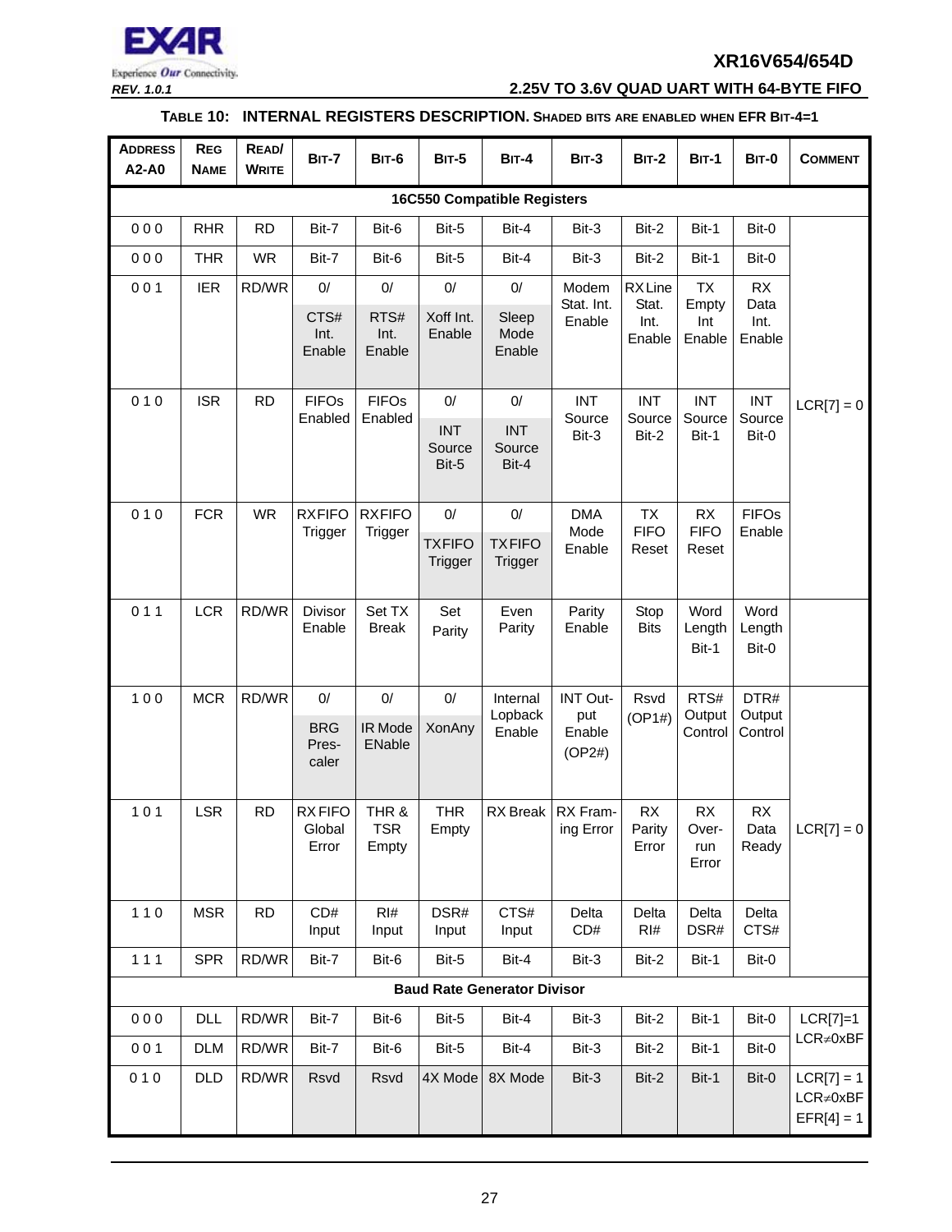**TABLE 10: INTERNAL REGISTERS DESCRIPTION. SHADED BITS ARE ENABLED WHEN EFR BIT-4=1**

| ADDRESS A2-A0 | REG NAME | READ/ WRITE | BIT-7 | BIT-6 | BIT-5 | BIT-4 | BIT-3 | BIT-2 | BIT-1 | BIT-0 | COMMENT |
|---|---|---|---|---|---|---|---|---|---|---|---|
| **16C550 Compatible Registers** | | | | | | | | | | | |
| 0 0 0 | RHR | RD | Bit-7 | Bit-6 | Bit-5 | Bit-4 | Bit-3 | Bit-2 | Bit-1 | Bit-0 | LCR[7] = 0 |
| 0 0 0 | THR | WR | Bit-7 | Bit-6 | Bit-5 | Bit-4 | Bit-3 | Bit-2 | Bit-1 | Bit-0 | |
| 0 0 1 | IER | RD/WR | 0/ CTS# Int. Enable | 0/ RTS# Int. Enable | 0/ Xoff Int. Enable | 0/ Sleep Mode Enable | Modem Stat. Int. Enable | RX Line Stat. Int. Enable | TX Empty Int Enable | RX Data Int. Enable | |
| 0 1 0 | ISR | RD | FIFOs Enabled | FIFOs Enabled | 0/ INT Source Bit-5 | 0/ INT Source Bit-4 | INT Source Bit-3 | INT Source Bit-2 | INT Source Bit-1 | INT Source Bit-0 | |
| 0 1 0 | FCR | WR | RXFIFO Trigger | RXFIFO Trigger | 0/ TXFIFO Trigger | 0/ TXFIFO Trigger | DMA Mode Enable | TX FIFO Reset | RX FIFO Reset | FIFOs Enable | |
| 0 1 1 | LCR | RD/WR | Divisor Enable | Set TX Break | Set Parity | Even Parity | Parity Enable | Stop Bits | Word Length Bit-1 | Word Length Bit-0 | |
| 1 0 0 | MCR | RD/WR | 0/ BRG Pres-caler | 0/ IR Mode ENable | 0/ XonAny | Internal Lopback Enable | INT Output Enable (OP2#) | Rsvd (OP1#) | RTS# Output Control | DTR# Output Control | LCR[7] = 0 |
| 1 0 1 | LSR | RD | RX FIFO Global Error | THR & TSR Empty | THR Empty | RX Break | RX Framing Error | RX Parity Error | RX Over-run Error | RX Data Ready | |
| 1 1 0 | MSR | RD | CD# Input | RI# Input | DSR# Input | CTS# Input | Delta CD# | Delta RI# | Delta DSR# | Delta CTS# | |
| 1 1 1 | SPR | RD/WR | Bit-7 | Bit-6 | Bit-5 | Bit-4 | Bit-3 | Bit-2 | Bit-1 | Bit-0 | |
| **Baud Rate Generator Divisor** | | | | | | | | | | | |
| 0 0 0 | DLL | RD/WR | Bit-7 | Bit-6 | Bit-5 | Bit-4 | Bit-3 | Bit-2 | Bit-1 | Bit-0 | LCR[7]=1 LCR≠0xBF |
| 0 0 1 | DLM | RD/WR | Bit-7 | Bit-6 | Bit-5 | Bit-4 | Bit-3 | Bit-2 | Bit-1 | Bit-0 | |
| 0 1 0 | DLD | RD/WR | Rsvd | Rsvd | 4X Mode | 8X Mode | Bit-3 | Bit-2 | Bit-1 | Bit-0 | LCR[7] = 1 LCR≠0xBF EFR[4] = 1 |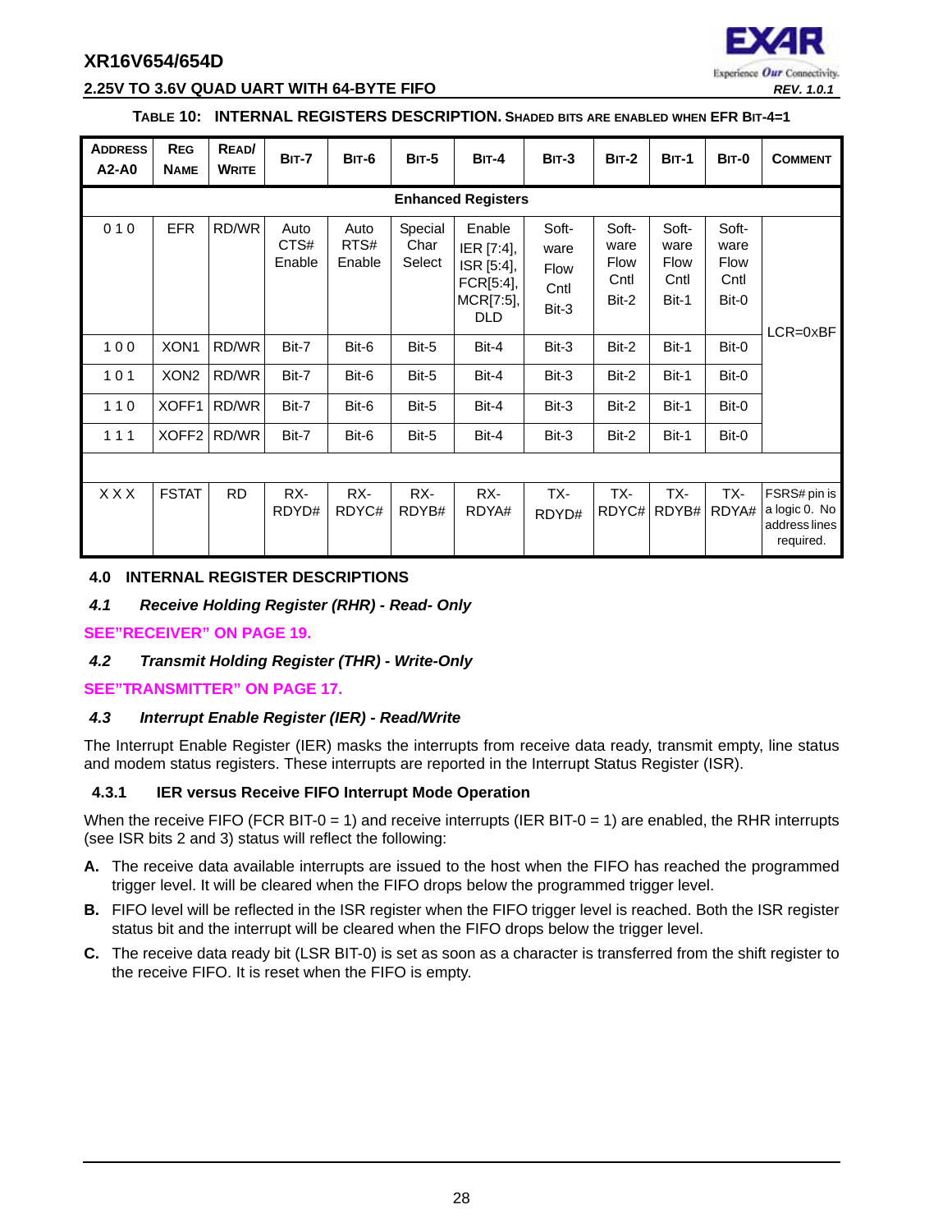**TABLE 10: INTERNAL REGISTERS DESCRIPTION. SHADED BITS ARE ENABLED WHEN EFR BIT-4=1**

| ADDRESS A2-A0 | REG NAME | READ/ WRITE | BIT-7 | BIT-6 | BIT-5 | BIT-4 | BIT-3 | BIT-2 | BIT-1 | BIT-0 | COMMENT |
|---|---|---|---|---|---|---|---|---|---|---|---|
| **Enhanced Registers** | | | | | | | | | | | |
| 0 1 0 | EFR | RD/WR | Auto CTS# Enable | Auto RTS# Enable | Special Char Select | Enable IER [7:4], ISR [5:4], FCR[5:4], MCR[7:5], DLD | Software Flow Cntl Bit-3 | Software Flow Cntl Bit-2 | Software Flow Cntl Bit-1 | Software Flow Cntl Bit-0 | LCR=0xBF |
| 1 0 0 | XON1 | RD/WR | Bit-7 | Bit-6 | Bit-5 | Bit-4 | Bit-3 | Bit-2 | Bit-1 | Bit-0 | |
| 1 0 1 | XON2 | RD/WR | Bit-7 | Bit-6 | Bit-5 | Bit-4 | Bit-3 | Bit-2 | Bit-1 | Bit-0 | |
| 1 1 0 | XOFF1 | RD/WR | Bit-7 | Bit-6 | Bit-5 | Bit-4 | Bit-3 | Bit-2 | Bit-1 | Bit-0 | |
| 1 1 1 | XOFF2 | RD/WR | Bit-7 | Bit-6 | Bit-5 | Bit-4 | Bit-3 | Bit-2 | Bit-1 | Bit-0 | |
| | | | | | | | | | | | |
| X X X | FSTAT | RD | RX-RDYD# | RX-RDYC# | RX-RDYB# | RX-RDYA# | TX-RDYD# | TX-RDYC# | TX-RDYB# | TX-RDYA# | FSRS# pin is a logic 0. No address lines required. |

## 4.0 INTERNAL REGISTER DESCRIPTIONS

### *4.1 Receive Holding Register (RHR) - Read- Only*

**SEE"RECEIVER" ON PAGE 19.**

### *4.2 Transmit Holding Register (THR) - Write-Only*

**SEE"TRANSMITTER" ON PAGE 17.**

### *4.3 Interrupt Enable Register (IER) - Read/Write*

The Interrupt Enable Register (IER) masks the interrupts from receive data ready, transmit empty, line status and modem status registers. These interrupts are reported in the Interrupt Status Register (ISR).

#### 4.3.1 IER versus Receive FIFO Interrupt Mode Operation

When the receive FIFO (FCR BIT-0 = 1) and receive interrupts (IER BIT-0 = 1) are enabled, the RHR interrupts (see ISR bits 2 and 3) status will reflect the following:

**A.** The receive data available interrupts are issued to the host when the FIFO has reached the programmed trigger level. It will be cleared when the FIFO drops below the programmed trigger level.

**B.** FIFO level will be reflected in the ISR register when the FIFO trigger level is reached. Both the ISR register status bit and the interrupt will be cleared when the FIFO drops below the trigger level.

**C.** The receive data ready bit (LSR BIT-0) is set as soon as a character is transferred from the shift register to the receive FIFO. It is reset when the FIFO is empty.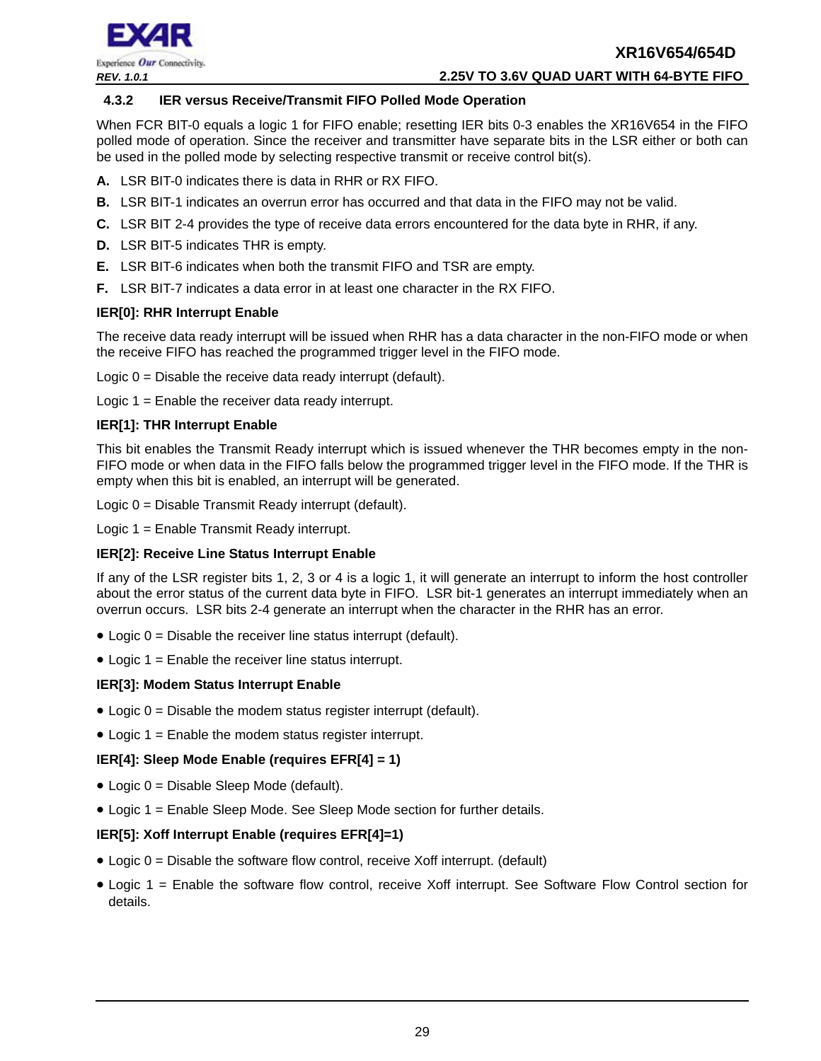### 4.3.2 IER versus Receive/Transmit FIFO Polled Mode Operation

When FCR BIT-0 equals a logic 1 for FIFO enable; resetting IER bits 0-3 enables the XR16V654 in the FIFO polled mode of operation. Since the receiver and transmitter have separate bits in the LSR either or both can be used in the polled mode by selecting respective transmit or receive control bit(s).

**A.** LSR BIT-0 indicates there is data in RHR or RX FIFO.

**B.** LSR BIT-1 indicates an overrun error has occurred and that data in the FIFO may not be valid.

**C.** LSR BIT 2-4 provides the type of receive data errors encountered for the data byte in RHR, if any.

**D.** LSR BIT-5 indicates THR is empty.

**E.** LSR BIT-6 indicates when both the transmit FIFO and TSR are empty.

**F.** LSR BIT-7 indicates a data error in at least one character in the RX FIFO.

**IER[0]: RHR Interrupt Enable**

The receive data ready interrupt will be issued when RHR has a data character in the non-FIFO mode or when the receive FIFO has reached the programmed trigger level in the FIFO mode.

Logic 0 = Disable the receive data ready interrupt (default).

Logic 1 = Enable the receiver data ready interrupt.

**IER[1]: THR Interrupt Enable**

This bit enables the Transmit Ready interrupt which is issued whenever the THR becomes empty in the non-FIFO mode or when data in the FIFO falls below the programmed trigger level in the FIFO mode. If the THR is empty when this bit is enabled, an interrupt will be generated.

Logic 0 = Disable Transmit Ready interrupt (default).

Logic 1 = Enable Transmit Ready interrupt.

**IER[2]: Receive Line Status Interrupt Enable**

If any of the LSR register bits 1, 2, 3 or 4 is a logic 1, it will generate an interrupt to inform the host controller about the error status of the current data byte in FIFO. LSR bit-1 generates an interrupt immediately when an overrun occurs. LSR bits 2-4 generate an interrupt when the character in the RHR has an error.

- Logic 0 = Disable the receiver line status interrupt (default).
- Logic 1 = Enable the receiver line status interrupt.

**IER[3]: Modem Status Interrupt Enable**

- Logic 0 = Disable the modem status register interrupt (default).
- Logic 1 = Enable the modem status register interrupt.

**IER[4]: Sleep Mode Enable (requires EFR[4] = 1)**

- Logic 0 = Disable Sleep Mode (default).
- Logic 1 = Enable Sleep Mode. See Sleep Mode section for further details.

**IER[5]: Xoff Interrupt Enable (requires EFR[4]=1)**

- Logic 0 = Disable the software flow control, receive Xoff interrupt. (default)
- Logic 1 = Enable the software flow control, receive Xoff interrupt. See Software Flow Control section for details.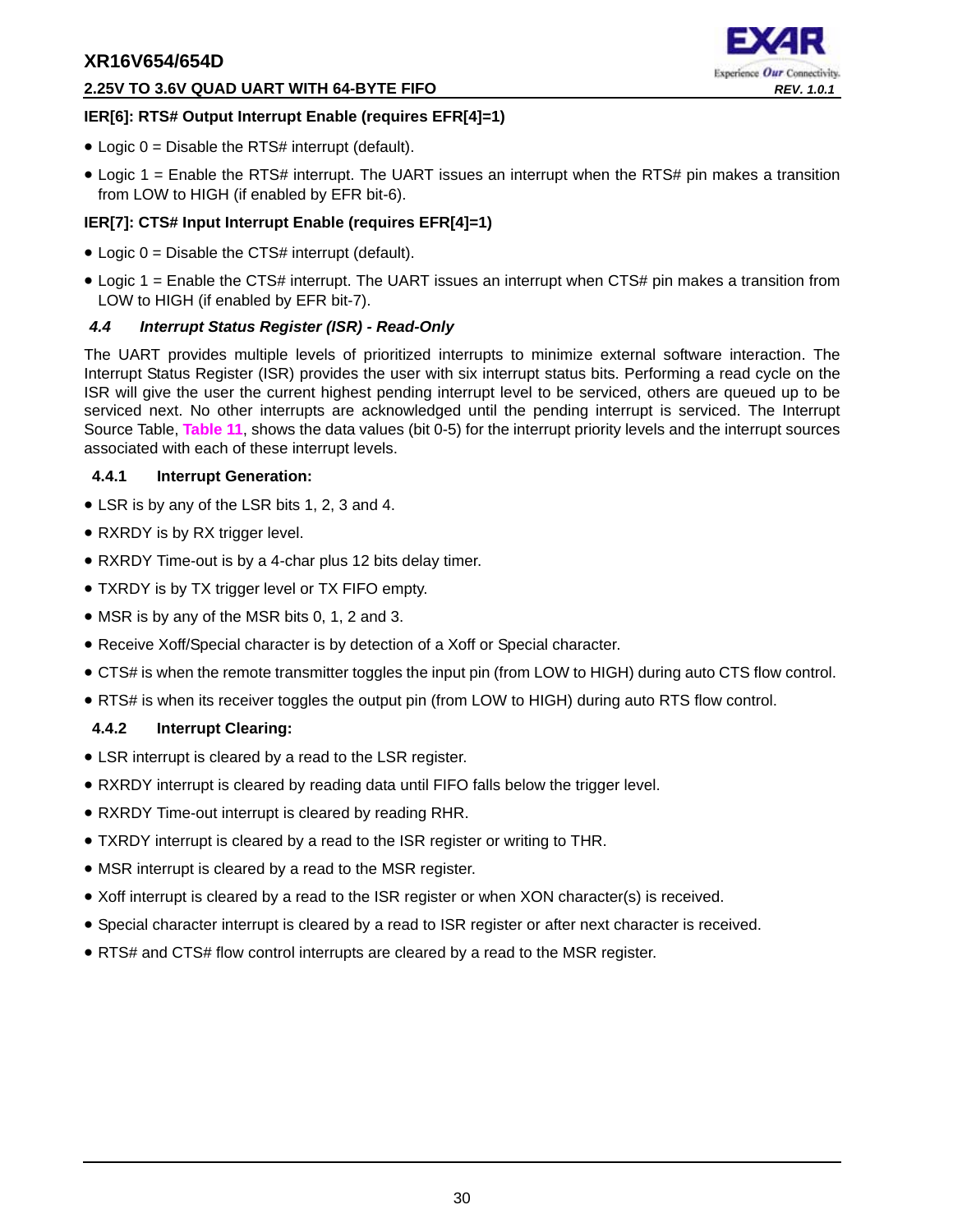**IER[6]: RTS# Output Interrupt Enable (requires EFR[4]=1)**

- Logic 0 = Disable the RTS# interrupt (default).
- Logic 1 = Enable the RTS# interrupt. The UART issues an interrupt when the RTS# pin makes a transition from LOW to HIGH (if enabled by EFR bit-6).

**IER[7]: CTS# Input Interrupt Enable (requires EFR[4]=1)**

- Logic 0 = Disable the CTS# interrupt (default).
- Logic 1 = Enable the CTS# interrupt. The UART issues an interrupt when CTS# pin makes a transition from LOW to HIGH (if enabled by EFR bit-7).

## 4.4 Interrupt Status Register (ISR) - Read-Only

The UART provides multiple levels of prioritized interrupts to minimize external software interaction. The Interrupt Status Register (ISR) provides the user with six interrupt status bits. Performing a read cycle on the ISR will give the user the current highest pending interrupt level to be serviced, others are queued up to be serviced next. No other interrupts are acknowledged until the pending interrupt is serviced. The Interrupt Source Table, Table 11, shows the data values (bit 0-5) for the interrupt priority levels and the interrupt sources associated with each of these interrupt levels.

### 4.4.1 Interrupt Generation:

- LSR is by any of the LSR bits 1, 2, 3 and 4.
- RXRDY is by RX trigger level.
- RXRDY Time-out is by a 4-char plus 12 bits delay timer.
- TXRDY is by TX trigger level or TX FIFO empty.
- MSR is by any of the MSR bits 0, 1, 2 and 3.
- Receive Xoff/Special character is by detection of a Xoff or Special character.
- CTS# is when the remote transmitter toggles the input pin (from LOW to HIGH) during auto CTS flow control.
- RTS# is when its receiver toggles the output pin (from LOW to HIGH) during auto RTS flow control.

### 4.4.2 Interrupt Clearing:

- LSR interrupt is cleared by a read to the LSR register.
- RXRDY interrupt is cleared by reading data until FIFO falls below the trigger level.
- RXRDY Time-out interrupt is cleared by reading RHR.
- TXRDY interrupt is cleared by a read to the ISR register or writing to THR.
- MSR interrupt is cleared by a read to the MSR register.
- Xoff interrupt is cleared by a read to the ISR register or when XON character(s) is received.
- Special character interrupt is cleared by a read to ISR register or after next character is received.
- RTS# and CTS# flow control interrupts are cleared by a read to the MSR register.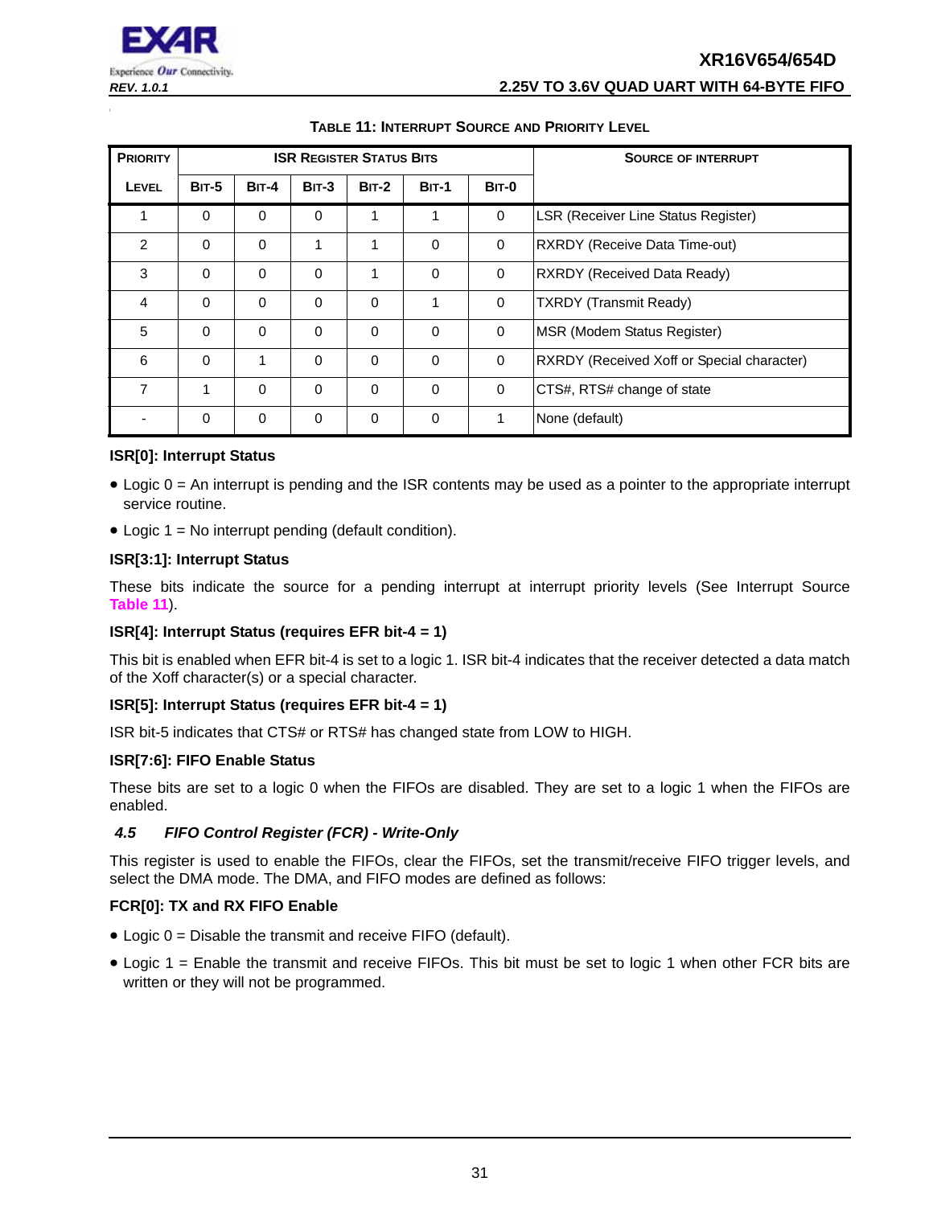**TABLE 11: INTERRUPT SOURCE AND PRIORITY LEVEL**

| PRIORITY | ISR REGISTER STATUS BITS | | | | | | SOURCE OF INTERRUPT |
|---|---|---|---|---|---|---|---|
| LEVEL | BIT-5 | BIT-4 | BIT-3 | BIT-2 | BIT-1 | BIT-0 | |
| 1 | 0 | 0 | 0 | 1 | 1 | 0 | LSR (Receiver Line Status Register) |
| 2 | 0 | 0 | 1 | 1 | 0 | 0 | RXRDY (Receive Data Time-out) |
| 3 | 0 | 0 | 0 | 1 | 0 | 0 | RXRDY (Received Data Ready) |
| 4 | 0 | 0 | 0 | 0 | 1 | 0 | TXRDY (Transmit Ready) |
| 5 | 0 | 0 | 0 | 0 | 0 | 0 | MSR (Modem Status Register) |
| 6 | 0 | 1 | 0 | 0 | 0 | 0 | RXRDY (Received Xoff or Special character) |
| 7 | 1 | 0 | 0 | 0 | 0 | 0 | CTS#, RTS# change of state |
| - | 0 | 0 | 0 | 0 | 0 | 1 | None (default) |

**ISR[0]: Interrupt Status**

- Logic 0 = An interrupt is pending and the ISR contents may be used as a pointer to the appropriate interrupt service routine.
- Logic 1 = No interrupt pending (default condition).

**ISR[3:1]: Interrupt Status**

These bits indicate the source for a pending interrupt at interrupt priority levels (See Interrupt Source Table 11).

**ISR[4]: Interrupt Status (requires EFR bit-4 = 1)**

This bit is enabled when EFR bit-4 is set to a logic 1. ISR bit-4 indicates that the receiver detected a data match of the Xoff character(s) or a special character.

**ISR[5]: Interrupt Status (requires EFR bit-4 = 1)**

ISR bit-5 indicates that CTS# or RTS# has changed state from LOW to HIGH.

**ISR[7:6]: FIFO Enable Status**

These bits are set to a logic 0 when the FIFOs are disabled. They are set to a logic 1 when the FIFOs are enabled.

### *4.5 FIFO Control Register (FCR) - Write-Only*

This register is used to enable the FIFOs, clear the FIFOs, set the transmit/receive FIFO trigger levels, and select the DMA mode. The DMA, and FIFO modes are defined as follows:

**FCR[0]: TX and RX FIFO Enable**

- Logic 0 = Disable the transmit and receive FIFO (default).
- Logic 1 = Enable the transmit and receive FIFOs. This bit must be set to logic 1 when other FCR bits are written or they will not be programmed.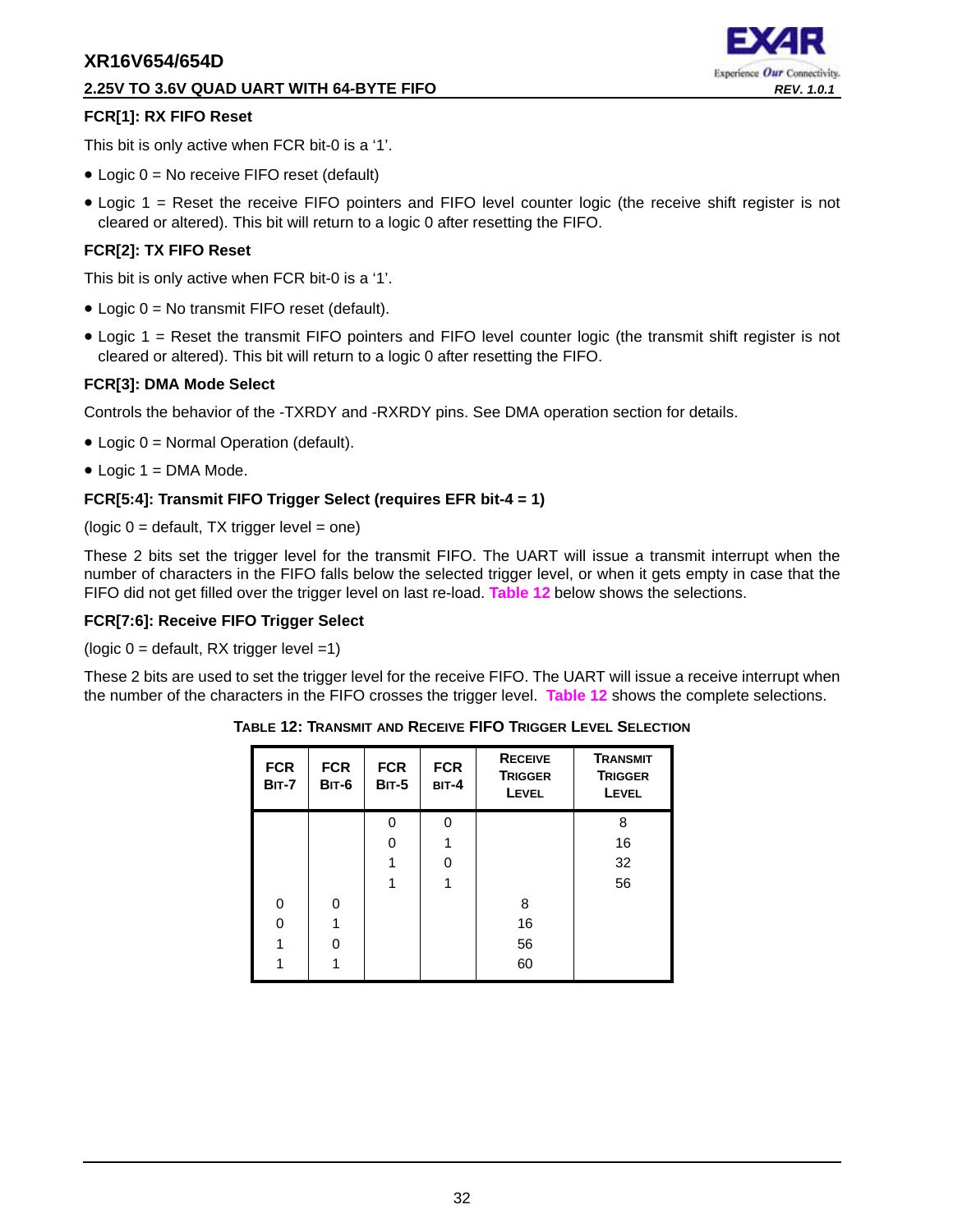### FCR[1]: RX FIFO Reset

This bit is only active when FCR bit-0 is a ‘1’.

- Logic 0 = No receive FIFO reset (default)
- Logic 1 = Reset the receive FIFO pointers and FIFO level counter logic (the receive shift register is not cleared or altered). This bit will return to a logic 0 after resetting the FIFO.

### FCR[2]: TX FIFO Reset

This bit is only active when FCR bit-0 is a ‘1’.

- Logic 0 = No transmit FIFO reset (default).
- Logic 1 = Reset the transmit FIFO pointers and FIFO level counter logic (the transmit shift register is not cleared or altered). This bit will return to a logic 0 after resetting the FIFO.

### FCR[3]: DMA Mode Select

Controls the behavior of the -TXRDY and -RXRDY pins. See DMA operation section for details.

- Logic 0 = Normal Operation (default).
- Logic 1 = DMA Mode.

### FCR[5:4]: Transmit FIFO Trigger Select (requires EFR bit-4 = 1)

(logic 0 = default, TX trigger level = one)

These 2 bits set the trigger level for the transmit FIFO. The UART will issue a transmit interrupt when the number of characters in the FIFO falls below the selected trigger level, or when it gets empty in case that the FIFO did not get filled over the trigger level on last re-load. Table 12 below shows the selections.

### FCR[7:6]: Receive FIFO Trigger Select

(logic 0 = default, RX trigger level =1)

These 2 bits are used to set the trigger level for the receive FIFO. The UART will issue a receive interrupt when the number of the characters in the FIFO crosses the trigger level. Table 12 shows the complete selections.

**TABLE 12: TRANSMIT AND RECEIVE FIFO TRIGGER LEVEL SELECTION**

| FCR BIT-7 | FCR BIT-6 | FCR BIT-5 | FCR BIT-4 | RECEIVE TRIGGER LEVEL | TRANSMIT TRIGGER LEVEL |
|---|---|---|---|---|---|
| | | 0 | 0 | | 8 |
| | | 0 | 1 | | 16 |
| | | 1 | 0 | | 32 |
| | | 1 | 1 | | 56 |
| 0 | 0 | | | 8 | |
| 0 | 1 | | | 16 | |
| 1 | 0 | | | 56 | |
| 1 | 1 | | | 60 | |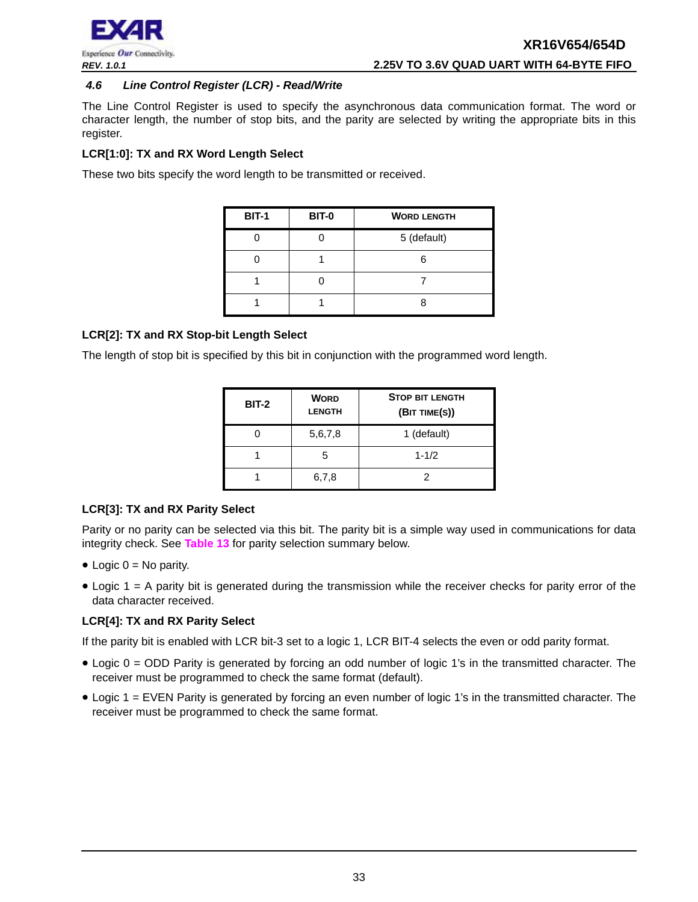### 4.6 Line Control Register (LCR) - Read/Write

The Line Control Register is used to specify the asynchronous data communication format. The word or character length, the number of stop bits, and the parity are selected by writing the appropriate bits in this register.

**LCR[1:0]: TX and RX Word Length Select**

These two bits specify the word length to be transmitted or received.

| BIT-1 | BIT-0 | WORD LENGTH |
|---|---|---|
| 0 | 0 | 5 (default) |
| 0 | 1 | 6 |
| 1 | 0 | 7 |
| 1 | 1 | 8 |

**LCR[2]: TX and RX Stop-bit Length Select**

The length of stop bit is specified by this bit in conjunction with the programmed word length.

| BIT-2 | WORD LENGTH | STOP BIT LENGTH (BIT TIME(S)) |
|---|---|---|
| 0 | 5,6,7,8 | 1 (default) |
| 1 | 5 | 1-1/2 |
| 1 | 6,7,8 | 2 |

**LCR[3]: TX and RX Parity Select**

Parity or no parity can be selected via this bit. The parity bit is a simple way used in communications for data integrity check. See **Table 13** for parity selection summary below.

- Logic 0 = No parity.
- Logic 1 = A parity bit is generated during the transmission while the receiver checks for parity error of the data character received.

**LCR[4]: TX and RX Parity Select**

If the parity bit is enabled with LCR bit-3 set to a logic 1, LCR BIT-4 selects the even or odd parity format.

- Logic 0 = ODD Parity is generated by forcing an odd number of logic 1's in the transmitted character. The receiver must be programmed to check the same format (default).
- Logic 1 = EVEN Parity is generated by forcing an even number of logic 1's in the transmitted character. The receiver must be programmed to check the same format.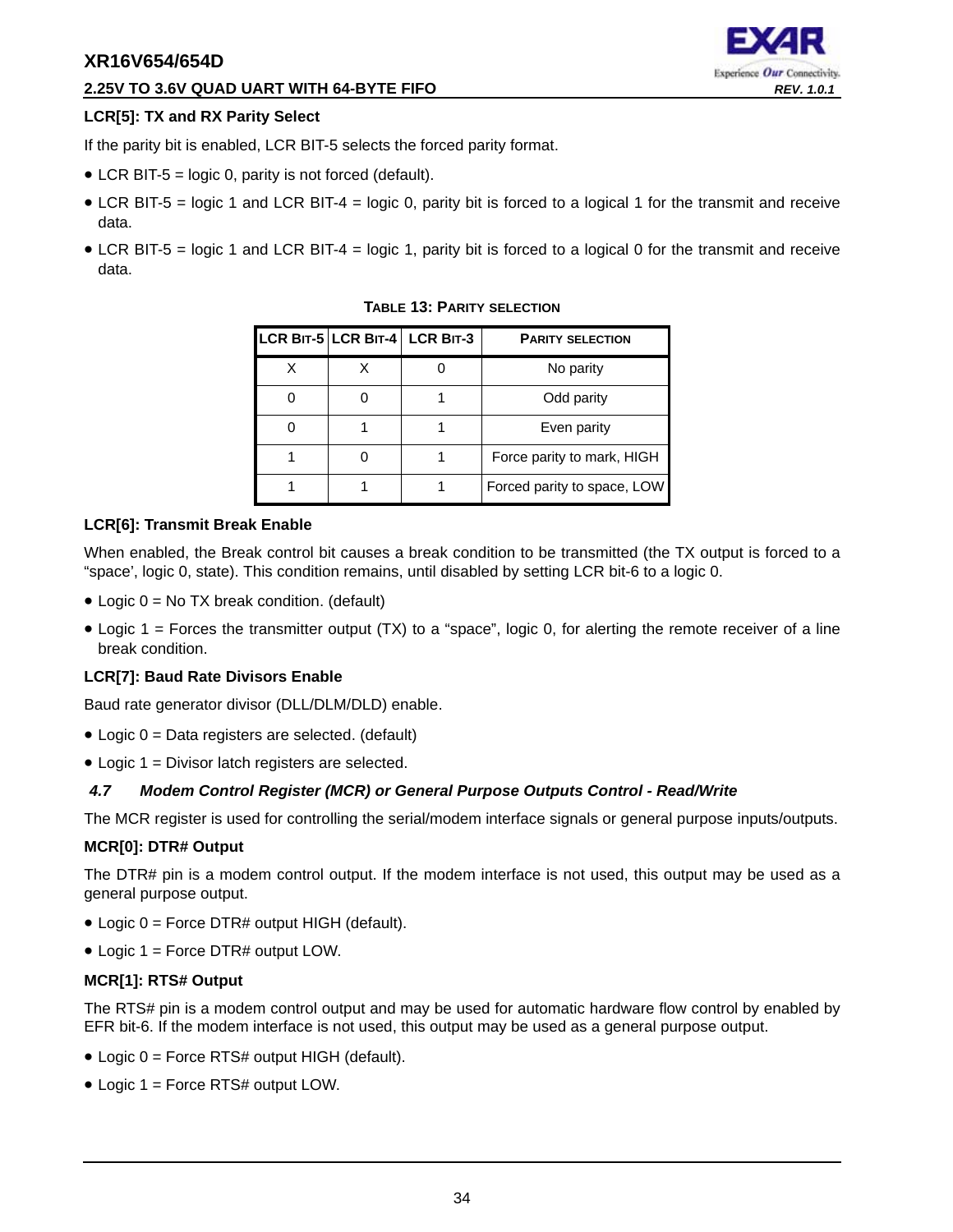### LCR[5]: TX and RX Parity Select

If the parity bit is enabled, LCR BIT-5 selects the forced parity format.

- LCR BIT-5 = logic 0, parity is not forced (default).
- LCR BIT-5 = logic 1 and LCR BIT-4 = logic 0, parity bit is forced to a logical 1 for the transmit and receive data.
- LCR BIT-5 = logic 1 and LCR BIT-4 = logic 1, parity bit is forced to a logical 0 for the transmit and receive data.

**TABLE 13: PARITY SELECTION**

| LCR BIT-5 | LCR BIT-4 | LCR BIT-3 | PARITY SELECTION |
|---|---|---|---|
| X | X | 0 | No parity |
| 0 | 0 | 1 | Odd parity |
| 0 | 1 | 1 | Even parity |
| 1 | 0 | 1 | Force parity to mark, HIGH |
| 1 | 1 | 1 | Forced parity to space, LOW |

### LCR[6]: Transmit Break Enable

When enabled, the Break control bit causes a break condition to be transmitted (the TX output is forced to a “space’, logic 0, state). This condition remains, until disabled by setting LCR bit-6 to a logic 0.

- Logic 0 = No TX break condition. (default)
- Logic 1 = Forces the transmitter output (TX) to a “space”, logic 0, for alerting the remote receiver of a line break condition.

### LCR[7]: Baud Rate Divisors Enable

Baud rate generator divisor (DLL/DLM/DLD) enable.

- Logic 0 = Data registers are selected. (default)
- Logic 1 = Divisor latch registers are selected.

## *4.7 Modem Control Register (MCR) or General Purpose Outputs Control - Read/Write*

The MCR register is used for controlling the serial/modem interface signals or general purpose inputs/outputs.

### MCR[0]: DTR# Output

The DTR# pin is a modem control output. If the modem interface is not used, this output may be used as a general purpose output.

- Logic 0 = Force DTR# output HIGH (default).
- Logic 1 = Force DTR# output LOW.

### MCR[1]: RTS# Output

The RTS# pin is a modem control output and may be used for automatic hardware flow control by enabled by EFR bit-6. If the modem interface is not used, this output may be used as a general purpose output.

- Logic 0 = Force RTS# output HIGH (default).
- Logic 1 = Force RTS# output LOW.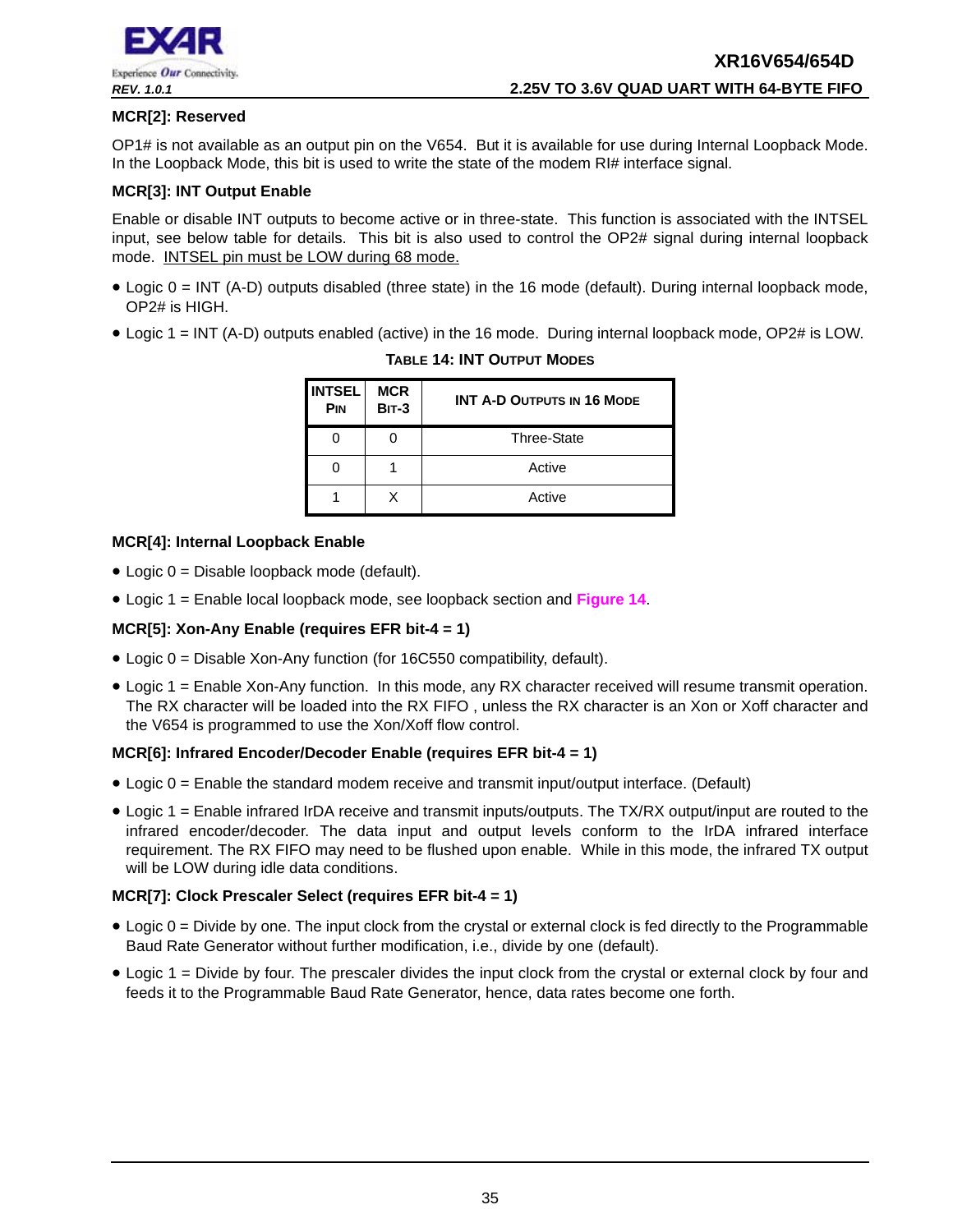### MCR[2]: Reserved

OP1# is not available as an output pin on the V654. But it is available for use during Internal Loopback Mode. In the Loopback Mode, this bit is used to write the state of the modem RI# interface signal.

### MCR[3]: INT Output Enable

Enable or disable INT outputs to become active or in three-state. This function is associated with the INTSEL input, see below table for details. This bit is also used to control the OP2# signal during internal loopback mode. INTSEL pin must be LOW during 68 mode.

- Logic 0 = INT (A-D) outputs disabled (three state) in the 16 mode (default). During internal loopback mode, OP2# is HIGH.
- Logic 1 = INT (A-D) outputs enabled (active) in the 16 mode. During internal loopback mode, OP2# is LOW.

**TABLE 14: INT OUTPUT MODES**

| INTSEL PIN | MCR BIT-3 | INT A-D OUTPUTS IN 16 MODE |
|---|---|---|
| 0 | 0 | Three-State |
| 0 | 1 | Active |
| 1 | X | Active |

### MCR[4]: Internal Loopback Enable

- Logic 0 = Disable loopback mode (default).
- Logic 1 = Enable local loopback mode, see loopback section and Figure 14.

### MCR[5]: Xon-Any Enable (requires EFR bit-4 = 1)

- Logic 0 = Disable Xon-Any function (for 16C550 compatibility, default).
- Logic 1 = Enable Xon-Any function. In this mode, any RX character received will resume transmit operation. The RX character will be loaded into the RX FIFO , unless the RX character is an Xon or Xoff character and the V654 is programmed to use the Xon/Xoff flow control.

### MCR[6]: Infrared Encoder/Decoder Enable (requires EFR bit-4 = 1)

- Logic 0 = Enable the standard modem receive and transmit input/output interface. (Default)
- Logic 1 = Enable infrared IrDA receive and transmit inputs/outputs. The TX/RX output/input are routed to the infrared encoder/decoder. The data input and output levels conform to the IrDA infrared interface requirement. The RX FIFO may need to be flushed upon enable. While in this mode, the infrared TX output will be LOW during idle data conditions.

### MCR[7]: Clock Prescaler Select (requires EFR bit-4 = 1)

- Logic 0 = Divide by one. The input clock from the crystal or external clock is fed directly to the Programmable Baud Rate Generator without further modification, i.e., divide by one (default).
- Logic 1 = Divide by four. The prescaler divides the input clock from the crystal or external clock by four and feeds it to the Programmable Baud Rate Generator, hence, data rates become one forth.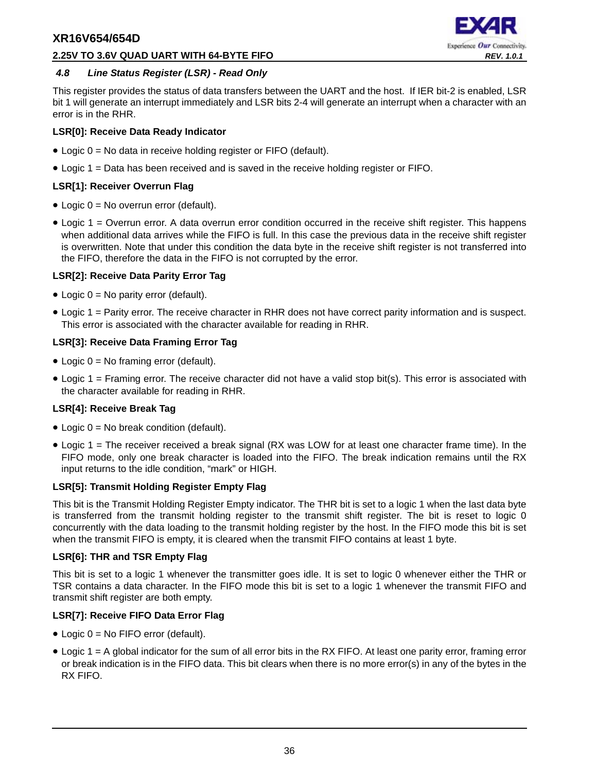### *4.8 Line Status Register (LSR) - Read Only*

This register provides the status of data transfers between the UART and the host. If IER bit-2 is enabled, LSR bit 1 will generate an interrupt immediately and LSR bits 2-4 will generate an interrupt when a character with an error is in the RHR.

**LSR[0]: Receive Data Ready Indicator**

- Logic 0 = No data in receive holding register or FIFO (default).
- Logic 1 = Data has been received and is saved in the receive holding register or FIFO.

**LSR[1]: Receiver Overrun Flag**

- Logic 0 = No overrun error (default).
- Logic 1 = Overrun error. A data overrun error condition occurred in the receive shift register. This happens when additional data arrives while the FIFO is full. In this case the previous data in the receive shift register is overwritten. Note that under this condition the data byte in the receive shift register is not transferred into the FIFO, therefore the data in the FIFO is not corrupted by the error.

**LSR[2]: Receive Data Parity Error Tag**

- Logic 0 = No parity error (default).
- Logic 1 = Parity error. The receive character in RHR does not have correct parity information and is suspect. This error is associated with the character available for reading in RHR.

**LSR[3]: Receive Data Framing Error Tag**

- Logic 0 = No framing error (default).
- Logic 1 = Framing error. The receive character did not have a valid stop bit(s). This error is associated with the character available for reading in RHR.

**LSR[4]: Receive Break Tag**

- Logic 0 = No break condition (default).
- Logic 1 = The receiver received a break signal (RX was LOW for at least one character frame time). In the FIFO mode, only one break character is loaded into the FIFO. The break indication remains until the RX input returns to the idle condition, "mark" or HIGH.

**LSR[5]: Transmit Holding Register Empty Flag**

This bit is the Transmit Holding Register Empty indicator. The THR bit is set to a logic 1 when the last data byte is transferred from the transmit holding register to the transmit shift register. The bit is reset to logic 0 concurrently with the data loading to the transmit holding register by the host. In the FIFO mode this bit is set when the transmit FIFO is empty, it is cleared when the transmit FIFO contains at least 1 byte.

**LSR[6]: THR and TSR Empty Flag**

This bit is set to a logic 1 whenever the transmitter goes idle. It is set to logic 0 whenever either the THR or TSR contains a data character. In the FIFO mode this bit is set to a logic 1 whenever the transmit FIFO and transmit shift register are both empty.

**LSR[7]: Receive FIFO Data Error Flag**

- Logic 0 = No FIFO error (default).
- Logic 1 = A global indicator for the sum of all error bits in the RX FIFO. At least one parity error, framing error or break indication is in the FIFO data. This bit clears when there is no more error(s) in any of the bytes in the RX FIFO.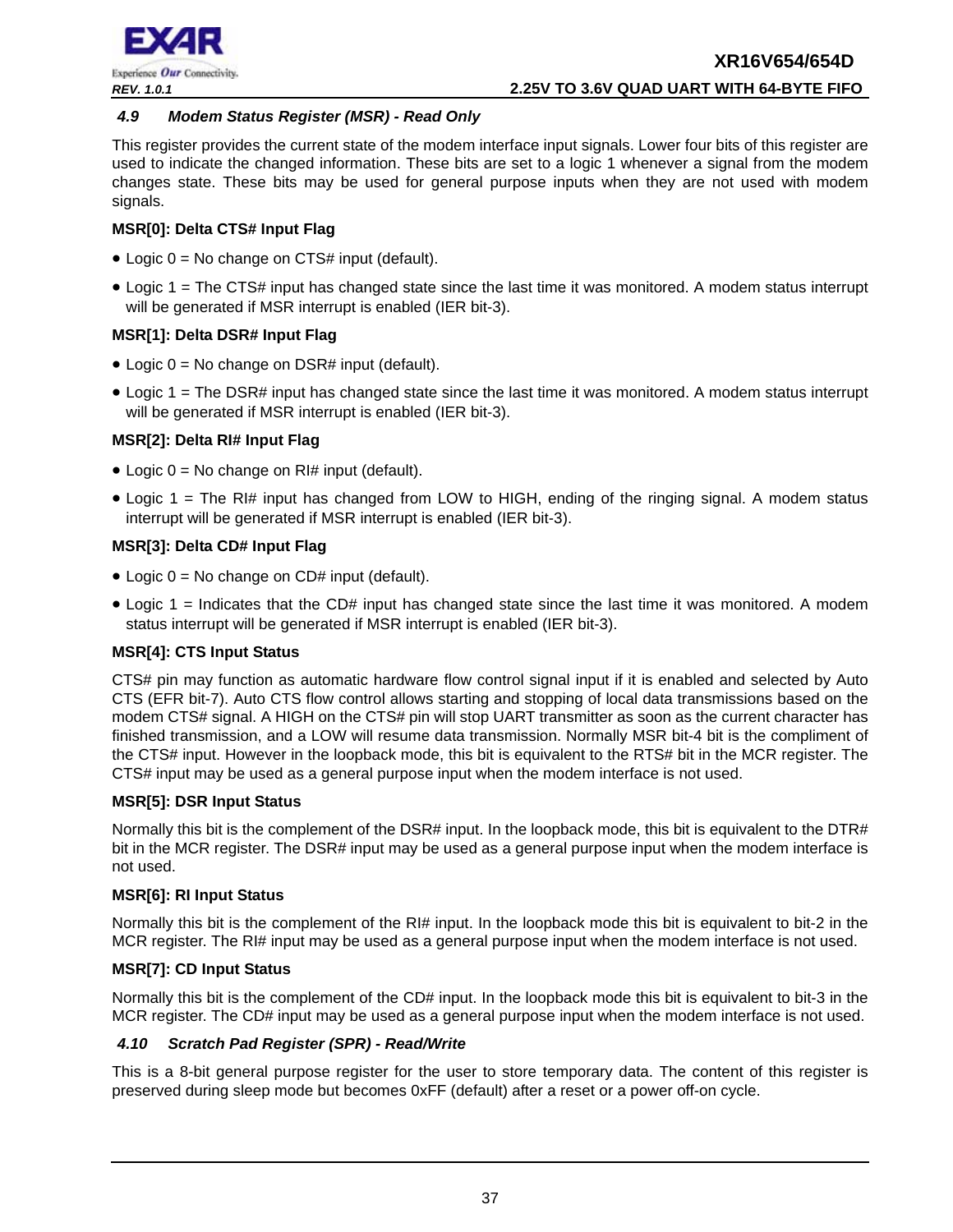### 4.9 Modem Status Register (MSR) - Read Only

This register provides the current state of the modem interface input signals. Lower four bits of this register are used to indicate the changed information. These bits are set to a logic 1 whenever a signal from the modem changes state. These bits may be used for general purpose inputs when they are not used with modem signals.

**MSR[0]: Delta CTS# Input Flag**

- Logic 0 = No change on CTS# input (default).
- Logic 1 = The CTS# input has changed state since the last time it was monitored. A modem status interrupt will be generated if MSR interrupt is enabled (IER bit-3).

**MSR[1]: Delta DSR# Input Flag**

- Logic 0 = No change on DSR# input (default).
- Logic 1 = The DSR# input has changed state since the last time it was monitored. A modem status interrupt will be generated if MSR interrupt is enabled (IER bit-3).

**MSR[2]: Delta RI# Input Flag**

- Logic 0 = No change on RI# input (default).
- Logic 1 = The RI# input has changed from LOW to HIGH, ending of the ringing signal. A modem status interrupt will be generated if MSR interrupt is enabled (IER bit-3).

**MSR[3]: Delta CD# Input Flag**

- Logic 0 = No change on CD# input (default).
- Logic 1 = Indicates that the CD# input has changed state since the last time it was monitored. A modem status interrupt will be generated if MSR interrupt is enabled (IER bit-3).

**MSR[4]: CTS Input Status**

CTS# pin may function as automatic hardware flow control signal input if it is enabled and selected by Auto CTS (EFR bit-7). Auto CTS flow control allows starting and stopping of local data transmissions based on the modem CTS# signal. A HIGH on the CTS# pin will stop UART transmitter as soon as the current character has finished transmission, and a LOW will resume data transmission. Normally MSR bit-4 bit is the compliment of the CTS# input. However in the loopback mode, this bit is equivalent to the RTS# bit in the MCR register. The CTS# input may be used as a general purpose input when the modem interface is not used.

**MSR[5]: DSR Input Status**

Normally this bit is the complement of the DSR# input. In the loopback mode, this bit is equivalent to the DTR# bit in the MCR register. The DSR# input may be used as a general purpose input when the modem interface is not used.

**MSR[6]: RI Input Status**

Normally this bit is the complement of the RI# input. In the loopback mode this bit is equivalent to bit-2 in the MCR register. The RI# input may be used as a general purpose input when the modem interface is not used.

**MSR[7]: CD Input Status**

Normally this bit is the complement of the CD# input. In the loopback mode this bit is equivalent to bit-3 in the MCR register. The CD# input may be used as a general purpose input when the modem interface is not used.

### 4.10 Scratch Pad Register (SPR) - Read/Write

This is a 8-bit general purpose register for the user to store temporary data. The content of this register is preserved during sleep mode but becomes 0xFF (default) after a reset or a power off-on cycle.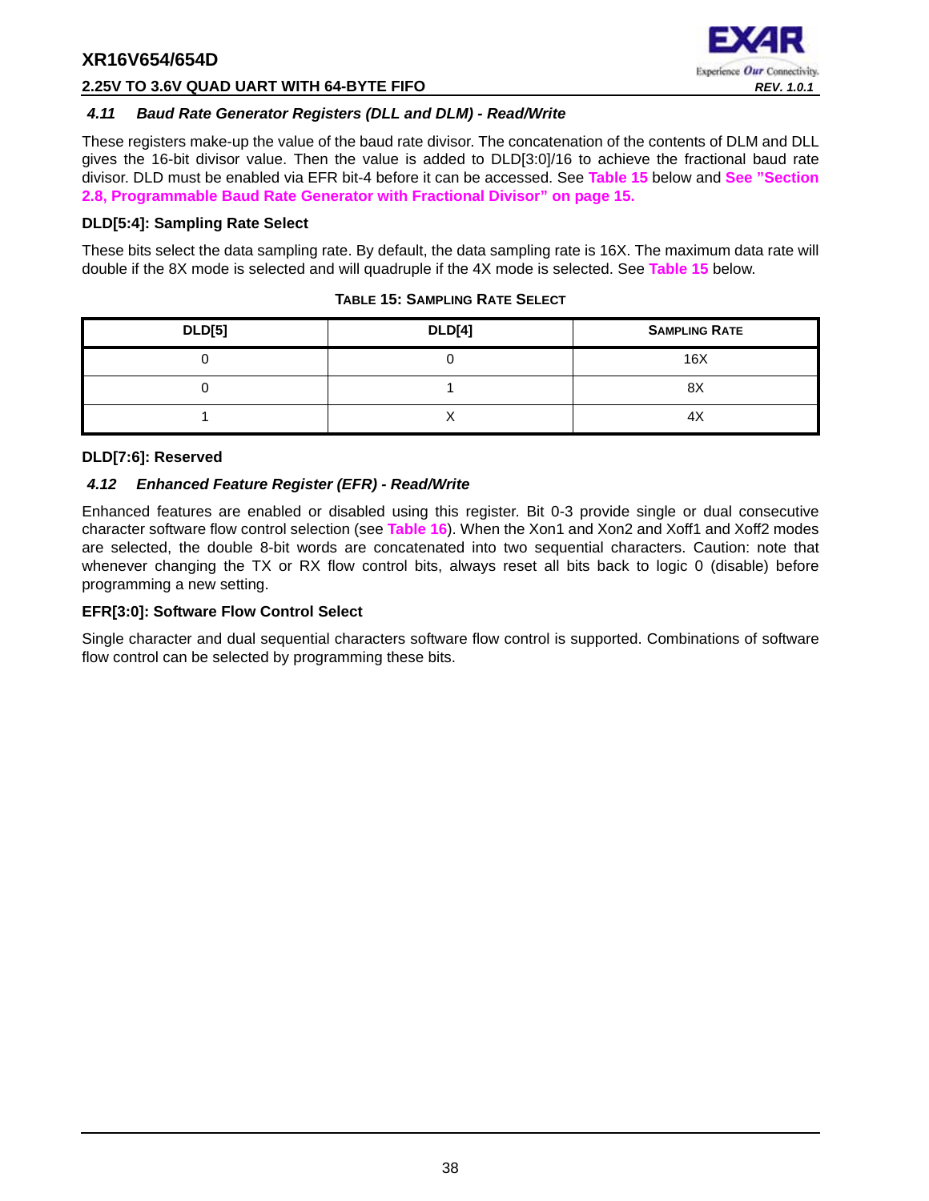### *4.11 Baud Rate Generator Registers (DLL and DLM) - Read/Write*

These registers make-up the value of the baud rate divisor. The concatenation of the contents of DLM and DLL gives the 16-bit divisor value. Then the value is added to DLD[3:0]/16 to achieve the fractional baud rate divisor. DLD must be enabled via EFR bit-4 before it can be accessed. See **Table 15** below and **See "Section 2.8, Programmable Baud Rate Generator with Fractional Divisor" on page 15.**

**DLD[5:4]: Sampling Rate Select**

These bits select the data sampling rate. By default, the data sampling rate is 16X. The maximum data rate will double if the 8X mode is selected and will quadruple if the 4X mode is selected. See **Table 15** below.

**TABLE 15: SAMPLING RATE SELECT**

| DLD[5] | DLD[4] | SAMPLING RATE |
|---|---|---|
| 0 | 0 | 16X |
| 0 | 1 | 8X |
| 1 | X | 4X |

**DLD[7:6]: Reserved**

### *4.12 Enhanced Feature Register (EFR) - Read/Write*

Enhanced features are enabled or disabled using this register. Bit 0-3 provide single or dual consecutive character software flow control selection (see **Table 16**). When the Xon1 and Xon2 and Xoff1 and Xoff2 modes are selected, the double 8-bit words are concatenated into two sequential characters. Caution: note that whenever changing the TX or RX flow control bits, always reset all bits back to logic 0 (disable) before programming a new setting.

**EFR[3:0]: Software Flow Control Select**

Single character and dual sequential characters software flow control is supported. Combinations of software flow control can be selected by programming these bits.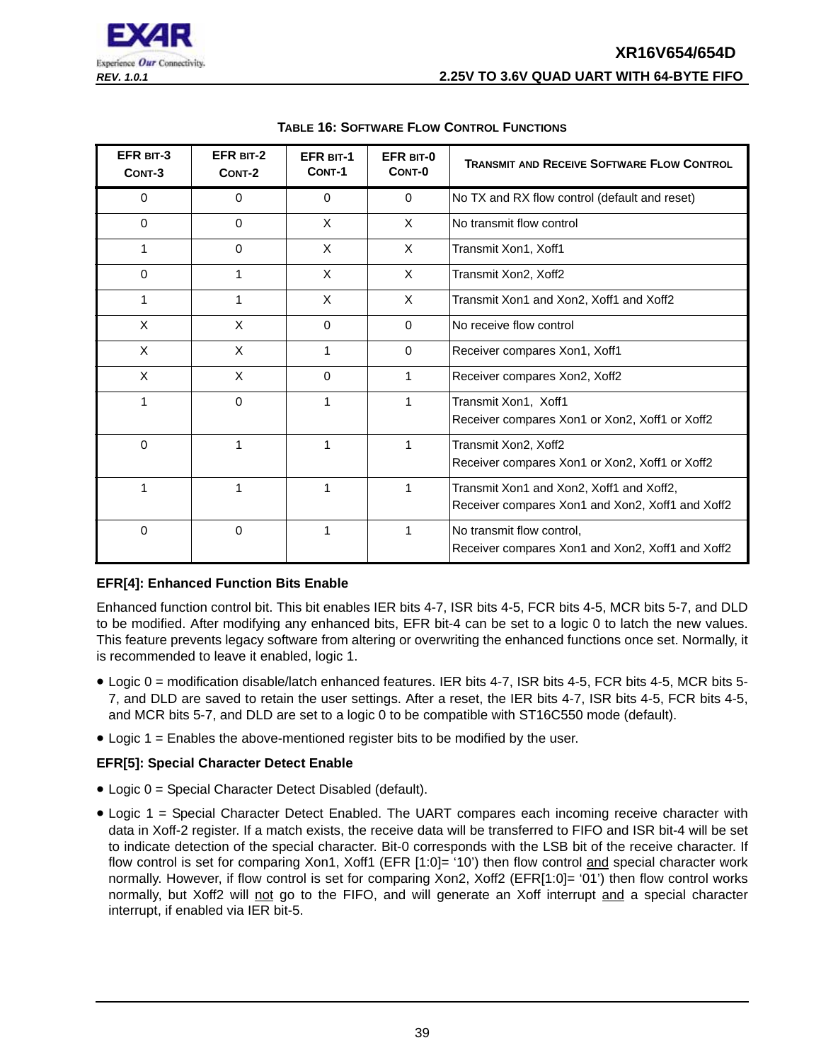**TABLE 16: SOFTWARE FLOW CONTROL FUNCTIONS**

| EFR BIT-3 CONT-3 | EFR BIT-2 CONT-2 | EFR BIT-1 CONT-1 | EFR BIT-0 CONT-0 | TRANSMIT AND RECEIVE SOFTWARE FLOW CONTROL |
|---|---|---|---|---|
| 0 | 0 | 0 | 0 | No TX and RX flow control (default and reset) |
| 0 | 0 | X | X | No transmit flow control |
| 1 | 0 | X | X | Transmit Xon1, Xoff1 |
| 0 | 1 | X | X | Transmit Xon2, Xoff2 |
| 1 | 1 | X | X | Transmit Xon1 and Xon2, Xoff1 and Xoff2 |
| X | X | 0 | 0 | No receive flow control |
| X | X | 1 | 0 | Receiver compares Xon1, Xoff1 |
| X | X | 0 | 1 | Receiver compares Xon2, Xoff2 |
| 1 | 0 | 1 | 1 | Transmit Xon1, Xoff1<br>Receiver compares Xon1 or Xon2, Xoff1 or Xoff2 |
| 0 | 1 | 1 | 1 | Transmit Xon2, Xoff2<br>Receiver compares Xon1 or Xon2, Xoff1 or Xoff2 |
| 1 | 1 | 1 | 1 | Transmit Xon1 and Xon2, Xoff1 and Xoff2,<br>Receiver compares Xon1 and Xon2, Xoff1 and Xoff2 |
| 0 | 0 | 1 | 1 | No transmit flow control,<br>Receiver compares Xon1 and Xon2, Xoff1 and Xoff2 |

**EFR[4]: Enhanced Function Bits Enable**

Enhanced function control bit. This bit enables IER bits 4-7, ISR bits 4-5, FCR bits 4-5, MCR bits 5-7, and DLD to be modified. After modifying any enhanced bits, EFR bit-4 can be set to a logic 0 to latch the new values. This feature prevents legacy software from altering or overwriting the enhanced functions once set. Normally, it is recommended to leave it enabled, logic 1.

- Logic 0 = modification disable/latch enhanced features. IER bits 4-7, ISR bits 4-5, FCR bits 4-5, MCR bits 5-7, and DLD are saved to retain the user settings. After a reset, the IER bits 4-7, ISR bits 4-5, FCR bits 4-5, and MCR bits 5-7, and DLD are set to a logic 0 to be compatible with ST16C550 mode (default).
- Logic 1 = Enables the above-mentioned register bits to be modified by the user.

**EFR[5]: Special Character Detect Enable**

- Logic 0 = Special Character Detect Disabled (default).
- Logic 1 = Special Character Detect Enabled. The UART compares each incoming receive character with data in Xoff-2 register. If a match exists, the receive data will be transferred to FIFO and ISR bit-4 will be set to indicate detection of the special character. Bit-0 corresponds with the LSB bit of the receive character. If flow control is set for comparing Xon1, Xoff1 (EFR [1:0]= '10') then flow control <u>and</u> special character work normally. However, if flow control is set for comparing Xon2, Xoff2 (EFR[1:0]= '01') then flow control works normally, but Xoff2 will <u>not</u> go to the FIFO, and will generate an Xoff interrupt <u>and</u> a special character interrupt, if enabled via IER bit-5.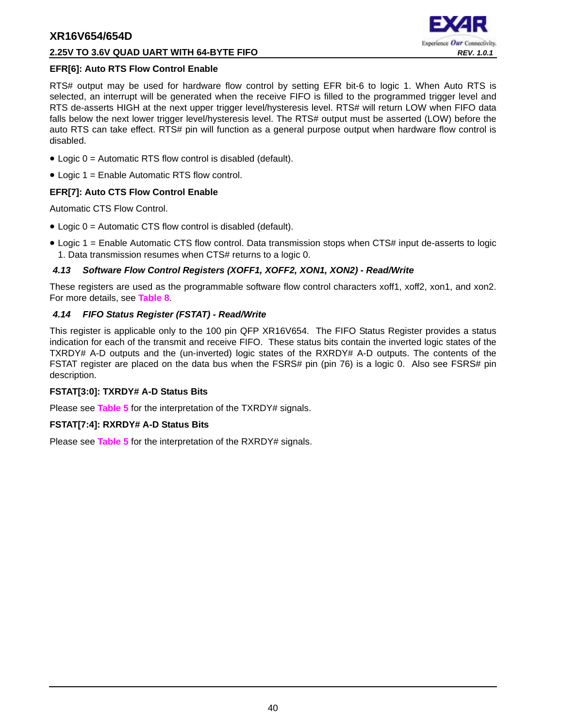#### EFR[6]: Auto RTS Flow Control Enable

RTS# output may be used for hardware flow control by setting EFR bit-6 to logic 1. When Auto RTS is selected, an interrupt will be generated when the receive FIFO is filled to the programmed trigger level and RTS de-asserts HIGH at the next upper trigger level/hysteresis level. RTS# will return LOW when FIFO data falls below the next lower trigger level/hysteresis level. The RTS# output must be asserted (LOW) before the auto RTS can take effect. RTS# pin will function as a general purpose output when hardware flow control is disabled.

- Logic 0 = Automatic RTS flow control is disabled (default).
- Logic 1 = Enable Automatic RTS flow control.

#### EFR[7]: Auto CTS Flow Control Enable

Automatic CTS Flow Control.

- Logic 0 = Automatic CTS flow control is disabled (default).
- Logic 1 = Enable Automatic CTS flow control. Data transmission stops when CTS# input de-asserts to logic 1. Data transmission resumes when CTS# returns to a logic 0.

### *4.13 Software Flow Control Registers (XOFF1, XOFF2, XON1, XON2) - Read/Write*

These registers are used as the programmable software flow control characters xoff1, xoff2, xon1, and xon2. For more details, see Table 8.

### *4.14 FIFO Status Register (FSTAT) - Read/Write*

This register is applicable only to the 100 pin QFP XR16V654. The FIFO Status Register provides a status indication for each of the transmit and receive FIFO. These status bits contain the inverted logic states of the TXRDY# A-D outputs and the (un-inverted) logic states of the RXRDY# A-D outputs. The contents of the FSTAT register are placed on the data bus when the FSRS# pin (pin 76) is a logic 0. Also see FSRS# pin description.

#### FSTAT[3:0]: TXRDY# A-D Status Bits

Please see Table 5 for the interpretation of the TXRDY# signals.

#### FSTAT[7:4]: RXRDY# A-D Status Bits

Please see Table 5 for the interpretation of the RXRDY# signals.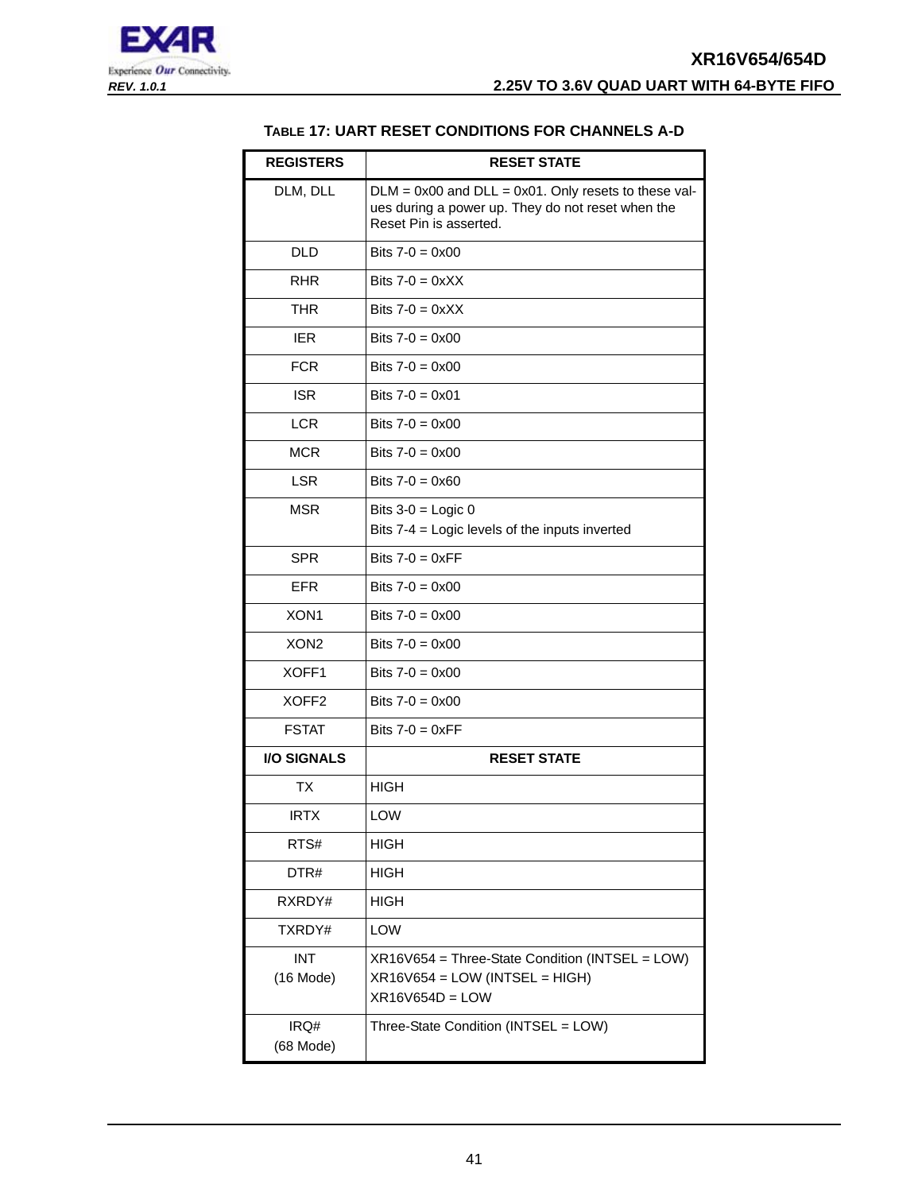### TABLE 17: UART RESET CONDITIONS FOR CHANNELS A-D

| REGISTERS | RESET STATE |
|---|---|
| DLM, DLL | DLM = 0x00 and DLL = 0x01. Only resets to these values during a power up. They do not reset when the Reset Pin is asserted. |
| DLD | Bits 7-0 = 0x00 |
| RHR | Bits 7-0 = 0xXX |
| THR | Bits 7-0 = 0xXX |
| IER | Bits 7-0 = 0x00 |
| FCR | Bits 7-0 = 0x00 |
| ISR | Bits 7-0 = 0x01 |
| LCR | Bits 7-0 = 0x00 |
| MCR | Bits 7-0 = 0x00 |
| LSR | Bits 7-0 = 0x60 |
| MSR | Bits 3-0 = Logic 0<br>Bits 7-4 = Logic levels of the inputs inverted |
| SPR | Bits 7-0 = 0xFF |
| EFR | Bits 7-0 = 0x00 |
| XON1 | Bits 7-0 = 0x00 |
| XON2 | Bits 7-0 = 0x00 |
| XOFF1 | Bits 7-0 = 0x00 |
| XOFF2 | Bits 7-0 = 0x00 |
| FSTAT | Bits 7-0 = 0xFF |
| **I/O SIGNALS** | **RESET STATE** |
| TX | HIGH |
| IRTX | LOW |
| RTS# | HIGH |
| DTR# | HIGH |
| RXRDY# | HIGH |
| TXRDY# | LOW |
| INT<br>(16 Mode) | XR16V654 = Three-State Condition (INTSEL = LOW)<br>XR16V654 = LOW (INTSEL = HIGH)<br>XR16V654D = LOW |
| IRQ#<br>(68 Mode) | Three-State Condition (INTSEL = LOW) |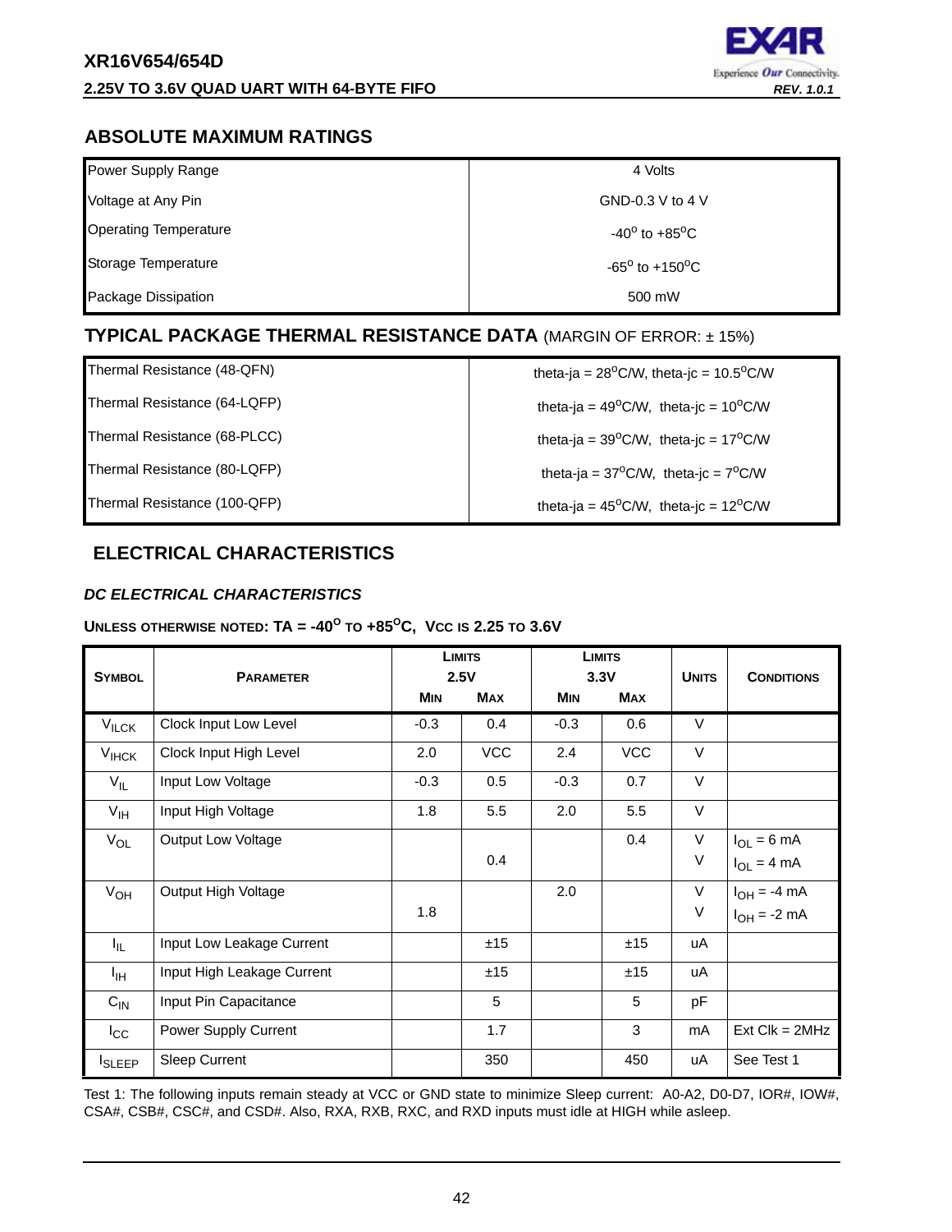## ABSOLUTE MAXIMUM RATINGS

| | |
|---|---|
| Power Supply Range | 4 Volts |
| Voltage at Any Pin | GND-0.3 V to 4 V |
| Operating Temperature | -40° to +85°C |
| Storage Temperature | -65° to +150°C |
| Package Dissipation | 500 mW |

## TYPICAL PACKAGE THERMAL RESISTANCE DATA (MARGIN OF ERROR: ± 15%)

| | |
|---|---|
| Thermal Resistance (48-QFN) | theta-ja = 28°C/W, theta-jc = 10.5°C/W |
| Thermal Resistance (64-LQFP) | theta-ja = 49°C/W, theta-jc = 10°C/W |
| Thermal Resistance (68-PLCC) | theta-ja = 39°C/W, theta-jc = 17°C/W |
| Thermal Resistance (80-LQFP) | theta-ja = 37°C/W, theta-jc = 7°C/W |
| Thermal Resistance (100-QFP) | theta-ja = 45°C/W, theta-jc = 12°C/W |

## ELECTRICAL CHARACTERISTICS

### *DC ELECTRICAL CHARACTERISTICS*

**UNLESS OTHERWISE NOTED: TA = -40° TO +85°C, VCC IS 2.25 TO 3.6V**

| SYMBOL | PARAMETER | LIMITS 2.5V | | LIMITS 3.3V | | UNITS | CONDITIONS |
|---|---|---|---|---|---|---|---|
| | | MIN | MAX | MIN | MAX | | |
| $V_{ILCK}$ | Clock Input Low Level | -0.3 | 0.4 | -0.3 | 0.6 | V | |
| $V_{IHCK}$ | Clock Input High Level | 2.0 | VCC | 2.4 | VCC | V | |
| $V_{IL}$ | Input Low Voltage | -0.3 | 0.5 | -0.3 | 0.7 | V | |
| $V_{IH}$ | Input High Voltage | 1.8 | 5.5 | 2.0 | 5.5 | V | |
| $V_{OL}$ | Output Low Voltage | | | | 0.4 | V | $I_{OL}$ = 6 mA |
| | | | 0.4 | | | V | $I_{OL}$ = 4 mA |
| $V_{OH}$ | Output High Voltage | | | 2.0 | | V | $I_{OH}$ = -4 mA |
| | | 1.8 | | | | V | $I_{OH}$ = -2 mA |
| $I_{IL}$ | Input Low Leakage Current | | ±15 | | ±15 | uA | |
| $I_{IH}$ | Input High Leakage Current | | ±15 | | ±15 | uA | |
| $C_{IN}$ | Input Pin Capacitance | | 5 | | 5 | pF | |
| $I_{CC}$ | Power Supply Current | | 1.7 | | 3 | mA | Ext Clk = 2MHz |
| $I_{SLEEP}$ | Sleep Current | | 350 | | 450 | uA | See Test 1 |

Test 1: The following inputs remain steady at VCC or GND state to minimize Sleep current: A0-A2, D0-D7, IOR#, IOW#, CSA#, CSB#, CSC#, and CSD#. Also, RXA, RXB, RXC, and RXD inputs must idle at HIGH while asleep.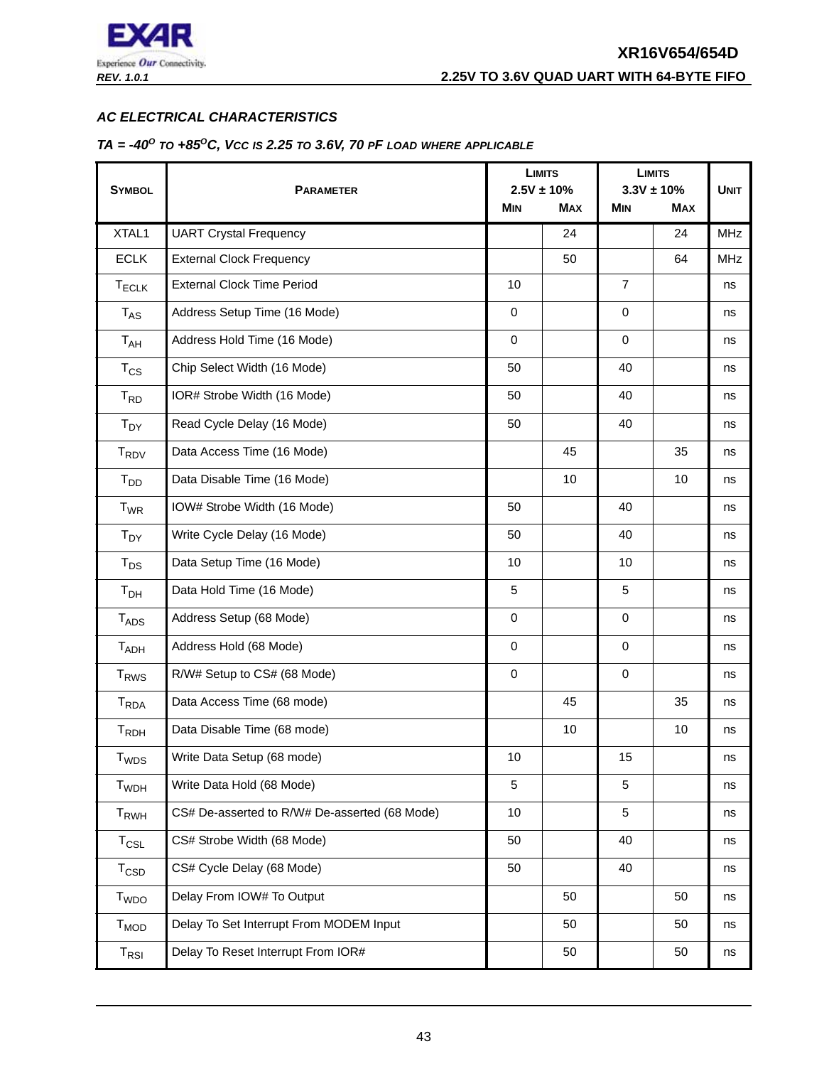## AC ELECTRICAL CHARACTERISTICS

### TA = -40$^{O}$ TO +85$^{O}$C, VCC IS 2.25 TO 3.6V, 70 PF LOAD WHERE APPLICABLE

| Symbol | Parameter | Limits 2.5V ± 10% | | Limits 3.3V ± 10% | | Unit |
|---|---|---|---|---|---|---|
| | | Min | Max | Min | Max | |
| XTAL1 | UART Crystal Frequency | | 24 | | 24 | MHz |
| ECLK | External Clock Frequency | | 50 | | 64 | MHz |
| $T_{ECLK}$ | External Clock Time Period | 10 | | 7 | | ns |
| $T_{AS}$ | Address Setup Time (16 Mode) | 0 | | 0 | | ns |
| $T_{AH}$ | Address Hold Time (16 Mode) | 0 | | 0 | | ns |
| $T_{CS}$ | Chip Select Width (16 Mode) | 50 | | 40 | | ns |
| $T_{RD}$ | IOR# Strobe Width (16 Mode) | 50 | | 40 | | ns |
| $T_{DY}$ | Read Cycle Delay (16 Mode) | 50 | | 40 | | ns |
| $T_{RDV}$ | Data Access Time (16 Mode) | | 45 | | 35 | ns |
| $T_{DD}$ | Data Disable Time (16 Mode) | | 10 | | 10 | ns |
| $T_{WR}$ | IOW# Strobe Width (16 Mode) | 50 | | 40 | | ns |
| $T_{DY}$ | Write Cycle Delay (16 Mode) | 50 | | 40 | | ns |
| $T_{DS}$ | Data Setup Time (16 Mode) | 10 | | 10 | | ns |
| $T_{DH}$ | Data Hold Time (16 Mode) | 5 | | 5 | | ns |
| $T_{ADS}$ | Address Setup (68 Mode) | 0 | | 0 | | ns |
| $T_{ADH}$ | Address Hold (68 Mode) | 0 | | 0 | | ns |
| $T_{RWS}$ | R/W# Setup to CS# (68 Mode) | 0 | | 0 | | ns |
| $T_{RDA}$ | Data Access Time (68 mode) | | 45 | | 35 | ns |
| $T_{RDH}$ | Data Disable Time (68 mode) | | 10 | | 10 | ns |
| $T_{WDS}$ | Write Data Setup (68 mode) | 10 | | 15 | | ns |
| $T_{WDH}$ | Write Data Hold (68 Mode) | 5 | | 5 | | ns |
| $T_{RWH}$ | CS# De-asserted to R/W# De-asserted (68 Mode) | 10 | | 5 | | ns |
| $T_{CSL}$ | CS# Strobe Width (68 Mode) | 50 | | 40 | | ns |
| $T_{CSD}$ | CS# Cycle Delay (68 Mode) | 50 | | 40 | | ns |
| $T_{WDO}$ | Delay From IOW# To Output | | 50 | | 50 | ns |
| $T_{MOD}$ | Delay To Set Interrupt From MODEM Input | | 50 | | 50 | ns |
| $T_{RSI}$ | Delay To Reset Interrupt From IOR# | | 50 | | 50 | ns |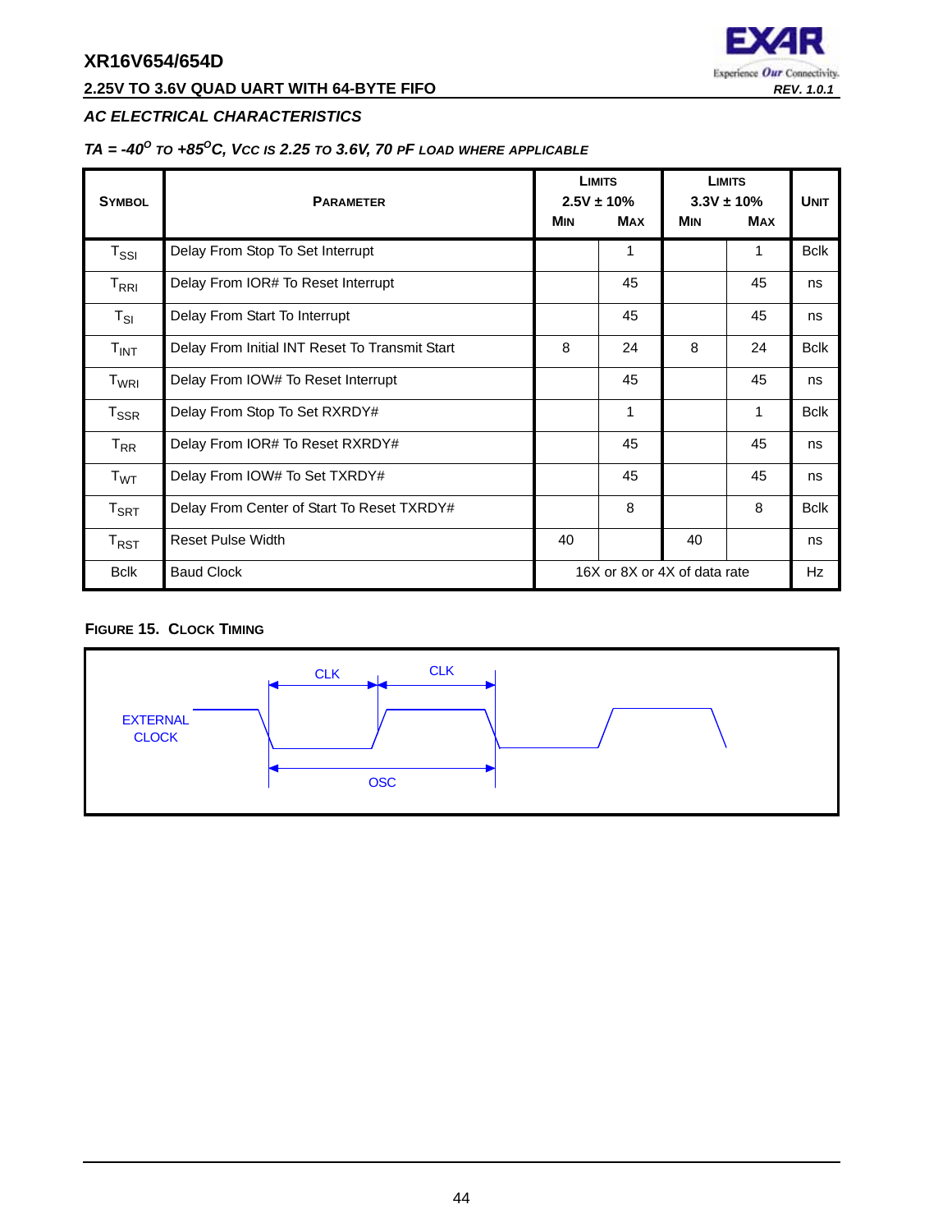## AC ELECTRICAL CHARACTERISTICS

### *TA = -40°C TO +85°C, VCC IS 2.25 TO 3.6V, 70 PF LOAD WHERE APPLICABLE*

| SYMBOL | PARAMETER | LIMITS 2.5V ± 10% MIN | LIMITS 2.5V ± 10% MAX | LIMITS 3.3V ± 10% MIN | LIMITS 3.3V ± 10% MAX | UNIT |
|---|---|---|---|---|---|---|
| $T_{SSI}$ | Delay From Stop To Set Interrupt | | 1 | | 1 | Bclk |
| $T_{RRI}$ | Delay From IOR# To Reset Interrupt | | 45 | | 45 | ns |
| $T_{SI}$ | Delay From Start To Interrupt | | 45 | | 45 | ns |
| $T_{INT}$ | Delay From Initial INT Reset To Transmit Start | 8 | 24 | 8 | 24 | Bclk |
| $T_{WRI}$ | Delay From IOW# To Reset Interrupt | | 45 | | 45 | ns |
| $T_{SSR}$ | Delay From Stop To Set RXRDY# | | 1 | | 1 | Bclk |
| $T_{RR}$ | Delay From IOR# To Reset RXRDY# | | 45 | | 45 | ns |
| $T_{WT}$ | Delay From IOW# To Set TXRDY# | | 45 | | 45 | ns |
| $T_{SRT}$ | Delay From Center of Start To Reset TXRDY# | | 8 | | 8 | Bclk |
| $T_{RST}$ | Reset Pulse Width | 40 | | 40 | | ns |
| Bclk | Baud Clock | 16X or 8X or 4X of data rate | | | | Hz |

**FIGURE 15. CLOCK TIMING**

EXTERNAL CLOCK

CLK CLK

OSC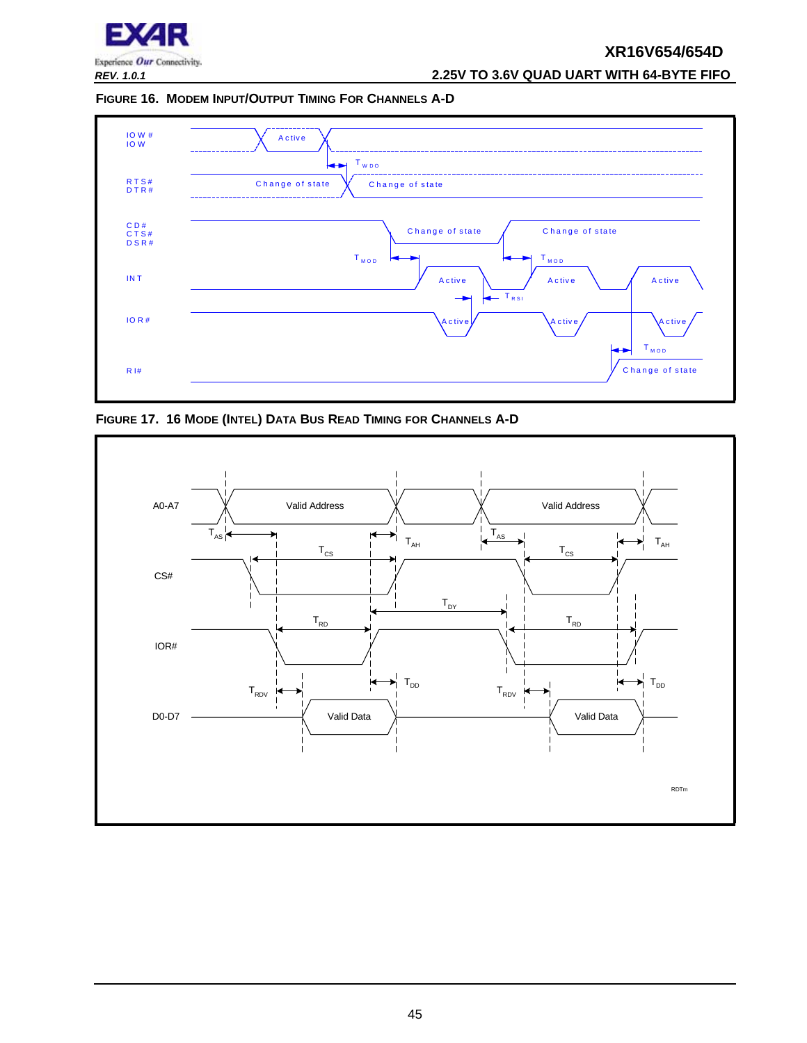**FIGURE 16. MODEM INPUT/OUTPUT TIMING FOR CHANNELS A-D**

IOW# / IOW — Active — $T_{WDO}$

RTS# / DTR# — Change of state — Change of state

CD# / CTS# / DSR# — Change of state — Change of state — $T_{MOD}$ — $T_{MOD}$

INT — Active — Active — Active — $T_{RSI}$

IOR# — Active — Active — Active — $T_{MOD}$

RI# — Change of state

**FIGURE 17. 16 MODE (INTEL) DATA BUS READ TIMING FOR CHANNELS A-D**

A0-A7 — Valid Address — Valid Address — $T_{AS}$ — $T_{AH}$ — $T_{AS}$ — $T_{AH}$

CS# — $T_{CS}$ — $T_{CS}$ — $T_{DY}$

IOR# — $T_{RD}$ — $T_{RD}$

D0-D7 — Valid Data — Valid Data — $T_{RDV}$ — $T_{DD}$ — $T_{RDV}$ — $T_{DD}$

RDTm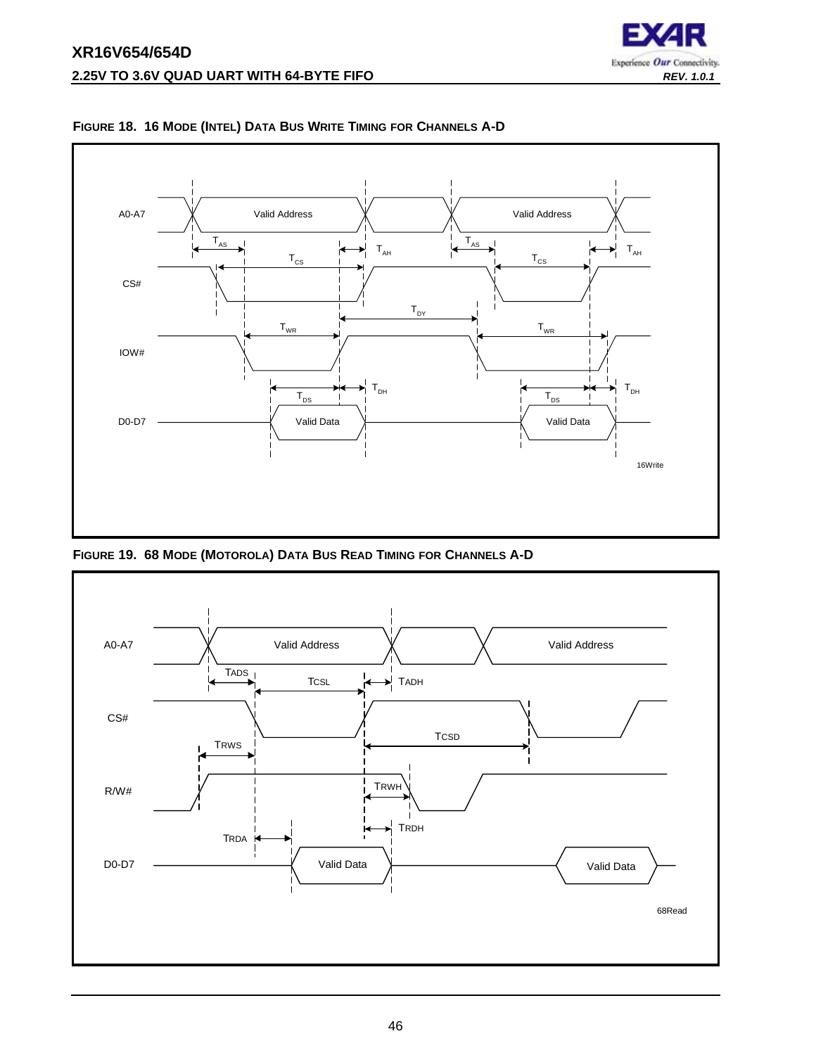**FIGURE 18. 16 MODE (INTEL) DATA BUS WRITE TIMING FOR CHANNELS A-D**

A0-A7 — Valid Address — Valid Address

$T_{AS}$ $T_{CS}$ $T_{AH}$ $T_{AS}$ $T_{CS}$ $T_{AH}$

CS#

$T_{DY}$

$T_{WR}$ $T_{WR}$

IOW#

$T_{DS}$ $T_{DH}$ $T_{DS}$ $T_{DH}$

D0-D7 — Valid Data — Valid Data

16Write

**FIGURE 19. 68 MODE (MOTOROLA) DATA BUS READ TIMING FOR CHANNELS A-D**

A0-A7 — Valid Address — Valid Address

TADS TCSL TADH

CS#

TRWS TCSD

R/W#

TRWH

TRDA TRDH

D0-D7 — Valid Data — Valid Data

68Read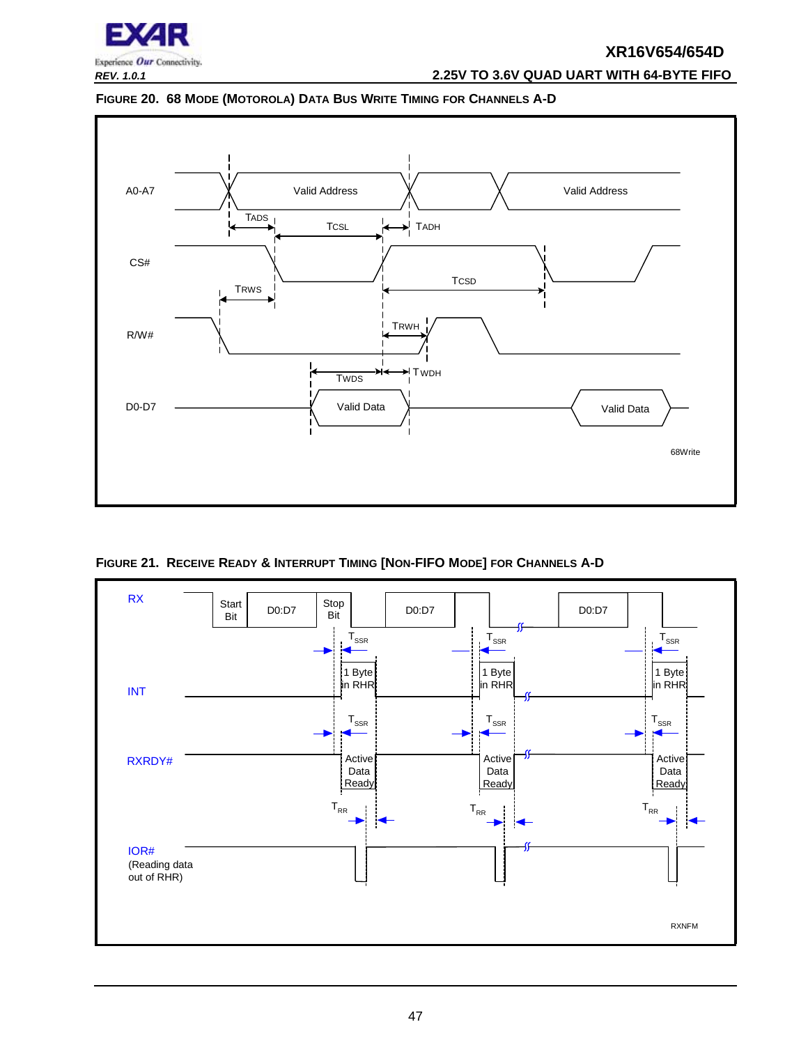**FIGURE 20. 68 MODE (MOTOROLA) DATA BUS WRITE TIMING FOR CHANNELS A-D**

A0-A7 — Valid Address — Valid Address

TADS — TCSL — TADH

CS#

TCSD

TRWS

R/W#

TRWH

TWDS — TWDH

D0-D7 — Valid Data — Valid Data

68Write

**FIGURE 21. RECEIVE READY & INTERRUPT TIMING [NON-FIFO MODE] FOR CHANNELS A-D**

RX — Start Bit — D0:D7 — Stop Bit — D0:D7 — D0:D7

$T_{SSR}$ — $T_{SSR}$ — $T_{SSR}$

INT — 1 Byte in RHR — 1 Byte in RHR — 1 Byte in RHR

$T_{SSR}$ — $T_{SSR}$ — $T_{SSR}$

RXRDY# — Active Data Ready — Active Data Ready — Active Data Ready

$T_{RR}$ — $T_{RR}$ — $T_{RR}$

IOR# (Reading data out of RHR)

RXNFM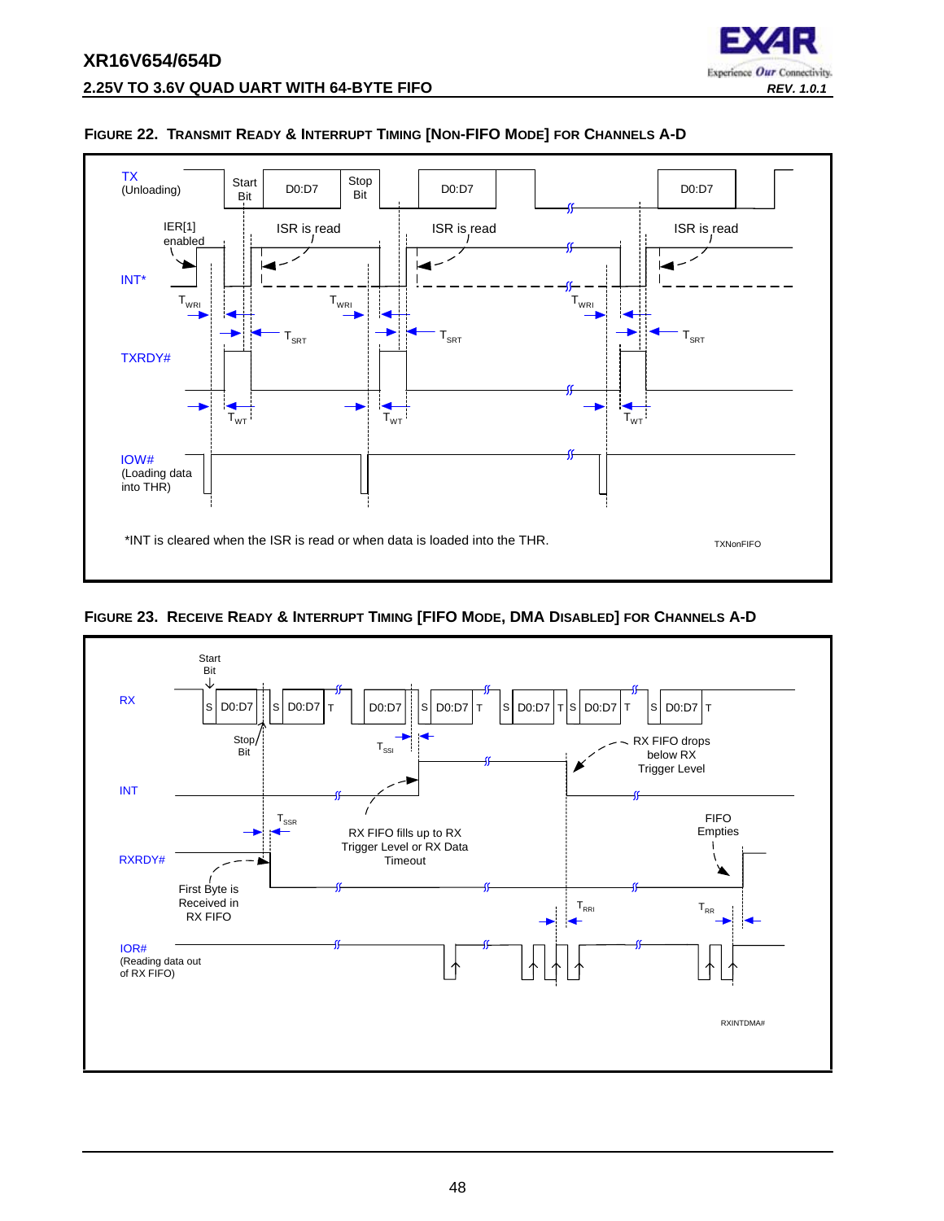**Figure 22. Transmit Ready & Interrupt Timing [Non-FIFO Mode] for Channels A-D**

TX (Unloading) — Start Bit, D0:D7, Stop Bit, D0:D7, D0:D7

IER[1] enabled — ISR is read — ISR is read — ISR is read

INT*

$T_{WRI}$ — $T_{SRT}$

TXRDY#

$T_{WT}$

IOW# (Loading data into THR)

*INT is cleared when the ISR is read or when data is loaded into the THR.

TXNonFIFO

**Figure 23. Receive Ready & Interrupt Timing [FIFO Mode, DMA Disabled] for Channels A-D**

RX — Start Bit, Stop Bit, S D0:D7 T

$T_{SSI}$

RX FIFO drops below RX Trigger Level

INT

$T_{SSR}$

RX FIFO fills up to RX Trigger Level or RX Data Timeout

FIFO Empties

RXRDY#

First Byte is Received in RX FIFO

$T_{RRI}$ — $T_{RR}$

IOR# (Reading data out of RX FIFO)

RXINTDMA#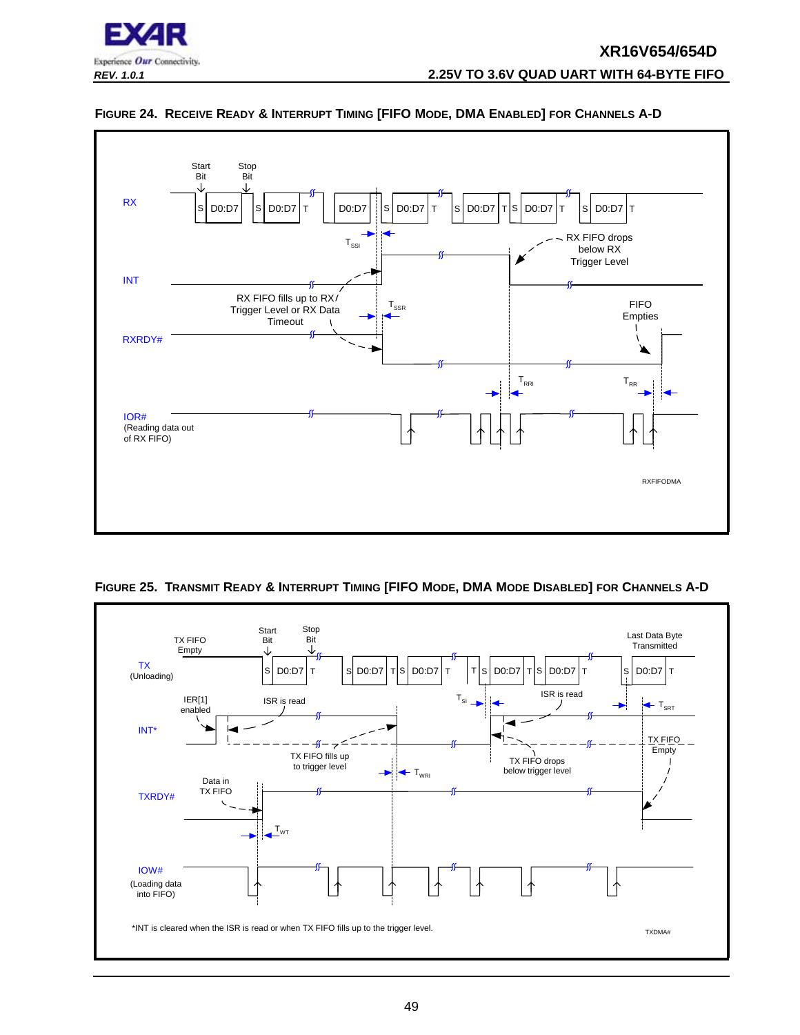FIGURE 24. RECEIVE READY & INTERRUPT TIMING [FIFO MODE, DMA ENABLED] FOR CHANNELS A-D

Start Bit | Stop Bit

RX: S D0:D7 | S D0:D7 T | D0:D7 | S D0:D7 T | S D0:D7 T S D0:D7 T | S D0:D7 T

$T_{SSI}$

RX FIFO drops below RX Trigger Level

INT

RX FIFO fills up to RX Trigger Level or RX Data Timeout

$T_{SSR}$

FIFO Empties

RXRDY#

$T_{RRI}$ | $T_{RR}$

IOR# (Reading data out of RX FIFO)

RXFIFODMA

FIGURE 25. TRANSMIT READY & INTERRUPT TIMING [FIFO MODE, DMA MODE DISABLED] FOR CHANNELS A-D

TX FIFO Empty | Start Bit | Stop Bit | Last Data Byte Transmitted

TX (Unloading): S D0:D7 T | S D0:D7 T S D0:D7 T | T S D0:D7 T S D0:D7 T | S D0:D7 T

IER[1] enabled | ISR is read | $T_{SI}$ | ISR is read | $T_{SRT}$

INT*

TX FIFO fills up to trigger level | $T_{WRI}$ | TX FIFO drops below trigger level | TX FIFO Empty

Data in TX FIFO

TXRDY#

$T_{WT}$

IOW# (Loading data into FIFO)

*INT is cleared when the ISR is read or when TX FIFO fills up to the trigger level.

TXDMA#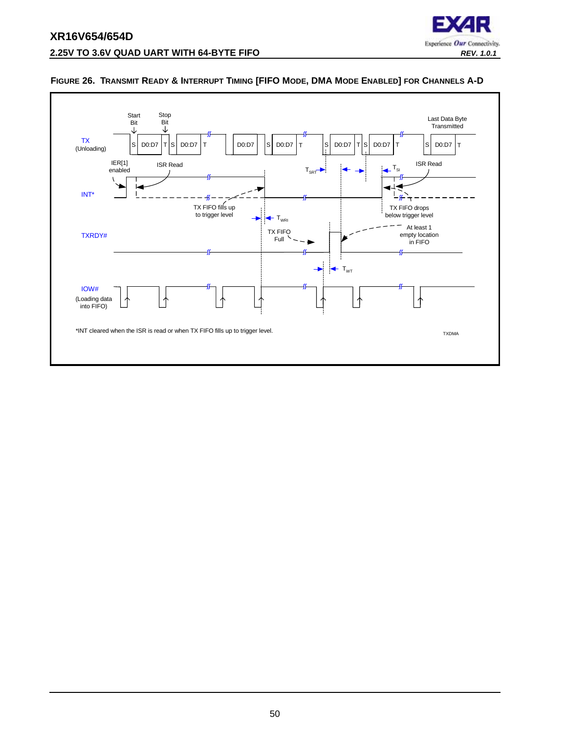**FIGURE 26. TRANSMIT READY & INTERRUPT TIMING [FIFO MODE, DMA MODE ENABLED] FOR CHANNELS A-D**

Start Bit

Stop Bit

Last Data Byte Transmitted

TX (Unloading)

S D0:D7 T S D0:D7 T D0:D7 S D0:D7 T S D0:D7 T S D0:D7 T S D0:D7 T

IER[1] enabled

ISR Read

$T_{SRT}$

$T_{SI}$

ISR Read

INT*

TX FIFO fills up to trigger level

TX FIFO drops below trigger level

$T_{WRI}$

TXRDY#

TX FIFO Full

At least 1 empty location in FIFO

$T_{WT}$

IOW# (Loading data into FIFO)

*INT cleared when the ISR is read or when TX FIFO fills up to trigger level.

TXDMA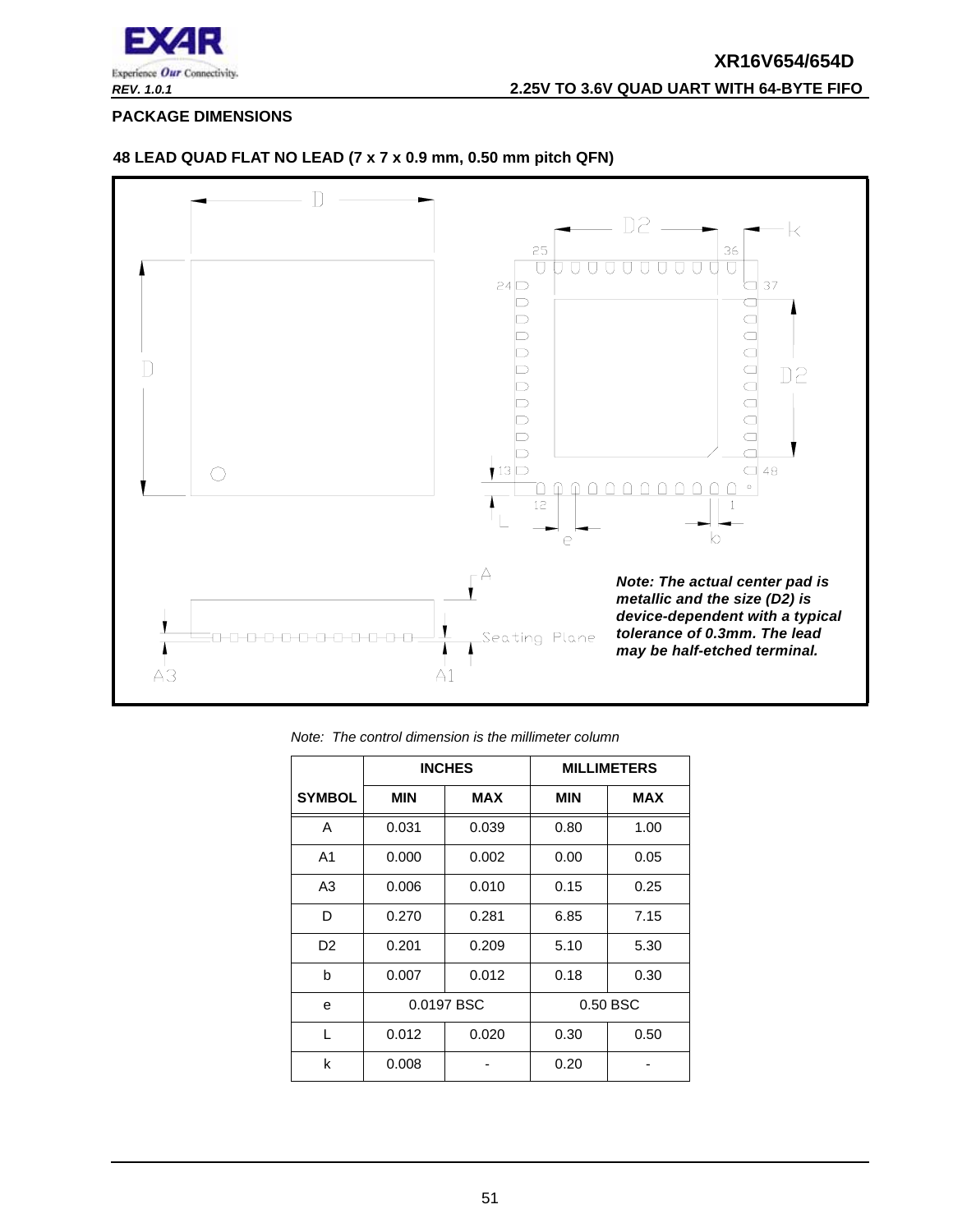## PACKAGE DIMENSIONS

### 48 LEAD QUAD FLAT NO LEAD (7 x 7 x 0.9 mm, 0.50 mm pitch QFN)

***Note: The actual center pad is metallic and the size (D2) is device-dependent with a typical tolerance of 0.3mm. The lead may be half-etched terminal.***

*Note: The control dimension is the millimeter column*

| | INCHES | | MILLIMETERS | |
|---|---|---|---|---|
| SYMBOL | MIN | MAX | MIN | MAX |
| A | 0.031 | 0.039 | 0.80 | 1.00 |
| A1 | 0.000 | 0.002 | 0.00 | 0.05 |
| A3 | 0.006 | 0.010 | 0.15 | 0.25 |
| D | 0.270 | 0.281 | 6.85 | 7.15 |
| D2 | 0.201 | 0.209 | 5.10 | 5.30 |
| b | 0.007 | 0.012 | 0.18 | 0.30 |
| e | 0.0197 BSC | | 0.50 BSC | |
| L | 0.012 | 0.020 | 0.30 | 0.50 |
| k | 0.008 | - | 0.20 | - |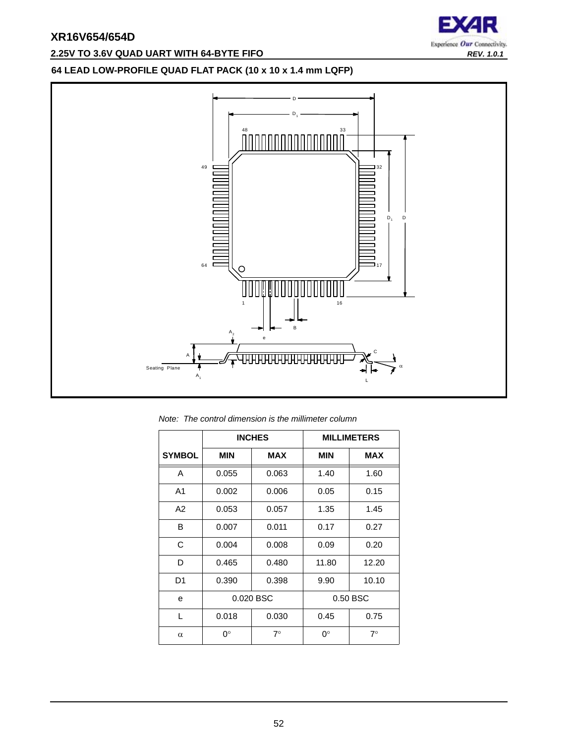## 64 LEAD LOW-PROFILE QUAD FLAT PACK (10 x 10 x 1.4 mm LQFP)

*Note: The control dimension is the millimeter column*

| | INCHES | | MILLIMETERS | |
|---|---|---|---|---|
| **SYMBOL** | **MIN** | **MAX** | **MIN** | **MAX** |
| A | 0.055 | 0.063 | 1.40 | 1.60 |
| A1 | 0.002 | 0.006 | 0.05 | 0.15 |
| A2 | 0.053 | 0.057 | 1.35 | 1.45 |
| B | 0.007 | 0.011 | 0.17 | 0.27 |
| C | 0.004 | 0.008 | 0.09 | 0.20 |
| D | 0.465 | 0.480 | 11.80 | 12.20 |
| D1 | 0.390 | 0.398 | 9.90 | 10.10 |
| e | 0.020 BSC | | 0.50 BSC | |
| L | 0.018 | 0.030 | 0.45 | 0.75 |
| $\alpha$ | 0° | 7° | 0° | 7° |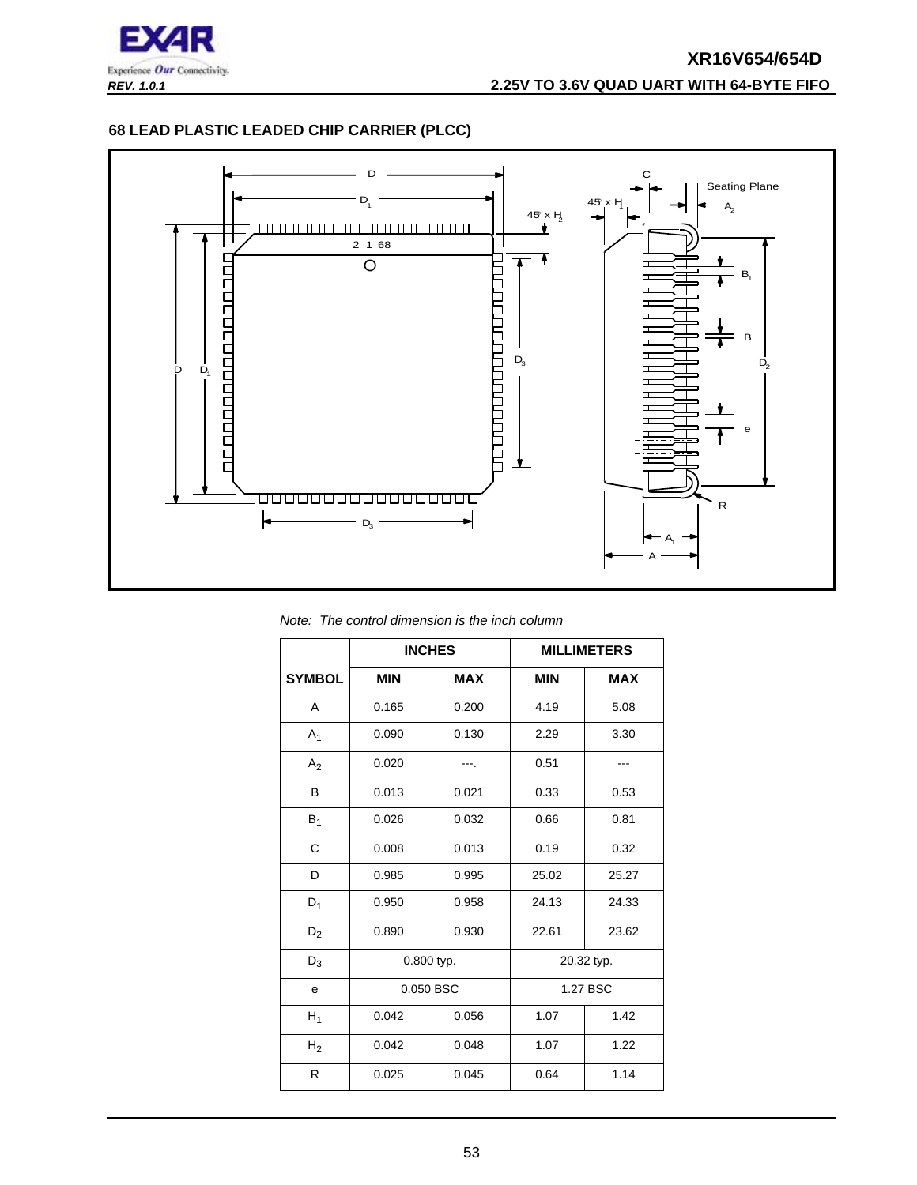## 68 LEAD PLASTIC LEADED CHIP CARRIER (PLCC)

*Note: The control dimension is the inch column*

| SYMBOL | INCHES | | MILLIMETERS | |
|---|---|---|---|---|
| | MIN | MAX | MIN | MAX |
| A | 0.165 | 0.200 | 4.19 | 5.08 |
| $A_1$ | 0.090 | 0.130 | 2.29 | 3.30 |
| $A_2$ | 0.020 | ---. | 0.51 | --- |
| B | 0.013 | 0.021 | 0.33 | 0.53 |
| $B_1$ | 0.026 | 0.032 | 0.66 | 0.81 |
| C | 0.008 | 0.013 | 0.19 | 0.32 |
| D | 0.985 | 0.995 | 25.02 | 25.27 |
| $D_1$ | 0.950 | 0.958 | 24.13 | 24.33 |
| $D_2$ | 0.890 | 0.930 | 22.61 | 23.62 |
| $D_3$ | 0.800 typ. | | 20.32 typ. | |
| e | 0.050 BSC | | 1.27 BSC | |
| $H_1$ | 0.042 | 0.056 | 1.07 | 1.42 |
| $H_2$ | 0.042 | 0.048 | 1.07 | 1.22 |
| R | 0.025 | 0.045 | 0.64 | 1.14 |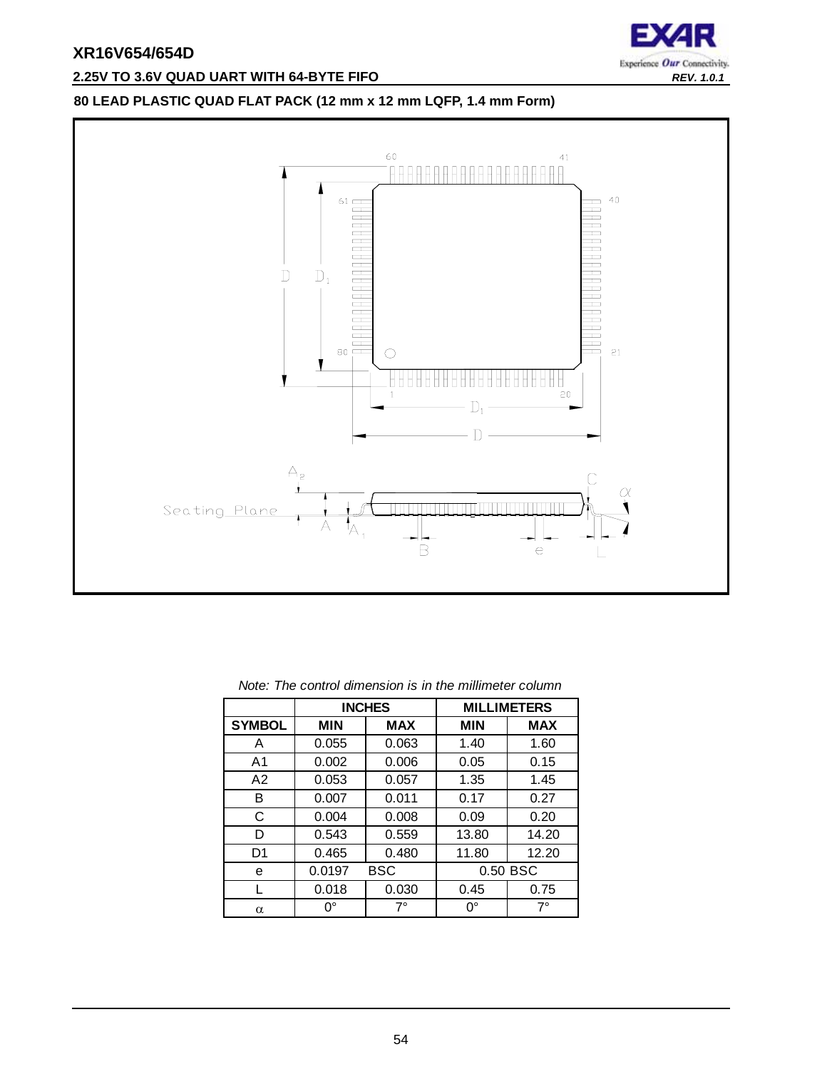## 80 LEAD PLASTIC QUAD FLAT PACK (12 mm x 12 mm LQFP, 1.4 mm Form)

*Note: The control dimension is in the millimeter column*

| | INCHES | | MILLIMETERS | |
|---|---|---|---|---|
| SYMBOL | MIN | MAX | MIN | MAX |
| A | 0.055 | 0.063 | 1.40 | 1.60 |
| A1 | 0.002 | 0.006 | 0.05 | 0.15 |
| A2 | 0.053 | 0.057 | 1.35 | 1.45 |
| B | 0.007 | 0.011 | 0.17 | 0.27 |
| C | 0.004 | 0.008 | 0.09 | 0.20 |
| D | 0.543 | 0.559 | 13.80 | 14.20 |
| D1 | 0.465 | 0.480 | 11.80 | 12.20 |
| e | 0.0197 BSC | | 0.50 BSC | |
| L | 0.018 | 0.030 | 0.45 | 0.75 |
| $\alpha$ | 0° | 7° | 0° | 7° |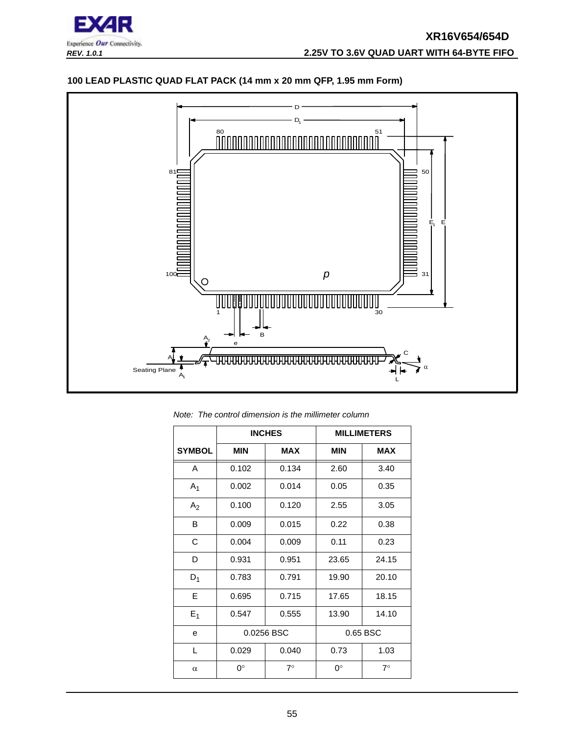### 100 LEAD PLASTIC QUAD FLAT PACK (14 mm x 20 mm QFP, 1.95 mm Form)

*Note: The control dimension is the millimeter column*

| | INCHES | | MILLIMETERS | |
|---|---|---|---|---|
| **SYMBOL** | **MIN** | **MAX** | **MIN** | **MAX** |
| A | 0.102 | 0.134 | 2.60 | 3.40 |
| $A_1$ | 0.002 | 0.014 | 0.05 | 0.35 |
| $A_2$ | 0.100 | 0.120 | 2.55 | 3.05 |
| B | 0.009 | 0.015 | 0.22 | 0.38 |
| C | 0.004 | 0.009 | 0.11 | 0.23 |
| D | 0.931 | 0.951 | 23.65 | 24.15 |
| $D_1$ | 0.783 | 0.791 | 19.90 | 20.10 |
| E | 0.695 | 0.715 | 17.65 | 18.15 |
| $E_1$ | 0.547 | 0.555 | 13.90 | 14.10 |
| e | 0.0256 BSC | | 0.65 BSC | |
| L | 0.029 | 0.040 | 0.73 | 1.03 |
| $\alpha$ | 0° | 7° | 0° | 7° |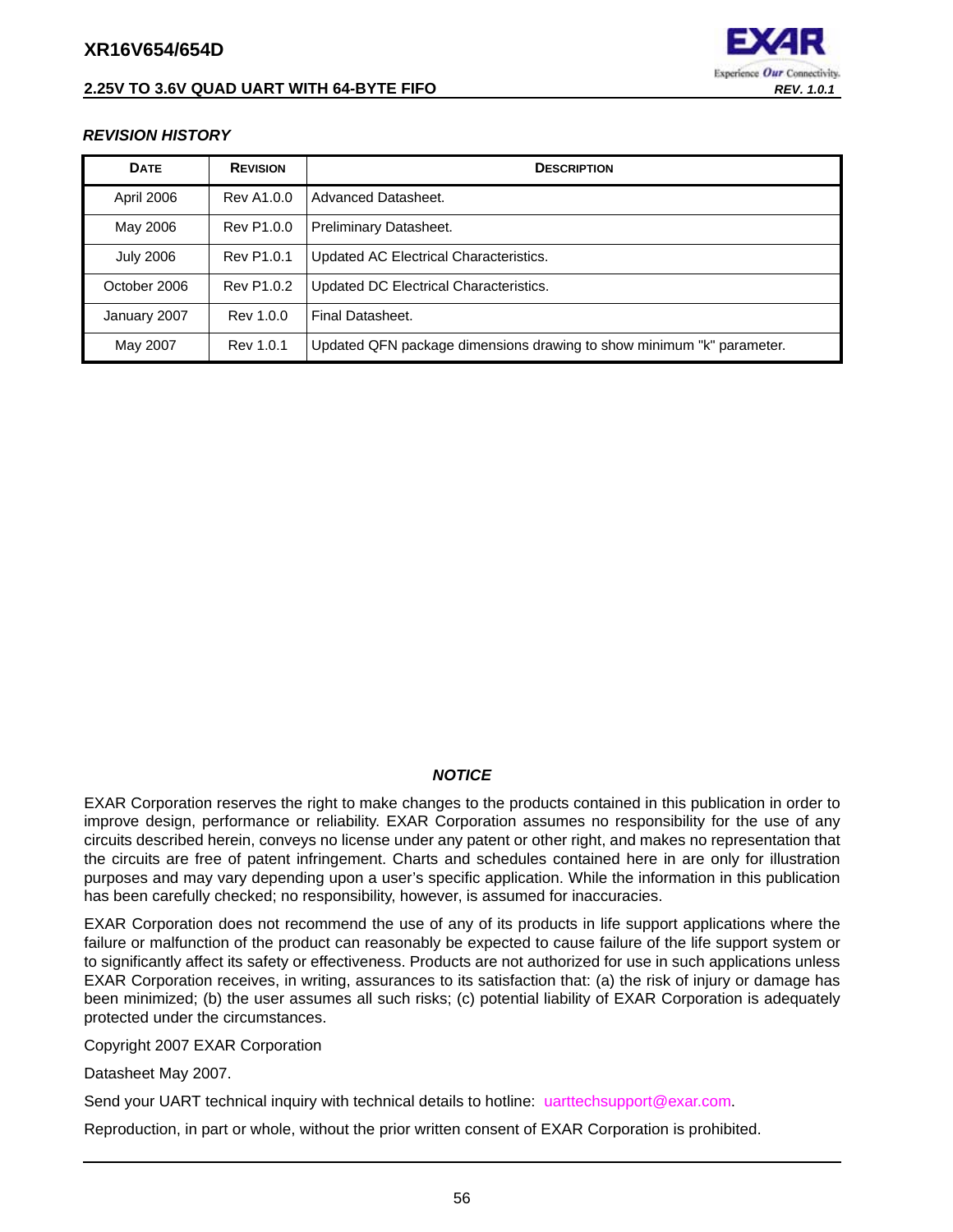### *REVISION HISTORY*

| DATE | REVISION | DESCRIPTION |
|---|---|---|
| April 2006 | Rev A1.0.0 | Advanced Datasheet. |
| May 2006 | Rev P1.0.0 | Preliminary Datasheet. |
| July 2006 | Rev P1.0.1 | Updated AC Electrical Characteristics. |
| October 2006 | Rev P1.0.2 | Updated DC Electrical Characteristics. |
| January 2007 | Rev 1.0.0 | Final Datasheet. |
| May 2007 | Rev 1.0.1 | Updated QFN package dimensions drawing to show minimum "k" parameter. |

### *NOTICE*

EXAR Corporation reserves the right to make changes to the products contained in this publication in order to improve design, performance or reliability. EXAR Corporation assumes no responsibility for the use of any circuits described herein, conveys no license under any patent or other right, and makes no representation that the circuits are free of patent infringement. Charts and schedules contained here in are only for illustration purposes and may vary depending upon a user's specific application. While the information in this publication has been carefully checked; no responsibility, however, is assumed for inaccuracies.

EXAR Corporation does not recommend the use of any of its products in life support applications where the failure or malfunction of the product can reasonably be expected to cause failure of the life support system or to significantly affect its safety or effectiveness. Products are not authorized for use in such applications unless EXAR Corporation receives, in writing, assurances to its satisfaction that: (a) the risk of injury or damage has been minimized; (b) the user assumes all such risks; (c) potential liability of EXAR Corporation is adequately protected under the circumstances.

Copyright 2007 EXAR Corporation

Datasheet May 2007.

Send your UART technical inquiry with technical details to hotline: uarttechsupport@exar.com.

Reproduction, in part or whole, without the prior written consent of EXAR Corporation is prohibited.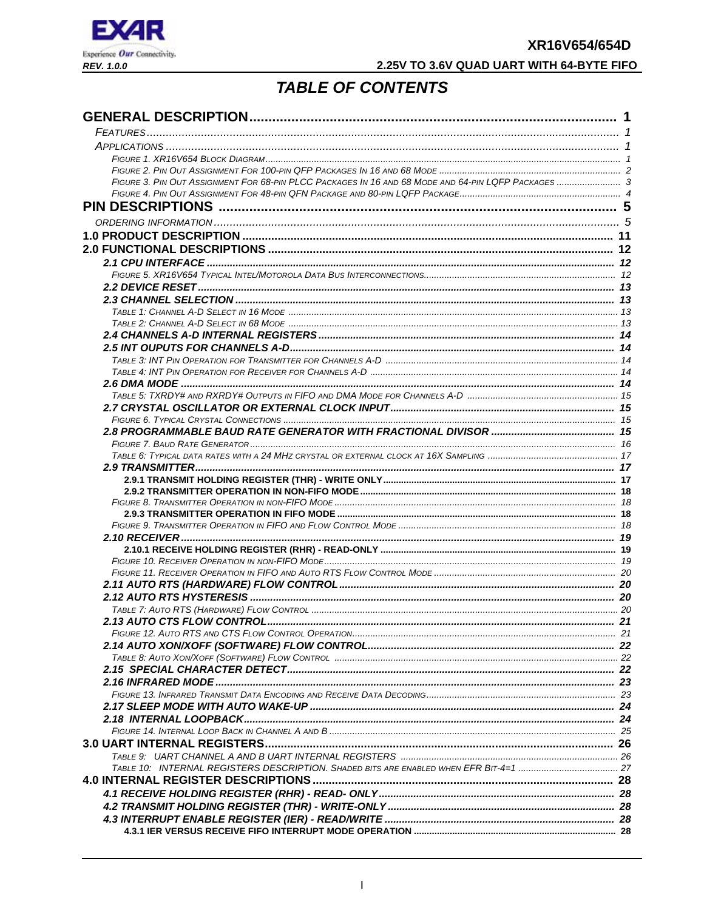# TABLE OF CONTENTS

**GENERAL DESCRIPTION** ........ 1
- *Features* ........ 1
- *Applications* ........ 1
- *Figure 1. XR16V654 Block Diagram* ........ 1
- *Figure 2. Pin Out Assignment For 100-pin QFP Packages In 16 and 68 Mode* ........ 2
- *Figure 3. Pin Out Assignment For 68-pin PLCC Packages In 16 and 68 Mode and 64-pin LQFP Packages* ........ 3
- *Figure 4. Pin Out Assignment For 48-pin QFN Package and 80-pin LQFP Package* ........ 4

**PIN DESCRIPTIONS** ........ 5
- *Ordering Information* ........ 5

**1.0 PRODUCT DESCRIPTION** ........ 11

**2.0 FUNCTIONAL DESCRIPTIONS** ........ 12
- ***2.1 CPU INTERFACE*** ........ 12
- *Figure 5. XR16V654 Typical Intel/Motorola Data Bus Interconnections* ........ 12
- ***2.2 DEVICE RESET*** ........ 13
- ***2.3 CHANNEL SELECTION*** ........ 13
- *Table 1: Channel A-D Select in 16 Mode* ........ 13
- *Table 2: Channel A-D Select in 68 Mode* ........ 13
- ***2.4 CHANNELS A-D INTERNAL REGISTERS*** ........ 14
- ***2.5 INT OUPUTS FOR CHANNELS A-D*** ........ 14
- *Table 3: INT Pin Operation for Transmitter for Channels A-D* ........ 14
- *Table 4: INT Pin Operation for Receiver for Channels A-D* ........ 14
- ***2.6 DMA MODE*** ........ 14
- *Table 5: TXRDY# and RXRDY# Outputs in FIFO and DMA Mode for Channels A-D* ........ 15
- ***2.7 CRYSTAL OSCILLATOR OR EXTERNAL CLOCK INPUT*** ........ 15
- *Figure 6. Typical Crystal Connections* ........ 15
- ***2.8 PROGRAMMABLE BAUD RATE GENERATOR WITH FRACTIONAL DIVISOR*** ........ 15
- *Figure 7. Baud Rate Generator* ........ 16
- *Table 6: Typical data rates with a 24 MHz crystal or external clock at 16X Sampling* ........ 17
- ***2.9 TRANSMITTER*** ........ 17
  - **2.9.1 TRANSMIT HOLDING REGISTER (THR) - WRITE ONLY** ........ 17
  - **2.9.2 TRANSMITTER OPERATION IN NON-FIFO MODE** ........ 18
  - *Figure 8. Transmitter Operation in non-FIFO Mode* ........ 18
  - **2.9.3 TRANSMITTER OPERATION IN FIFO MODE** ........ 18
  - *Figure 9. Transmitter Operation in FIFO and Flow Control Mode* ........ 18
- ***2.10 RECEIVER*** ........ 19
  - **2.10.1 RECEIVE HOLDING REGISTER (RHR) - READ-ONLY** ........ 19
  - *Figure 10. Receiver Operation in non-FIFO Mode* ........ 19
  - *Figure 11. Receiver Operation in FIFO and Auto RTS Flow Control Mode* ........ 20
- ***2.11 AUTO RTS (HARDWARE) FLOW CONTROL*** ........ 20
- ***2.12 AUTO RTS HYSTERESIS*** ........ 20
- *Table 7: Auto RTS (Hardware) Flow Control* ........ 20
- ***2.13 AUTO CTS FLOW CONTROL*** ........ 21
- *Figure 12. Auto RTS and CTS Flow Control Operation* ........ 21
- ***2.14 AUTO XON/XOFF (SOFTWARE) FLOW CONTROL*** ........ 22
- *Table 8: Auto Xon/Xoff (Software) Flow Control* ........ 22
- ***2.15 SPECIAL CHARACTER DETECT*** ........ 22
- ***2.16 INFRARED MODE*** ........ 23
- *Figure 13. Infrared Transmit Data Encoding and Receive Data Decoding* ........ 23
- ***2.17 SLEEP MODE WITH AUTO WAKE-UP*** ........ 24
- ***2.18 INTERNAL LOOPBACK*** ........ 24
- *Figure 14. Internal Loop Back in Channel A and B* ........ 25

**3.0 UART INTERNAL REGISTERS** ........ 26
- *Table 9: UART CHANNEL A AND B UART INTERNAL REGISTERS* ........ 26
- *Table 10: INTERNAL REGISTERS DESCRIPTION. Shaded bits are enabled when EFR Bit-4=1* ........ 27

**4.0 INTERNAL REGISTER DESCRIPTIONS** ........ 28
- ***4.1 RECEIVE HOLDING REGISTER (RHR) - READ- ONLY*** ........ 28
- ***4.2 TRANSMIT HOLDING REGISTER (THR) - WRITE-ONLY*** ........ 28
- ***4.3 INTERRUPT ENABLE REGISTER (IER) - READ/WRITE*** ........ 28
  - **4.3.1 IER VERSUS RECEIVE FIFO INTERRUPT MODE OPERATION** ........ 28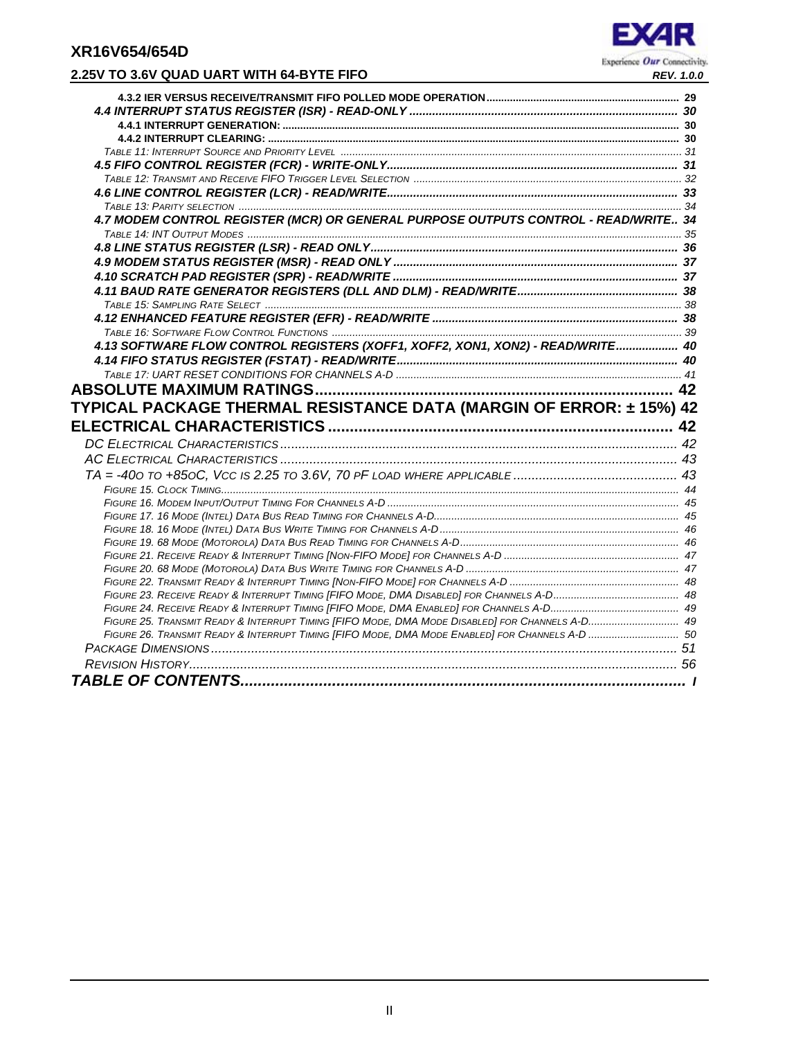4.3.2 IER VERSUS RECEIVE/TRANSMIT FIFO POLLED MODE OPERATION ........ 29
4.4 INTERRUPT STATUS REGISTER (ISR) - READ-ONLY ........ 30
4.4.1 INTERRUPT GENERATION: ........ 30
4.4.2 INTERRUPT CLEARING: ........ 30
TABLE 11: INTERRUPT SOURCE AND PRIORITY LEVEL ........ 31
4.5 FIFO CONTROL REGISTER (FCR) - WRITE-ONLY ........ 31
TABLE 12: TRANSMIT AND RECEIVE FIFO TRIGGER LEVEL SELECTION ........ 32
4.6 LINE CONTROL REGISTER (LCR) - READ/WRITE ........ 33
TABLE 13: PARITY SELECTION ........ 34
4.7 MODEM CONTROL REGISTER (MCR) OR GENERAL PURPOSE OUTPUTS CONTROL - READ/WRITE.. 34
TABLE 14: INT OUTPUT MODES ........ 35
4.8 LINE STATUS REGISTER (LSR) - READ ONLY ........ 36
4.9 MODEM STATUS REGISTER (MSR) - READ ONLY ........ 37
4.10 SCRATCH PAD REGISTER (SPR) - READ/WRITE ........ 37
4.11 BAUD RATE GENERATOR REGISTERS (DLL AND DLM) - READ/WRITE ........ 38
TABLE 15: SAMPLING RATE SELECT ........ 38
4.12 ENHANCED FEATURE REGISTER (EFR) - READ/WRITE ........ 38
TABLE 16: SOFTWARE FLOW CONTROL FUNCTIONS ........ 39
4.13 SOFTWARE FLOW CONTROL REGISTERS (XOFF1, XOFF2, XON1, XON2) - READ/WRITE ........ 40
4.14 FIFO STATUS REGISTER (FSTAT) - READ/WRITE ........ 40
TABLE 17: UART RESET CONDITIONS FOR CHANNELS A-D ........ 41

**ABSOLUTE MAXIMUM RATINGS ........ 42**

**TYPICAL PACKAGE THERMAL RESISTANCE DATA (MARGIN OF ERROR: ± 15%) 42**

**ELECTRICAL CHARACTERISTICS ........ 42**

DC ELECTRICAL CHARACTERISTICS ........ 42
AC ELECTRICAL CHARACTERISTICS ........ 43
TA = -40O TO +85OC, VCC IS 2.25 TO 3.6V, 70 PF LOAD WHERE APPLICABLE ........ 43
FIGURE 15. CLOCK TIMING ........ 44
FIGURE 16. MODEM INPUT/OUTPUT TIMING FOR CHANNELS A-D ........ 45
FIGURE 17. 16 MODE (INTEL) DATA BUS READ TIMING FOR CHANNELS A-D ........ 45
FIGURE 18. 16 MODE (INTEL) DATA BUS WRITE TIMING FOR CHANNELS A-D ........ 46
FIGURE 19. 68 MODE (MOTOROLA) DATA BUS READ TIMING FOR CHANNELS A-D ........ 46
FIGURE 21. RECEIVE READY & INTERRUPT TIMING [NON-FIFO MODE] FOR CHANNELS A-D ........ 47
FIGURE 20. 68 MODE (MOTOROLA) DATA BUS WRITE TIMING FOR CHANNELS A-D ........ 47
FIGURE 22. TRANSMIT READY & INTERRUPT TIMING [NON-FIFO MODE] FOR CHANNELS A-D ........ 48
FIGURE 23. RECEIVE READY & INTERRUPT TIMING [FIFO MODE, DMA DISABLED] FOR CHANNELS A-D ........ 48
FIGURE 24. RECEIVE READY & INTERRUPT TIMING [FIFO MODE, DMA ENABLED] FOR CHANNELS A-D ........ 49
FIGURE 25. TRANSMIT READY & INTERRUPT TIMING [FIFO MODE, DMA MODE DISABLED] FOR CHANNELS A-D ........ 49
FIGURE 26. TRANSMIT READY & INTERRUPT TIMING [FIFO MODE, DMA MODE ENABLED] FOR CHANNELS A-D ........ 50
PACKAGE DIMENSIONS ........ 51
REVISION HISTORY ........ 56

***TABLE OF CONTENTS ........ I***